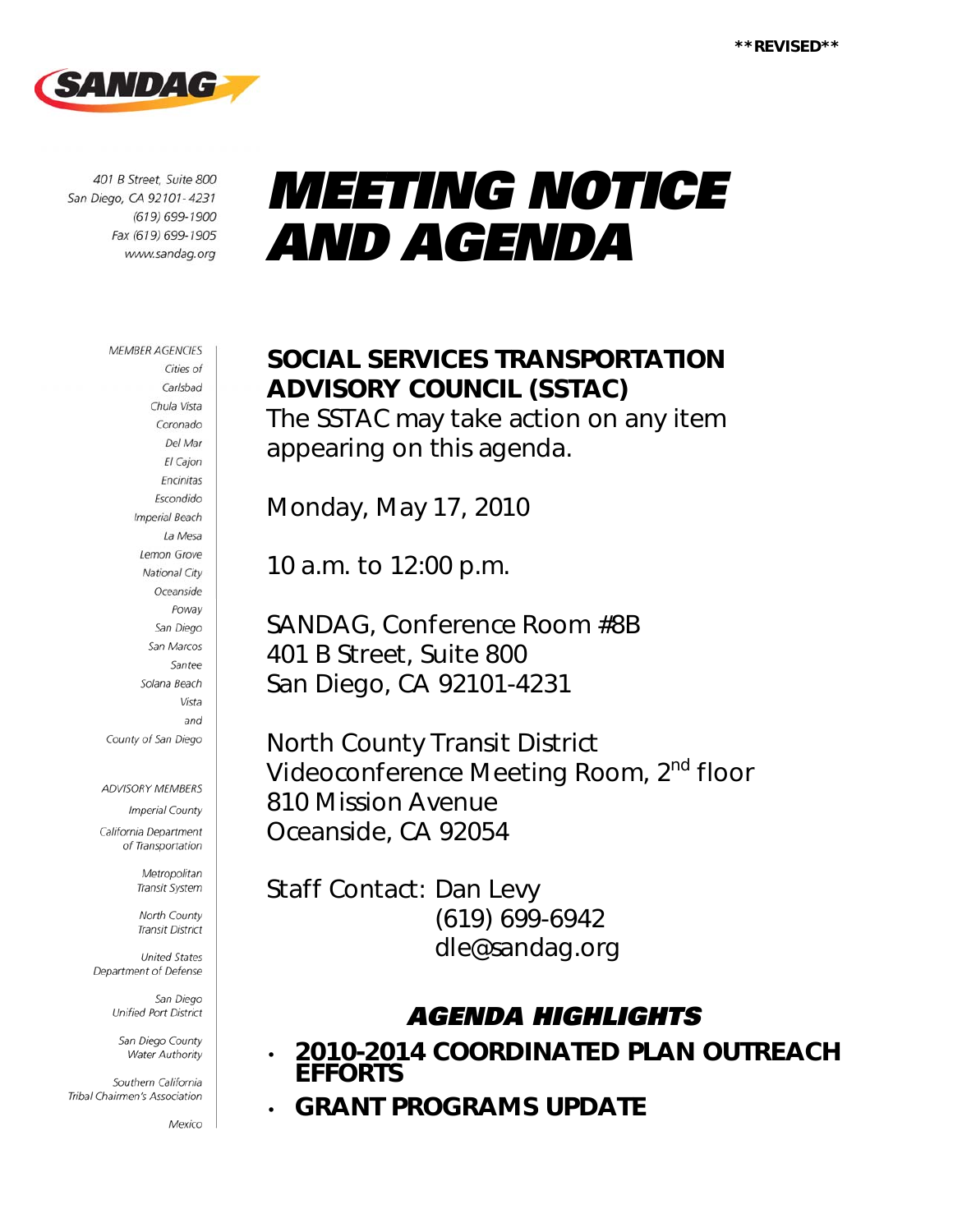**REVISED**

SANDAG

401 B Street, Suite 800
San Diego, CA 92101-4231
(619) 699-1900
Fax (619) 699-1905
www.sandag.org

# MEETING NOTICE AND AGENDA

MEMBER AGENCIES
Cities of
Carlsbad
Chula Vista
Coronado
Del Mar
El Cajon
Encinitas
Escondido
Imperial Beach
La Mesa
Lemon Grove
National City
Oceanside
Poway
San Diego
San Marcos
Santee
Solana Beach
Vista
and
County of San Diego

ADVISORY MEMBERS
Imperial County
California Department of Transportation
Metropolitan Transit System
North County Transit District
United States Department of Defense
San Diego Unified Port District
San Diego County Water Authority
Southern California Tribal Chairmen's Association
Mexico

## SOCIAL SERVICES TRANSPORTATION ADVISORY COUNCIL (SSTAC)

The SSTAC may take action on any item appearing on this agenda.

Monday, May 17, 2010

10 a.m. to 12:00 p.m.

SANDAG, Conference Room #8B
401 B Street, Suite 800
San Diego, CA 92101-4231

North County Transit District
Videoconference Meeting Room, 2nd floor
810 Mission Avenue
Oceanside, CA 92054

Staff Contact: Dan Levy
(619) 699-6942
dle@sandag.org

### AGENDA HIGHLIGHTS

- **2010-2014 COORDINATED PLAN OUTREACH EFFORTS**
- **GRANT PROGRAMS UPDATE**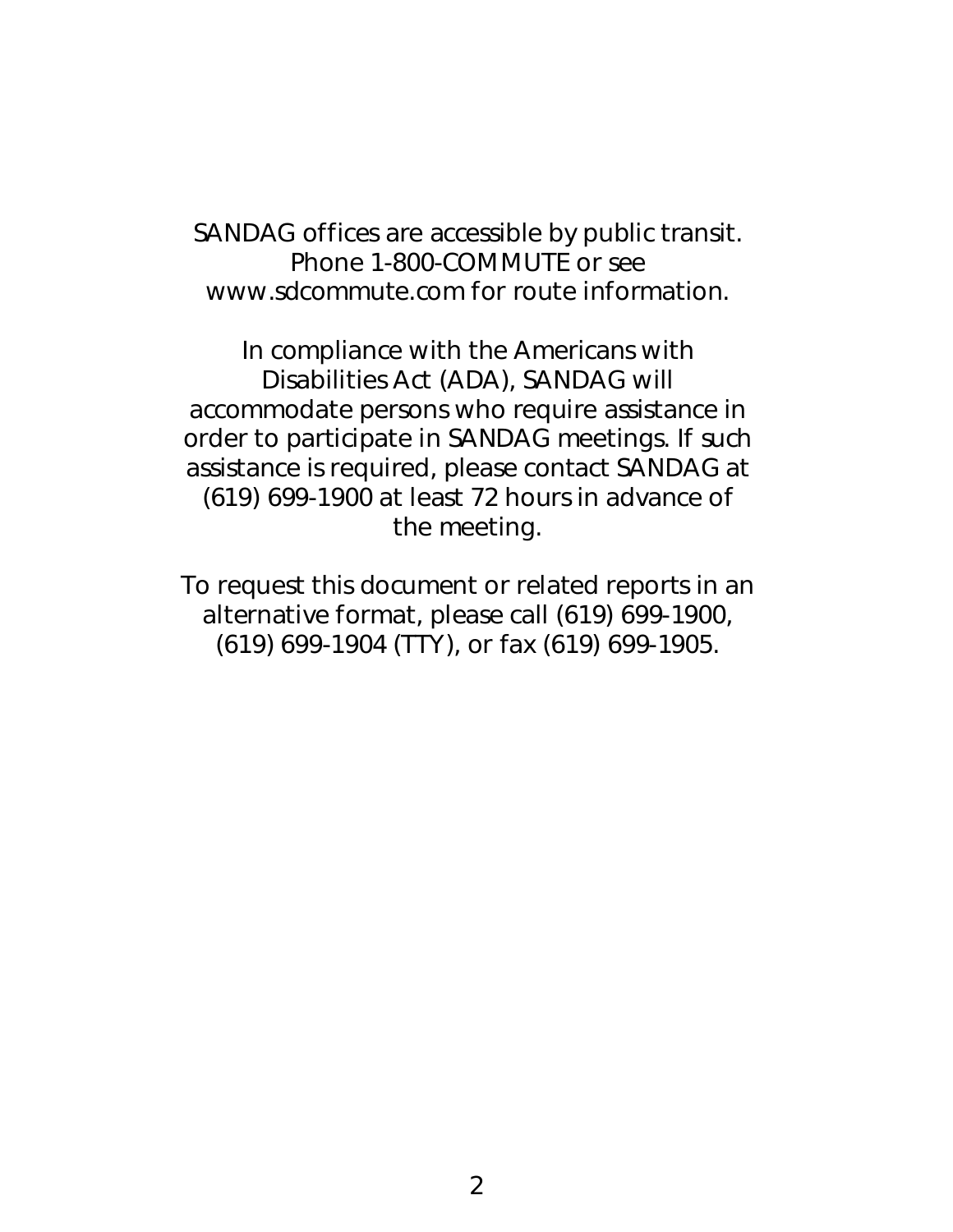SANDAG offices are accessible by public transit. Phone 1-800-COMMUTE or see www.sdcommute.com for route information.

In compliance with the Americans with Disabilities Act (ADA), SANDAG will accommodate persons who require assistance in order to participate in SANDAG meetings. If such assistance is required, please contact SANDAG at (619) 699-1900 at least 72 hours in advance of the meeting.

To request this document or related reports in an alternative format, please call (619) 699-1900, (619) 699-1904 (TTY), or fax (619) 699-1905.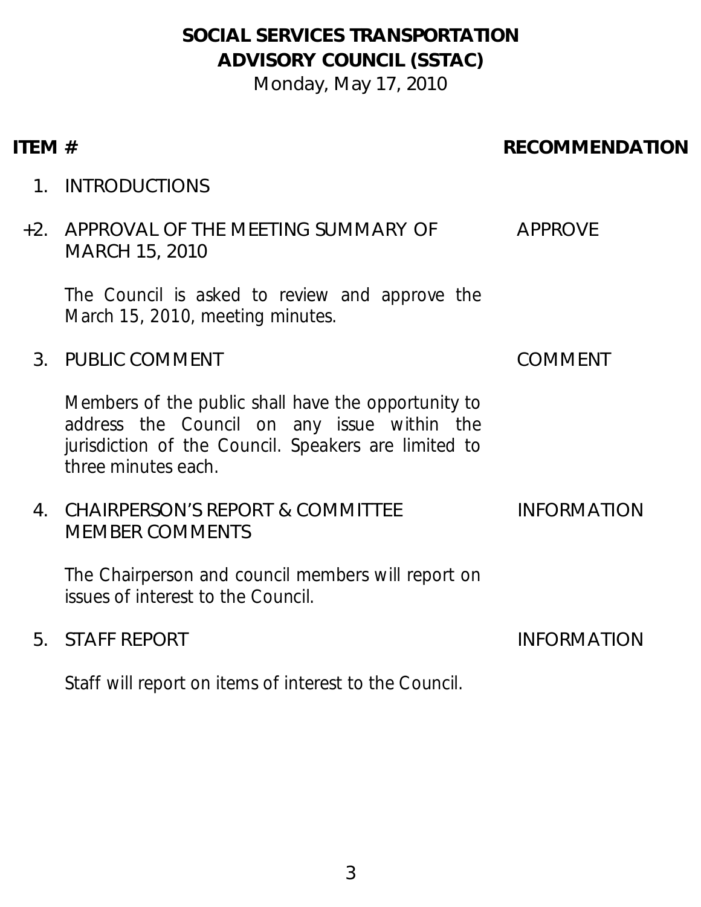# SOCIAL SERVICES TRANSPORTATION ADVISORY COUNCIL (SSTAC)

Monday, May 17, 2010

| ITEM # | | RECOMMENDATION |
|---|---|---|
| 1. | INTRODUCTIONS | |
| +2. | APPROVAL OF THE MEETING SUMMARY OF MARCH 15, 2010<br><br>*The Council is asked to review and approve the March 15, 2010, meeting minutes.* | APPROVE |
| 3. | PUBLIC COMMENT<br><br>*Members of the public shall have the opportunity to address the Council on any issue within the jurisdiction of the Council. Speakers are limited to three minutes each.* | COMMENT |
| 4. | CHAIRPERSON'S REPORT & COMMITTEE MEMBER COMMENTS<br><br>*The Chairperson and council members will report on issues of interest to the Council.* | INFORMATION |
| 5. | STAFF REPORT<br><br>*Staff will report on items of interest to the Council.* | INFORMATION |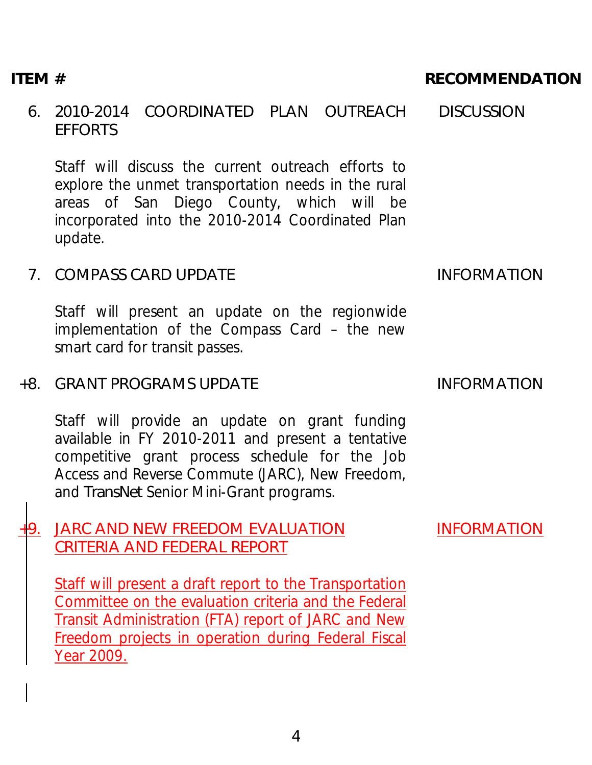| ITEM # | | RECOMMENDATION |
|---|---|---|
| 6. | 2010-2014 COORDINATED PLAN OUTREACH EFFORTS | DISCUSSION |
| | Staff will discuss the current outreach efforts to explore the unmet transportation needs in the rural areas of San Diego County, which will be incorporated into the 2010-2014 Coordinated Plan update. | |
| 7. | COMPASS CARD UPDATE | INFORMATION |
| | Staff will present an update on the regionwide implementation of the Compass Card – the new smart card for transit passes. | |
| +8. | GRANT PROGRAMS UPDATE | INFORMATION |
| | Staff will provide an update on grant funding available in FY 2010-2011 and present a tentative competitive grant process schedule for the Job Access and Reverse Commute (JARC), New Freedom, and *TransNet* Senior Mini-Grant programs. | |
| +9. | JARC AND NEW FREEDOM EVALUATION CRITERIA AND FEDERAL REPORT | INFORMATION |
| | Staff will present a draft report to the Transportation Committee on the evaluation criteria and the Federal Transit Administration (FTA) report of JARC and New Freedom projects in operation during Federal Fiscal Year 2009. | |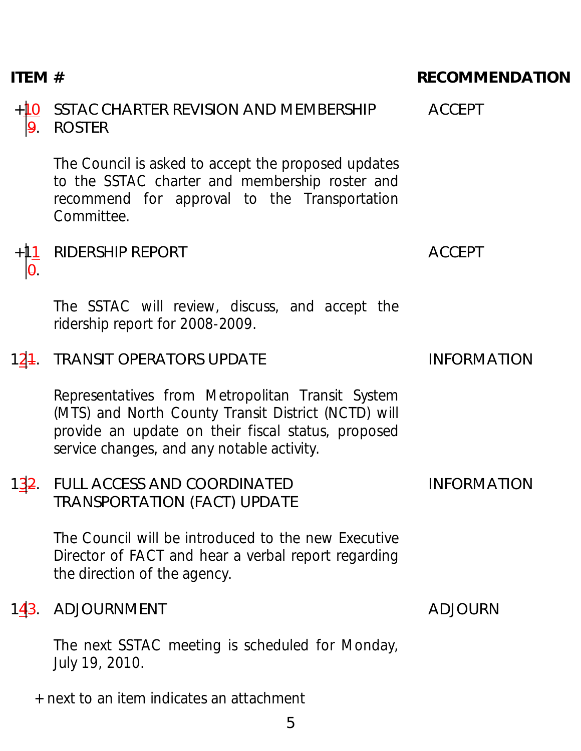| ITEM # | | RECOMMENDATION |
|---|---|---|
| +10 ~~9~~. | SSTAC CHARTER REVISION AND MEMBERSHIP ROSTER<br><br>The Council is asked to accept the proposed updates to the SSTAC charter and membership roster and recommend for approval to the Transportation Committee. | ACCEPT |
| +11 ~~0~~. | RIDERSHIP REPORT<br><br>The SSTAC will review, discuss, and accept the ridership report for 2008-2009. | ACCEPT |
| 12 ~~1~~. | TRANSIT OPERATORS UPDATE<br><br>Representatives from Metropolitan Transit System (MTS) and North County Transit District (NCTD) will provide an update on their fiscal status, proposed service changes, and any notable activity. | INFORMATION |
| 13 ~~2~~. | FULL ACCESS AND COORDINATED TRANSPORTATION (FACT) UPDATE<br><br>The Council will be introduced to the new Executive Director of FACT and hear a verbal report regarding the direction of the agency. | INFORMATION |
| 14 ~~3~~. | ADJOURNMENT<br><br>The next SSTAC meeting is scheduled for Monday, July 19, 2010. | ADJOURN |

\+ next to an item indicates an attachment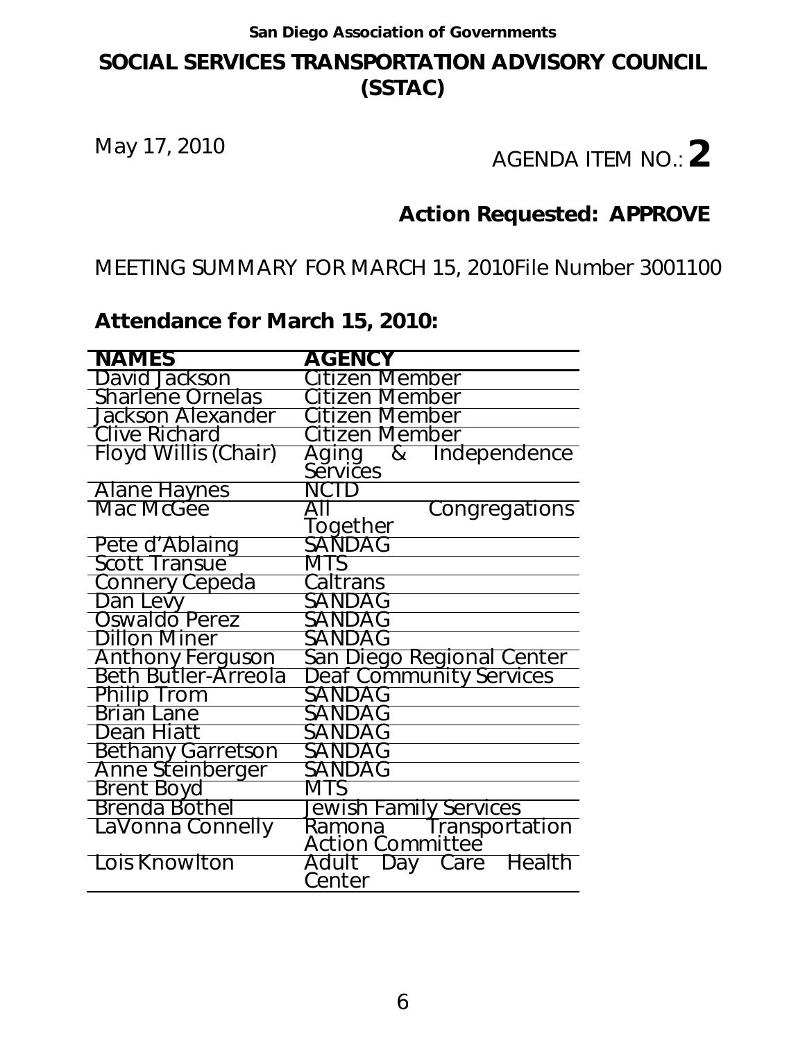San Diego Association of Governments

# SOCIAL SERVICES TRANSPORTATION ADVISORY COUNCIL (SSTAC)

May 17, 2010

AGENDA ITEM NO.: **2**

**Action Requested: APPROVE**

MEETING SUMMARY FOR MARCH 15, 2010File Number 3001100

**Attendance for March 15, 2010:**

| NAMES | AGENCY |
|---|---|
| David Jackson | Citizen Member |
| Sharlene Ornelas | Citizen Member |
| Jackson Alexander | Citizen Member |
| Clive Richard | Citizen Member |
| Floyd Willis (Chair) | Aging & Independence Services |
| Alane Haynes | NCTD |
| Mac McGee | All Congregations Together |
| Pete d'Ablaing | SANDAG |
| Scott Transue | MTS |
| Connery Cepeda | Caltrans |
| Dan Levy | SANDAG |
| Oswaldo Perez | SANDAG |
| Dillon Miner | SANDAG |
| Anthony Ferguson | San Diego Regional Center |
| Beth Butler-Arreola | Deaf Community Services |
| Philip Trom | SANDAG |
| Brian Lane | SANDAG |
| Dean Hiatt | SANDAG |
| Bethany Garretson | SANDAG |
| Anne Steinberger | SANDAG |
| Brent Boyd | MTS |
| Brenda Bothel | Jewish Family Services |
| LaVonna Connelly | Ramona Transportation Action Committee |
| Lois Knowlton | Adult Day Care Health Center |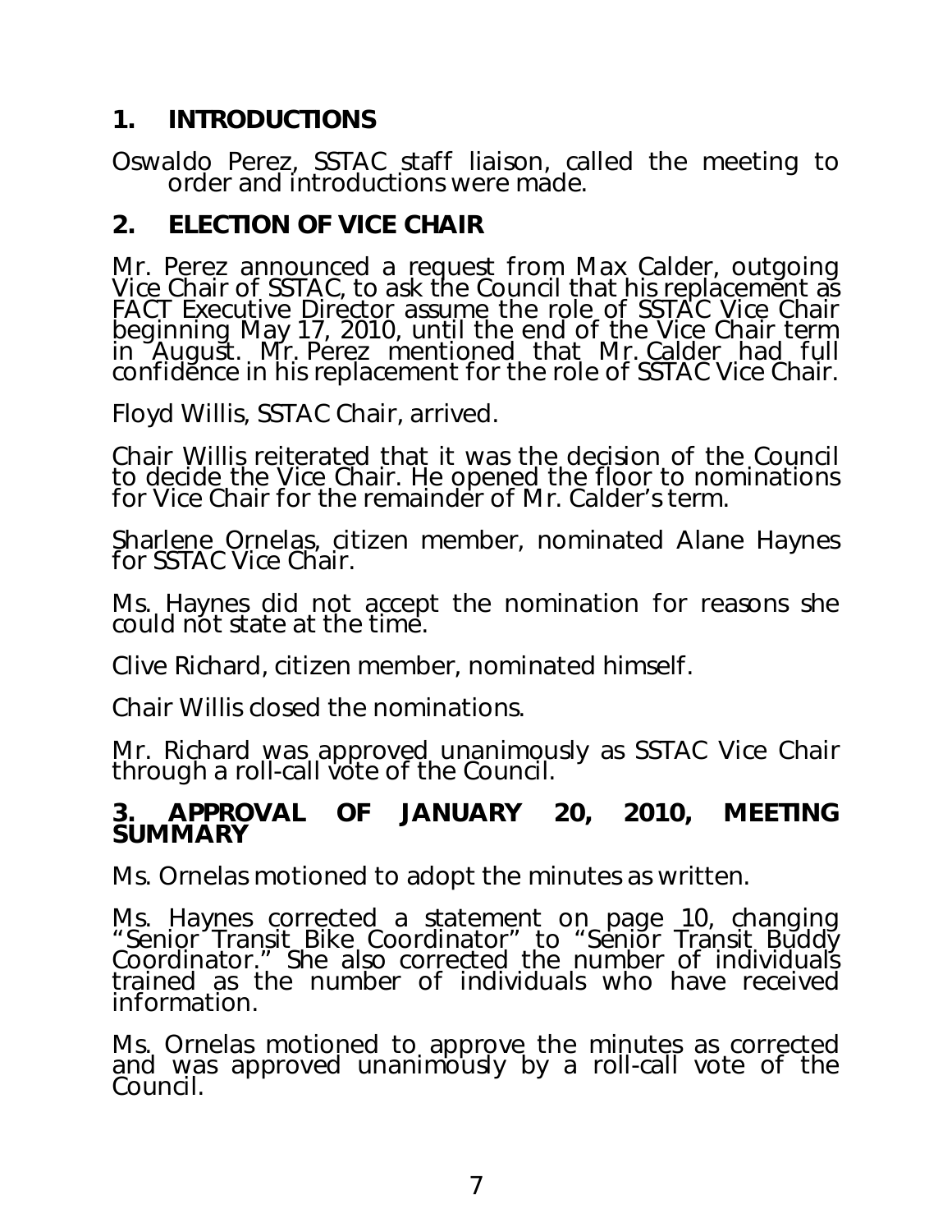## 1. INTRODUCTIONS

Oswaldo Perez, SSTAC staff liaison, called the meeting to order and introductions were made.

## 2. ELECTION OF VICE CHAIR

Mr. Perez announced a request from Max Calder, outgoing Vice Chair of SSTAC, to ask the Council that his replacement as FACT Executive Director assume the role of SSTAC Vice Chair beginning May 17, 2010, until the end of the Vice Chair term in August. Mr. Perez mentioned that Mr. Calder had full confidence in his replacement for the role of SSTAC Vice Chair.

Floyd Willis, SSTAC Chair, arrived.

Chair Willis reiterated that it was the decision of the Council to decide the Vice Chair. He opened the floor to nominations for Vice Chair for the remainder of Mr. Calder's term.

Sharlene Ornelas, citizen member, nominated Alane Haynes for SSTAC Vice Chair.

Ms. Haynes did not accept the nomination for reasons she could not state at the time.

Clive Richard, citizen member, nominated himself.

Chair Willis closed the nominations.

Mr. Richard was approved unanimously as SSTAC Vice Chair through a roll-call vote of the Council.

## 3. APPROVAL OF JANUARY 20, 2010, MEETING SUMMARY

Ms. Ornelas motioned to adopt the minutes as written.

Ms. Haynes corrected a statement on page 10, changing "Senior Transit Bike Coordinator" to "Senior Transit Buddy Coordinator." She also corrected the number of individuals trained as the number of individuals who have received information.

Ms. Ornelas motioned to approve the minutes as corrected and was approved unanimously by a roll-call vote of the Council.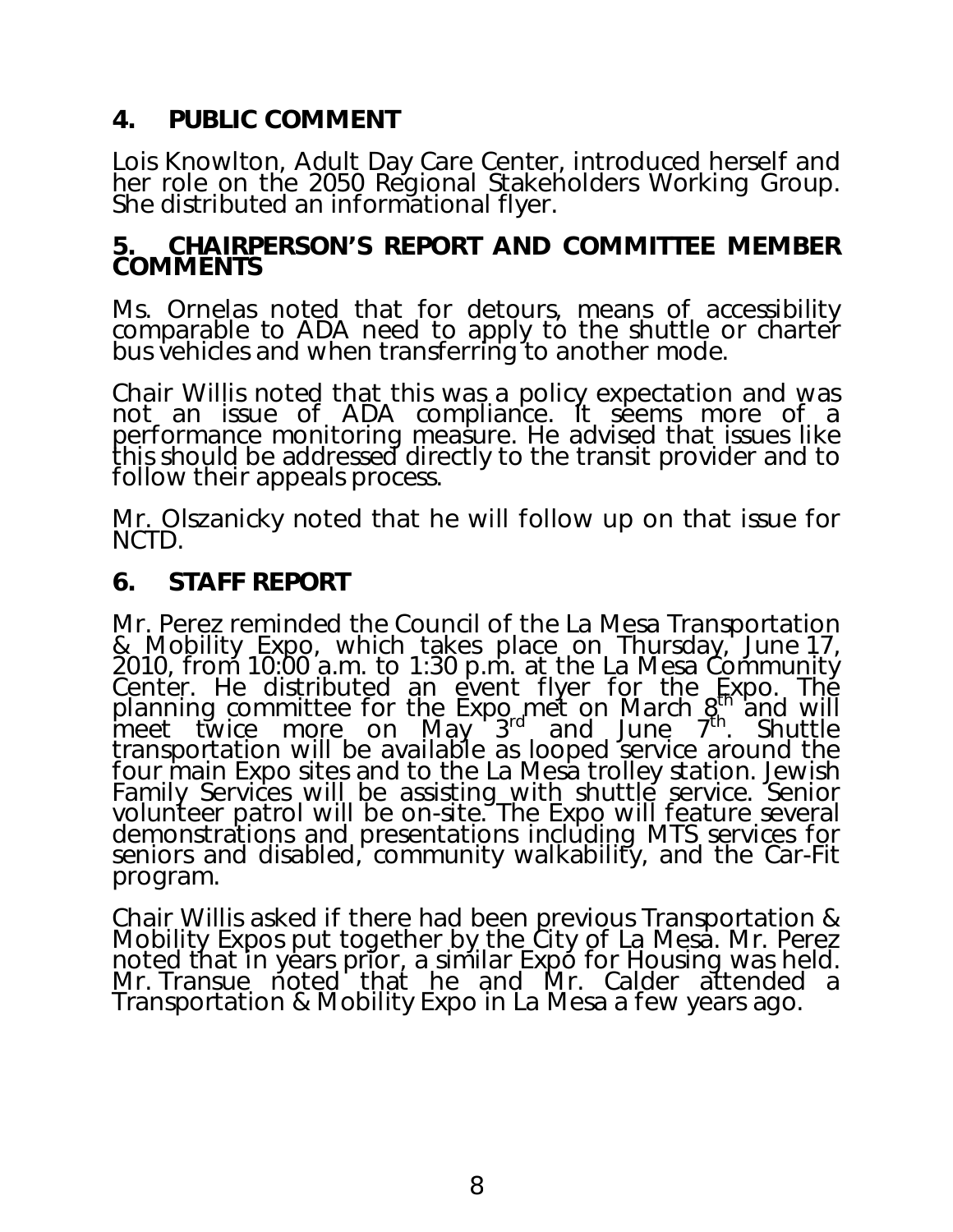## 4. PUBLIC COMMENT

Lois Knowlton, Adult Day Care Center, introduced herself and her role on the 2050 Regional Stakeholders Working Group. She distributed an informational flyer.

## 5. CHAIRPERSON'S REPORT AND COMMITTEE MEMBER COMMENTS

Ms. Ornelas noted that for detours, means of accessibility comparable to ADA need to apply to the shuttle or charter bus vehicles and when transferring to another mode.

Chair Willis noted that this was a policy expectation and was not an issue of ADA compliance. It seems more of a performance monitoring measure. He advised that issues like this should be addressed directly to the transit provider and to follow their appeals process.

Mr. Olszanicky noted that he will follow up on that issue for NCTD.

## 6. STAFF REPORT

Mr. Perez reminded the Council of the La Mesa Transportation & Mobility Expo, which takes place on Thursday, June 17, 2010, from 10:00 a.m. to 1:30 p.m. at the La Mesa Community Center. He distributed an event flyer for the Expo. The planning committee for the Expo met on March 8th and will meet twice more on May 3rd and June 7th. Shuttle transportation will be available as looped service around the four main Expo sites and to the La Mesa trolley station. Jewish Family Services will be assisting with shuttle service. Senior volunteer patrol will be on-site. The Expo will feature several demonstrations and presentations including MTS services for seniors and disabled, community walkability, and the Car-Fit program.

Chair Willis asked if there had been previous Transportation & Mobility Expos put together by the City of La Mesa. Mr. Perez noted that in years prior, a similar Expo for Housing was held. Mr. Transue noted that he and Mr. Calder attended a Transportation & Mobility Expo in La Mesa a few years ago.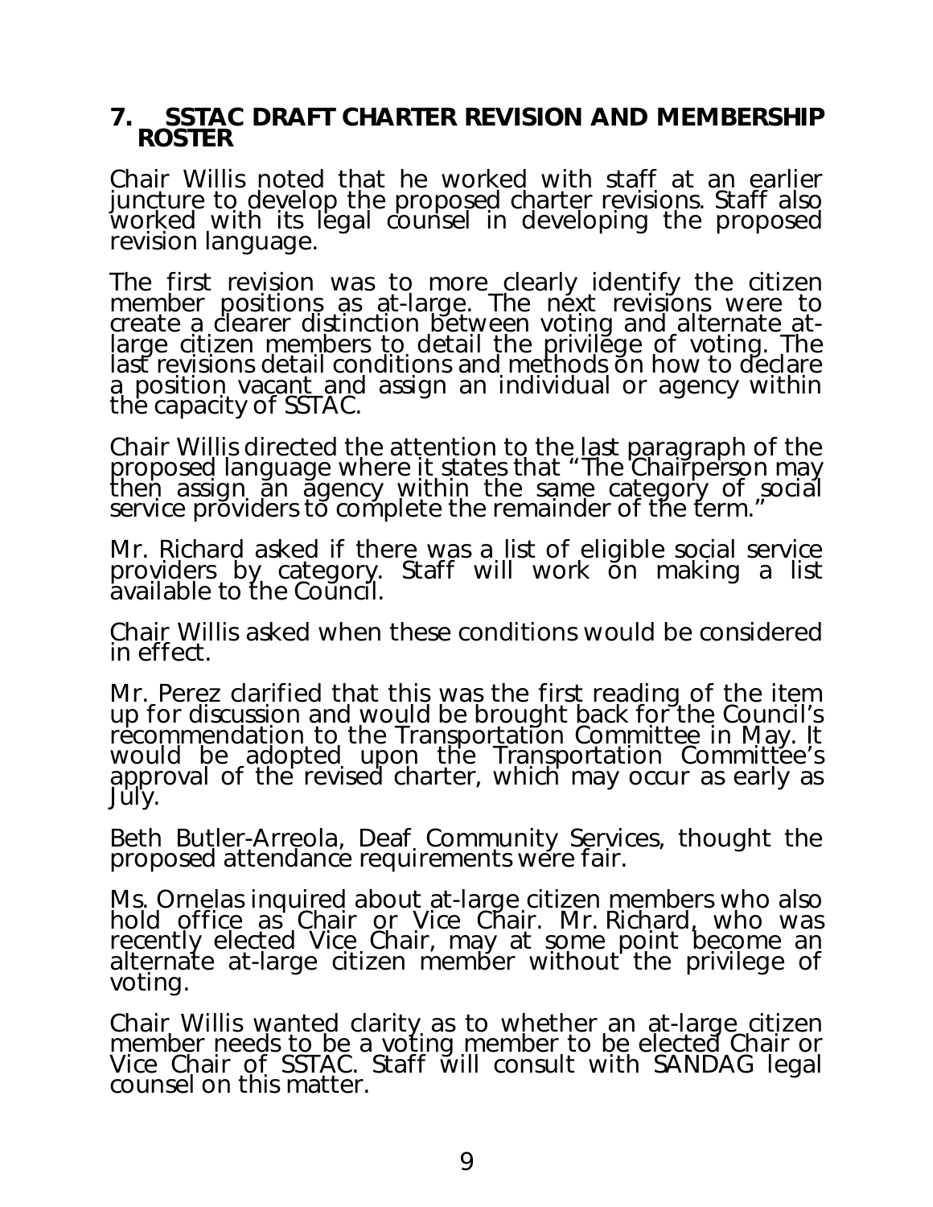## 7. SSTAC DRAFT CHARTER REVISION AND MEMBERSHIP ROSTER

Chair Willis noted that he worked with staff at an earlier juncture to develop the proposed charter revisions. Staff also worked with its legal counsel in developing the proposed revision language.

The first revision was to more clearly identify the citizen member positions as at-large. The next revisions were to create a clearer distinction between voting and alternate at-large citizen members to detail the privilege of voting. The last revisions detail conditions and methods on how to declare a position vacant and assign an individual or agency within the capacity of SSTAC.

Chair Willis directed the attention to the last paragraph of the proposed language where it states that "The Chairperson may then assign an agency within the same category of social service providers to complete the remainder of the term."

Mr. Richard asked if there was a list of eligible social service providers by category. Staff will work on making a list available to the Council.

Chair Willis asked when these conditions would be considered in effect.

Mr. Perez clarified that this was the first reading of the item up for discussion and would be brought back for the Council's recommendation to the Transportation Committee in May. It would be adopted upon the Transportation Committee's approval of the revised charter, which may occur as early as July.

Beth Butler-Arreola, Deaf Community Services, thought the proposed attendance requirements were fair.

Ms. Ornelas inquired about at-large citizen members who also hold office as Chair or Vice Chair. Mr. Richard, who was recently elected Vice Chair, may at some point become an alternate at-large citizen member without the privilege of voting.

Chair Willis wanted clarity as to whether an at-large citizen member needs to be a voting member to be elected Chair or Vice Chair of SSTAC. Staff will consult with SANDAG legal counsel on this matter.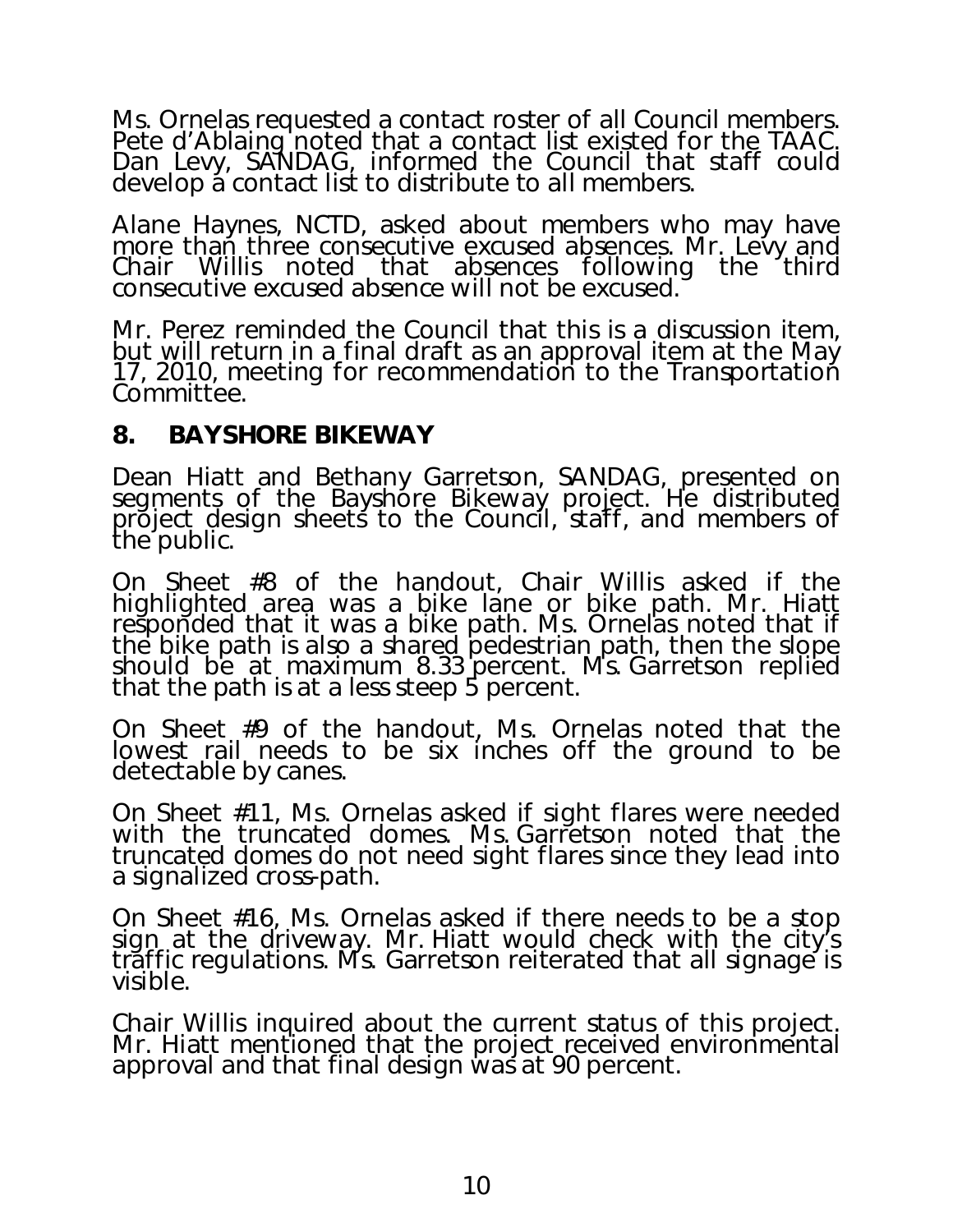Ms. Ornelas requested a contact roster of all Council members. Pete d'Ablaing noted that a contact list existed for the TAAC. Dan Levy, SANDAG, informed the Council that staff could develop a contact list to distribute to all members.

Alane Haynes, NCTD, asked about members who may have more than three consecutive excused absences. Mr. Levy and Chair Willis noted that absences following the third consecutive excused absence will not be excused.

Mr. Perez reminded the Council that this is a discussion item, but will return in a final draft as an approval item at the May 17, 2010, meeting for recommendation to the Transportation Committee.

## 8. BAYSHORE BIKEWAY

Dean Hiatt and Bethany Garretson, SANDAG, presented on segments of the Bayshore Bikeway project. He distributed project design sheets to the Council, staff, and members of the public.

On Sheet #8 of the handout, Chair Willis asked if the highlighted area was a bike lane or bike path. Mr. Hiatt responded that it was a bike path. Ms. Ornelas noted that if the bike path is also a shared pedestrian path, then the slope should be at maximum 8.33 percent. Ms. Garretson replied that the path is at a less steep 5 percent.

On Sheet #9 of the handout, Ms. Ornelas noted that the lowest rail needs to be six inches off the ground to be detectable by canes.

On Sheet #11, Ms. Ornelas asked if sight flares were needed with the truncated domes. Ms. Garretson noted that the truncated domes do not need sight flares since they lead into a signalized cross-path.

On Sheet #16, Ms. Ornelas asked if there needs to be a stop sign at the driveway. Mr. Hiatt would check with the city's traffic regulations. Ms. Garretson reiterated that all signage is visible.

Chair Willis inquired about the current status of this project. Mr. Hiatt mentioned that the project received environmental approval and that final design was at 90 percent.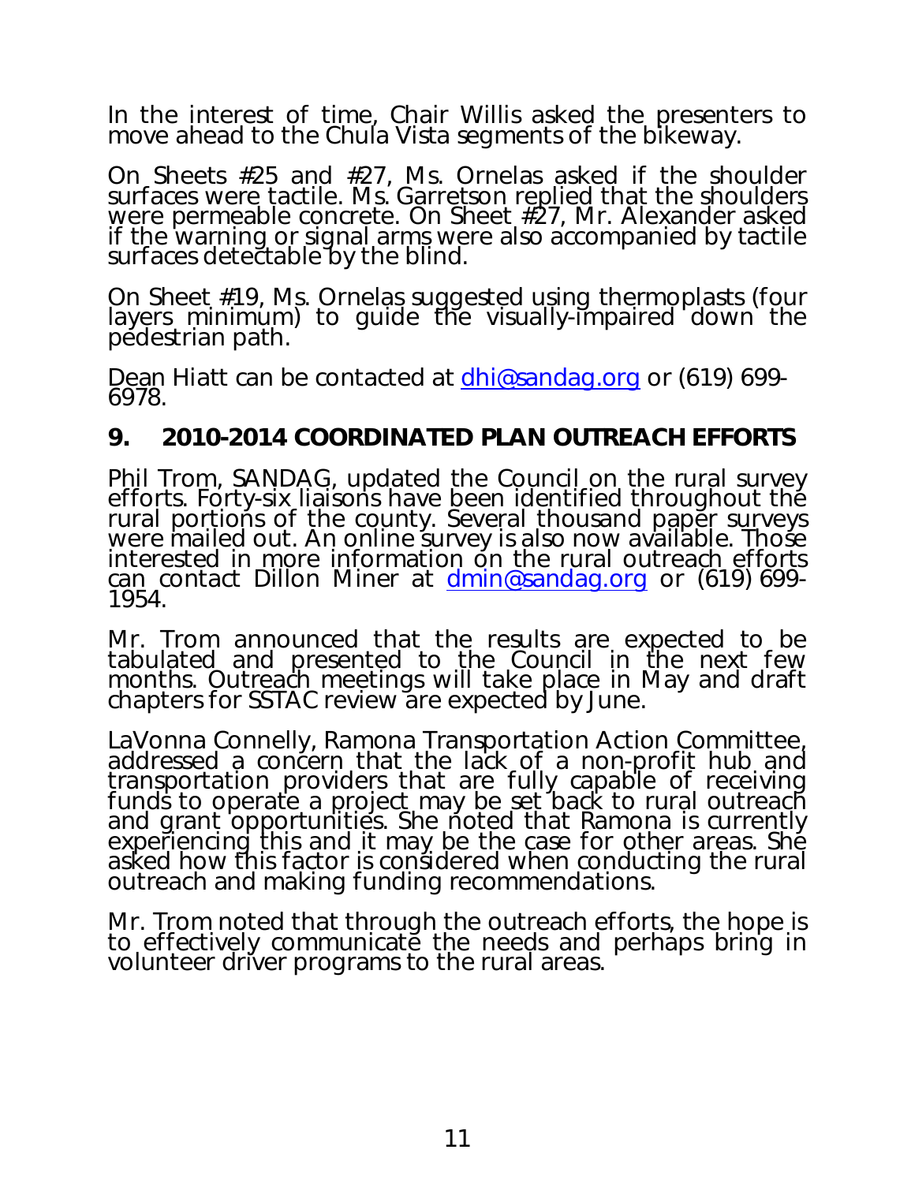In the interest of time, Chair Willis asked the presenters to move ahead to the Chula Vista segments of the bikeway.

On Sheets #25 and #27, Ms. Ornelas asked if the shoulder surfaces were tactile. Ms. Garretson replied that the shoulders were permeable concrete. On Sheet #27, Mr. Alexander asked if the warning or signal arms were also accompanied by tactile surfaces detectable by the blind.

On Sheet #19, Ms. Ornelas suggested using thermoplasts (four layers minimum) to guide the visually-impaired down the pedestrian path.

Dean Hiatt can be contacted at dhi@sandag.org or (619) 699-6978.

## 9. 2010-2014 COORDINATED PLAN OUTREACH EFFORTS

Phil Trom, SANDAG, updated the Council on the rural survey efforts. Forty-six liaisons have been identified throughout the rural portions of the county. Several thousand paper surveys were mailed out. An online survey is also now available. Those interested in more information on the rural outreach efforts can contact Dillon Miner at dmin@sandag.org or (619) 699-1954.

Mr. Trom announced that the results are expected to be tabulated and presented to the Council in the next few months. Outreach meetings will take place in May and draft chapters for SSTAC review are expected by June.

LaVonna Connelly, Ramona Transportation Action Committee, addressed a concern that the lack of a non-profit hub and transportation providers that are fully capable of receiving funds to operate a project may be set back to rural outreach and grant opportunities. She noted that Ramona is currently experiencing this and it may be the case for other areas. She asked how this factor is considered when conducting the rural outreach and making funding recommendations.

Mr. Trom noted that through the outreach efforts, the hope is to effectively communicate the needs and perhaps bring in volunteer driver programs to the rural areas.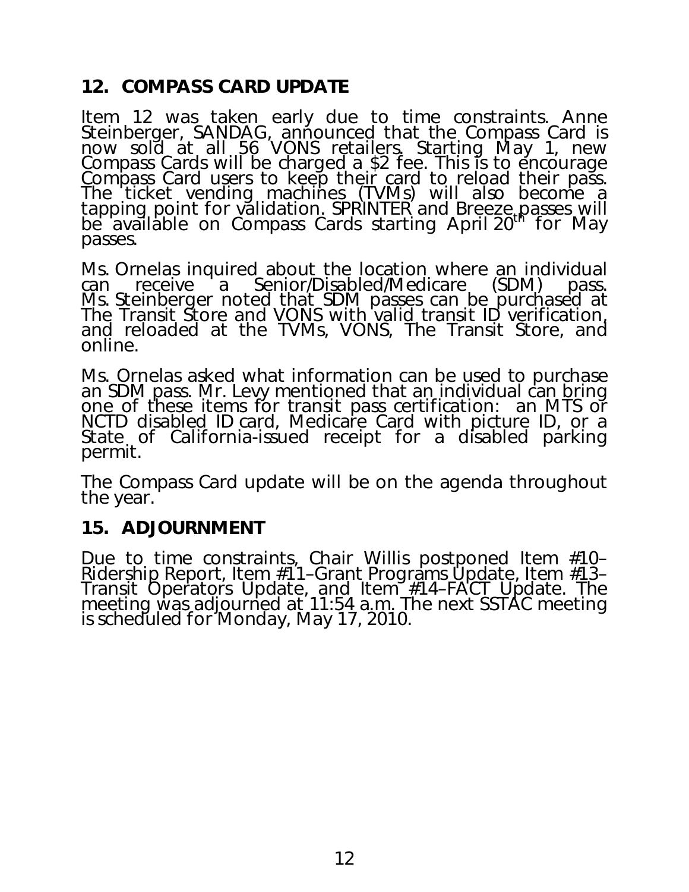## 12. COMPASS CARD UPDATE

Item 12 was taken early due to time constraints. Anne Steinberger, SANDAG, announced that the Compass Card is now sold at all 56 VONS retailers. Starting May 1, new Compass Cards will be charged a $2 fee. This is to encourage Compass Card users to keep their card to reload their pass. The ticket vending machines (TVMs) will also become a tapping point for validation. SPRINTER and Breeze passes will be available on Compass Cards starting April 20th for May passes.

Ms. Ornelas inquired about the location where an individual can receive a Senior/Disabled/Medicare (SDM) pass. Ms. Steinberger noted that SDM passes can be purchased at The Transit Store and VONS with valid transit ID verification, and reloaded at the TVMs, VONS, The Transit Store, and online.

Ms. Ornelas asked what information can be used to purchase an SDM pass. Mr. Levy mentioned that an individual can bring one of these items for transit pass certification: an MTS or NCTD disabled ID card, Medicare Card with picture ID, or a State of California-issued receipt for a disabled parking permit.

The Compass Card update will be on the agenda throughout the year.

## 15. ADJOURNMENT

Due to time constraints, Chair Willis postponed Item #10–Ridership Report, Item #11–Grant Programs Update, Item #13–Transit Operators Update, and Item #14–FACT Update. The meeting was adjourned at 11:54 a.m. The next SSTAC meeting is scheduled for Monday, May 17, 2010.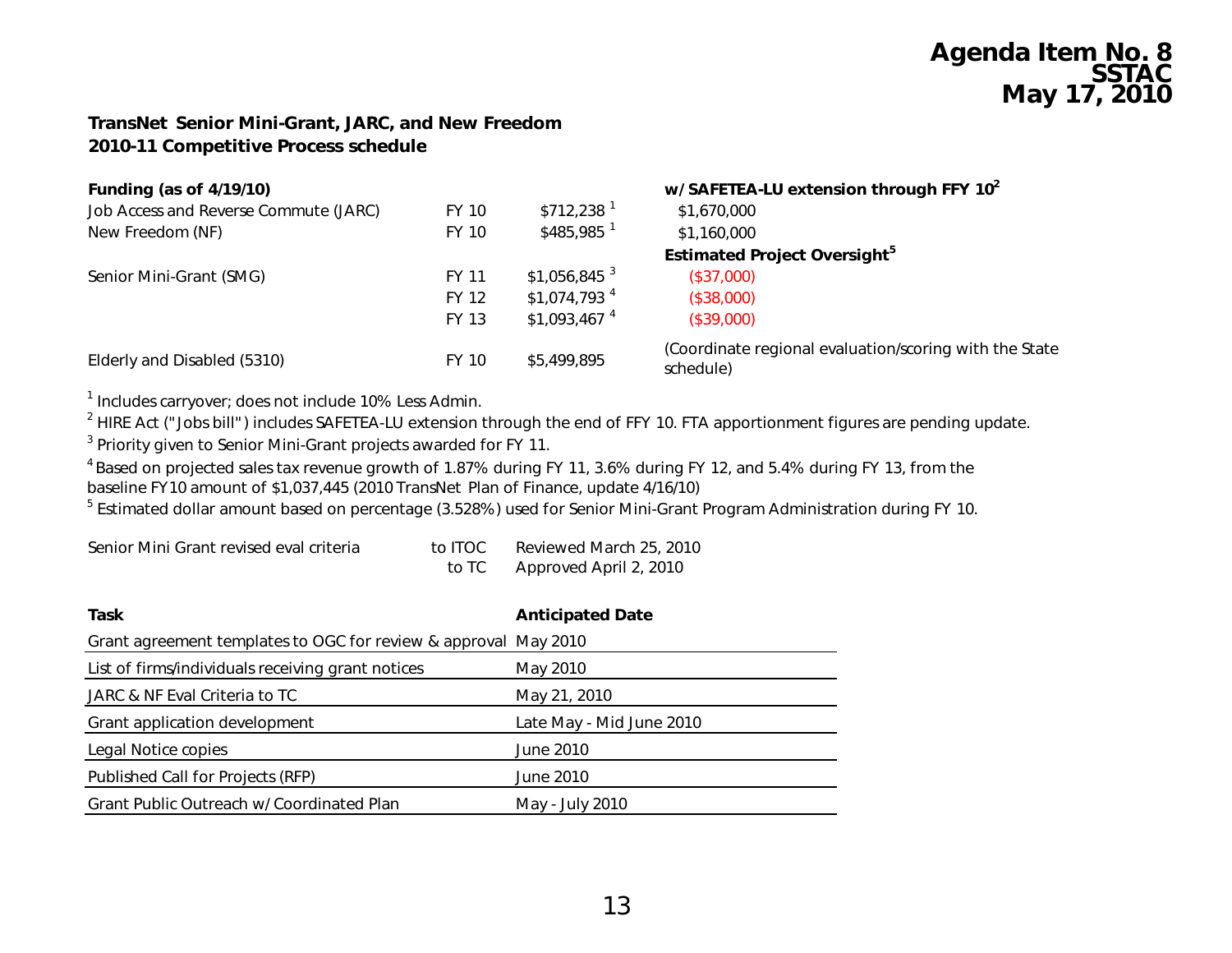**Agenda Item No. 8**
**SSTAC**
**May 17, 2010**

**TransNet Senior Mini-Grant, JARC, and New Freedom**
**2010-11 Competitive Process schedule**

| **Funding (as of 4/19/10)** | | | **w/ SAFETEA-LU extension through FFY 10[2]** |
|---|---|---|---|
| Job Access and Reverse Commute (JARC) | FY 10 | $712,238 [1] | $1,670,000 |
| New Freedom (NF) | FY 10 | $485,985 [1] | $1,160,000 |
| | | | **Estimated Project Oversight[5]** |
| Senior Mini-Grant (SMG) | FY 11 | $1,056,845 [3] | ($37,000) |
| | FY 12 | $1,074,793 [4] | ($38,000) |
| | FY 13 | $1,093,467 [4] | ($39,000) |
| Elderly and Disabled (5310) | FY 10 | $5,499,895 | (Coordinate regional evaluation/scoring with the State schedule) |

[1] Includes carryover; does not include 10% Less Admin.
[2] HIRE Act ("Jobs bill") includes SAFETEA-LU extension through the end of FFY 10. FTA apportionment figures are pending update.
[3] Priority given to Senior Mini-Grant projects awarded for FY 11.
[4] Based on projected sales tax revenue growth of 1.87% during FY 11, 3.6% during FY 12, and 5.4% during FY 13, from the baseline FY10 amount of $1,037,445 (2010 TransNet Plan of Finance, update 4/16/10)
[5] Estimated dollar amount based on percentage (3.528%) used for Senior Mini-Grant Program Administration during FY 10.

| | | |
|---|---|---|
| Senior Mini Grant revised eval criteria | to ITOC | Reviewed March 25, 2010 |
| | to TC | Approved April 2, 2010 |

| Task | Anticipated Date |
|---|---|
| Grant agreement templates to OGC for review & approval | May 2010 |
| List of firms/individuals receiving grant notices | May 2010 |
| JARC & NF Eval Criteria to TC | May 21, 2010 |
| Grant application development | Late May - Mid June 2010 |
| Legal Notice copies | June 2010 |
| Published Call for Projects (RFP) | June 2010 |
| Grant Public Outreach w/ Coordinated Plan | May - July 2010 |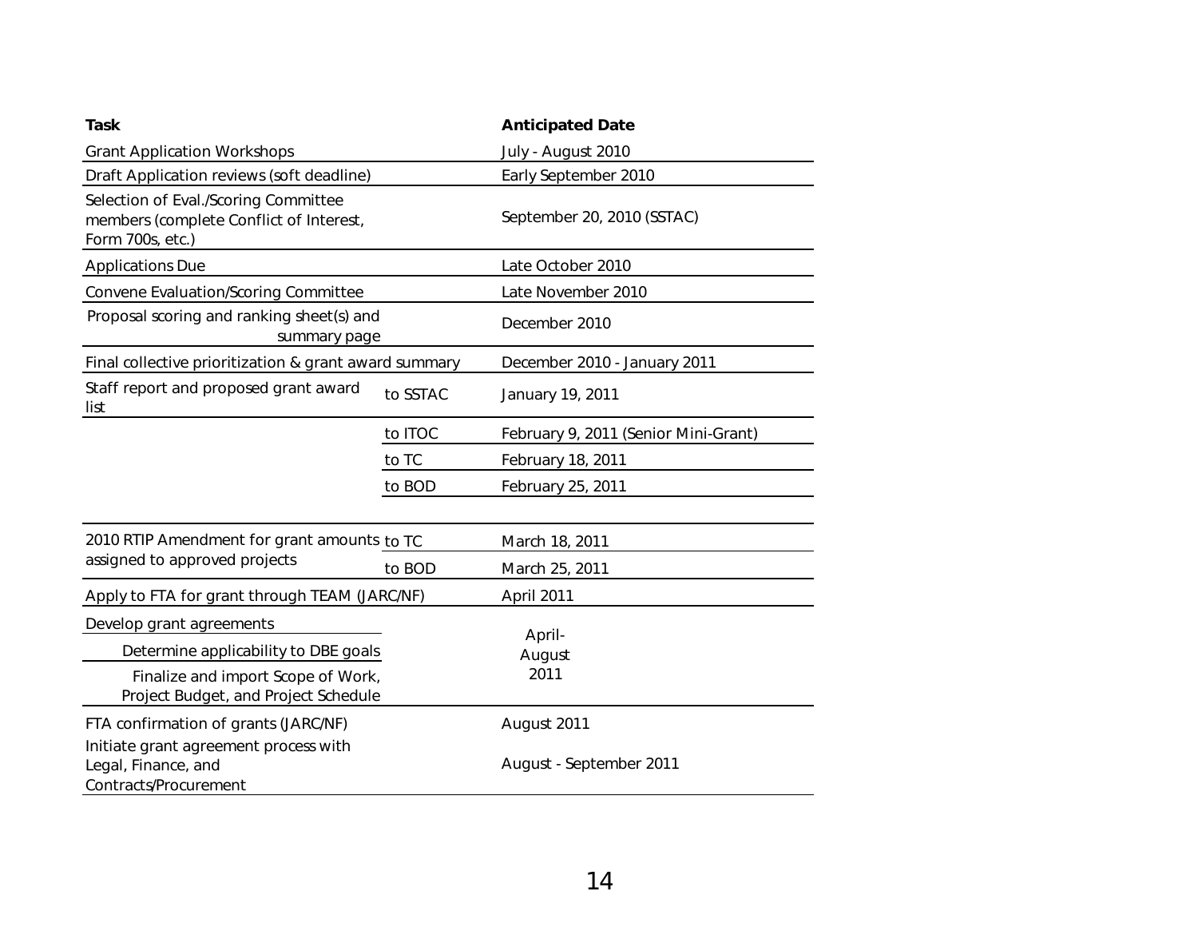| Task | | Anticipated Date |
|---|---|---|
| Grant Application Workshops | | July - August 2010 |
| Draft Application reviews (soft deadline) | | Early September 2010 |
| Selection of Eval./Scoring Committee members (complete Conflict of Interest, Form 700s, etc.) | | September 20, 2010 (SSTAC) |
| Applications Due | | Late October 2010 |
| Convene Evaluation/Scoring Committee | | Late November 2010 |
| Proposal scoring and ranking sheet(s) and summary page | | December 2010 |
| Final collective prioritization & grant award summary | | December 2010 - January 2011 |
| Staff report and proposed grant award list | to SSTAC | January 19, 2011 |
| | to ITOC | February 9, 2011 (Senior Mini-Grant) |
| | to TC | February 18, 2011 |
| | to BOD | February 25, 2011 |
| | | |
| 2010 RTIP Amendment for grant amounts assigned to approved projects | to TC | March 18, 2011 |
| | to BOD | March 25, 2011 |
| Apply to FTA for grant through TEAM (JARC/NF) | | April 2011 |
| Develop grant agreements | | April-August 2011 |
| Determine applicability to DBE goals | | |
| Finalize and import Scope of Work, Project Budget, and Project Schedule | | |
| FTA confirmation of grants (JARC/NF) | | August 2011 |
| Initiate grant agreement process with Legal, Finance, and Contracts/Procurement | | August - September 2011 |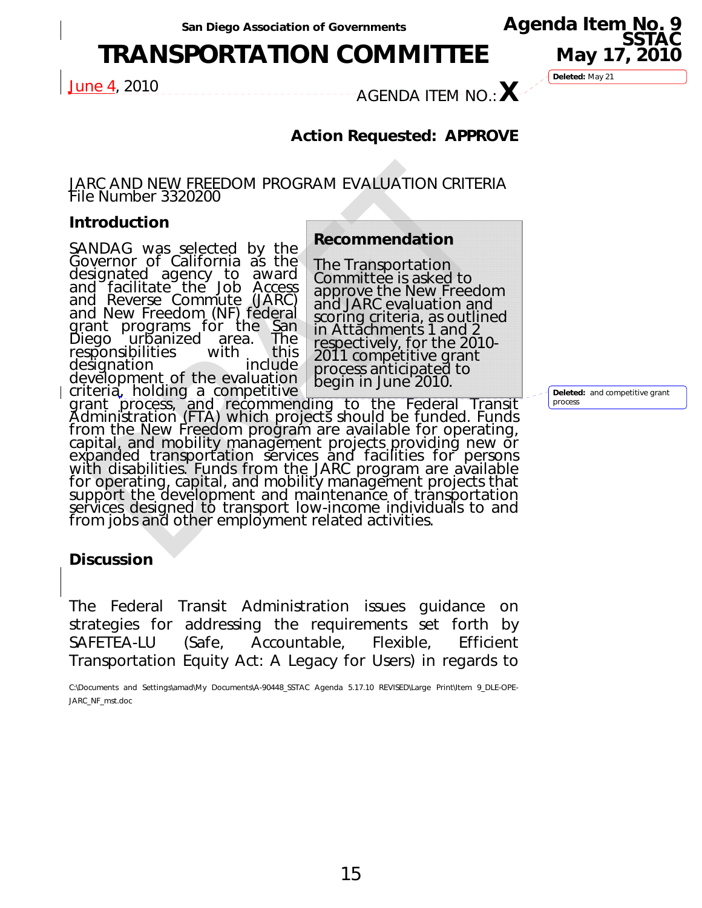San Diego Association of Governments

**Agenda Item No. 9**
**SSTAC**
**May 17, 2010**

# TRANSPORTATION COMMITTEE

June 4, 2010

AGENDA ITEM NO.: **X**

Deleted: May 21

**Action Requested: APPROVE**

JARC AND NEW FREEDOM PROGRAM EVALUATION CRITERIA
File Number 3320200

## Introduction

SANDAG was selected by the Governor of California as the designated agency to award and facilitate the Job Access and Reverse Commute (JARC) and New Freedom (NF) federal grant programs for the San Diego urbanized area. The responsibilities with this designation include development of the evaluation criteria, holding a competitive grant process, and recommending to the Federal Transit Administration (FTA) which projects should be funded. Funds from the New Freedom program are available for operating, capital, and mobility management projects providing new or expanded transportation services and facilities for persons with disabilities. Funds from the JARC program are available for operating, capital, and mobility management projects that support the development and maintenance of transportation services designed to transport low-income individuals to and from jobs and other employment related activities.

### Recommendation

The Transportation Committee is asked to approve the New Freedom and JARC evaluation and scoring criteria, as outlined in Attachments 1 and 2 respectively, for the 2010-2011 competitive grant process anticipated to begin in June 2010.

Deleted: and competitive grant process

## Discussion

The Federal Transit Administration issues guidance on strategies for addressing the requirements set forth by SAFETEA-LU (Safe, Accountable, Flexible, Efficient Transportation Equity Act: A Legacy for Users) in regards to

C:\Documents and Settings\amad\My Documents\A-90448_SSTAC Agenda 5.17.10 REVISED\Large Print\Item 9_DLE-OPE-JARC_NF_mst.doc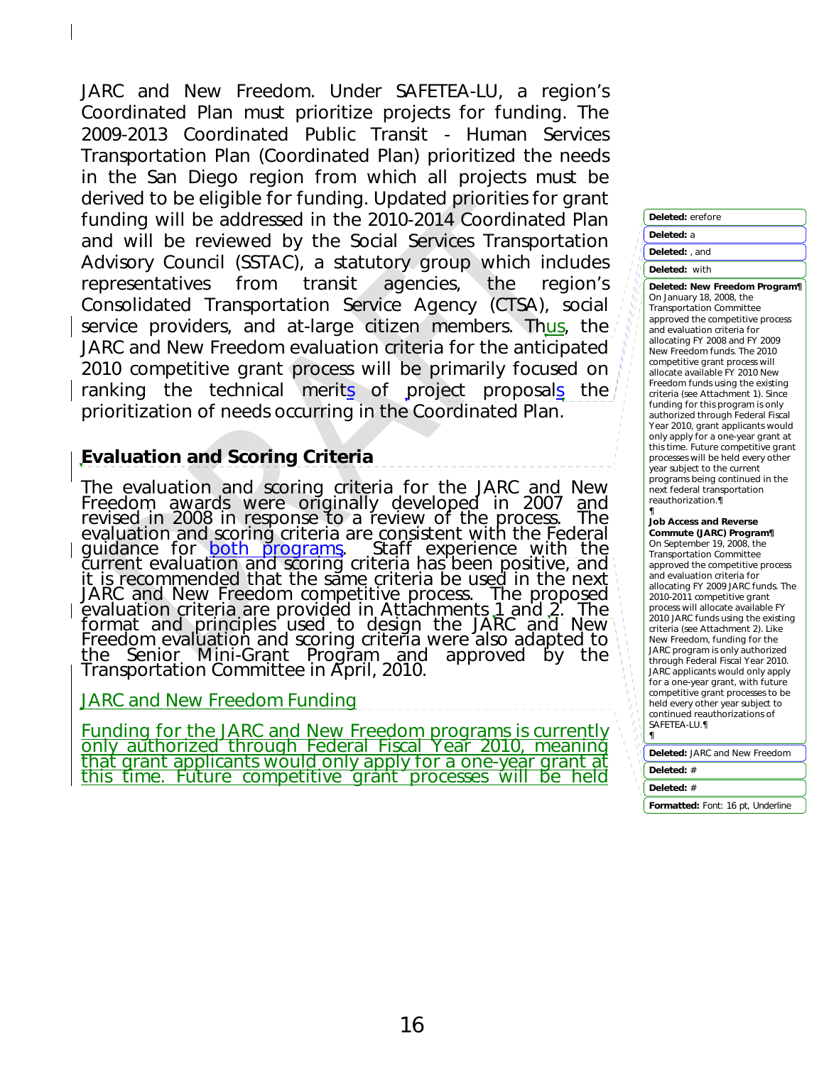JARC and New Freedom. Under SAFETEA-LU, a region's Coordinated Plan must prioritize projects for funding. The 2009-2013 Coordinated Public Transit - Human Services Transportation Plan (Coordinated Plan) prioritized the needs in the San Diego region from which all projects must be derived to be eligible for funding. Updated priorities for grant funding will be addressed in the 2010-2014 Coordinated Plan and will be reviewed by the Social Services Transportation Advisory Council (SSTAC), a statutory group which includes representatives from transit agencies, the region's Consolidated Transportation Service Agency (CTSA), social service providers, and at-large citizen members. Thus, the JARC and New Freedom evaluation criteria for the anticipated 2010 competitive grant process will be primarily focused on ranking the technical merits of project proposals the prioritization of needs occurring in the Coordinated Plan.

## Evaluation and Scoring Criteria

The evaluation and scoring criteria for the JARC and New Freedom awards were originally developed in 2007 and revised in 2008 in response to a review of the process. The evaluation and scoring criteria are consistent with the Federal guidance for both programs. Staff experience with the current evaluation and scoring criteria has been positive, and it is recommended that the same criteria be used in the next JARC and New Freedom competitive process. The proposed evaluation criteria are provided in Attachments 1 and 2. The format and principles used to design the JARC and New Freedom evaluation and scoring criteria were also adapted to the Senior Mini-Grant Program and approved by the Transportation Committee in April, 2010.

JARC and New Freedom Funding

Funding for the JARC and New Freedom programs is currently only authorized through Federal Fiscal Year 2010, meaning that grant applicants would only apply for a one-year grant at this time. Future competitive grant processes will be held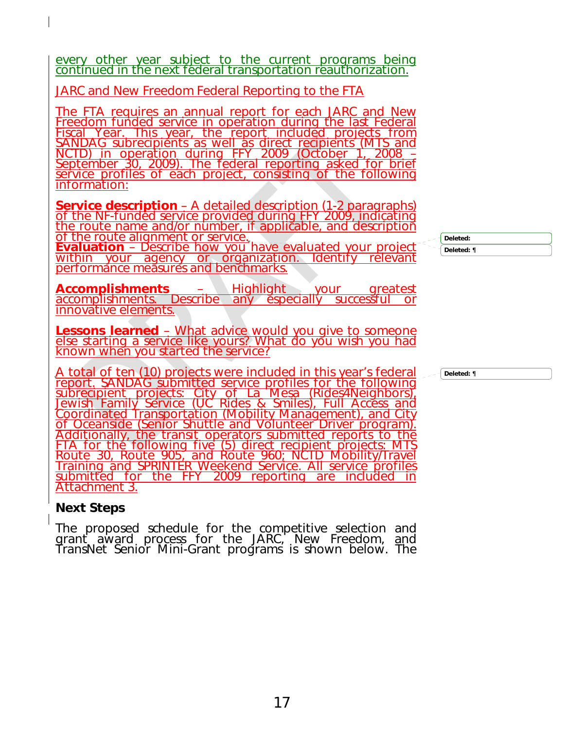every other year subject to the current programs being continued in the next federal transportation reauthorization.

JARC and New Freedom Federal Reporting to the FTA

The FTA requires an annual report for each JARC and New Freedom funded service in operation during the last Federal Fiscal Year. This year, the report included projects from SANDAG subrecipients as well as direct recipients (MTS and NCTD) in operation during FFY 2009 (October 1, 2008 – September 30, 2009). The federal reporting asked for brief service profiles of each project, consisting of the following information:

**Service description** – A detailed description (1-2 paragraphs) of the NF-funded service provided during FFY 2009, indicating the route name and/or number, if applicable, and description of the route alignment or service.

**Evaluation** – Describe how you have evaluated your project within your agency or organization. Identify relevant performance measures and benchmarks.

**Accomplishments** – Highlight your greatest accomplishments. Describe any especially successful or innovative elements.

**Lessons learned** – What advice would you give to someone else starting a service like yours? What do you wish you had known when you started the service?

A total of ten (10) projects were included in this year's federal report. SANDAG submitted service profiles for the following subrecipient projects: City of La Mesa (Rides4Neighbors), Jewish Family Service (UC Rides & Smiles), Full Access and Coordinated Transportation (Mobility Management), and City of Oceanside (Senior Shuttle and Volunteer Driver program). Additionally, the transit operators submitted reports to the FTA for the following five (5) direct recipient projects: MTS Route 30, Route 905, and Route 960; NCTD Mobility/Travel Training and SPRINTER Weekend Service. All service profiles submitted for the FFY 2009 reporting are included in Attachment 3.

**Next Steps**

The proposed schedule for the competitive selection and grant award process for the JARC, New Freedom, and TransNet Senior Mini-Grant programs is shown below. The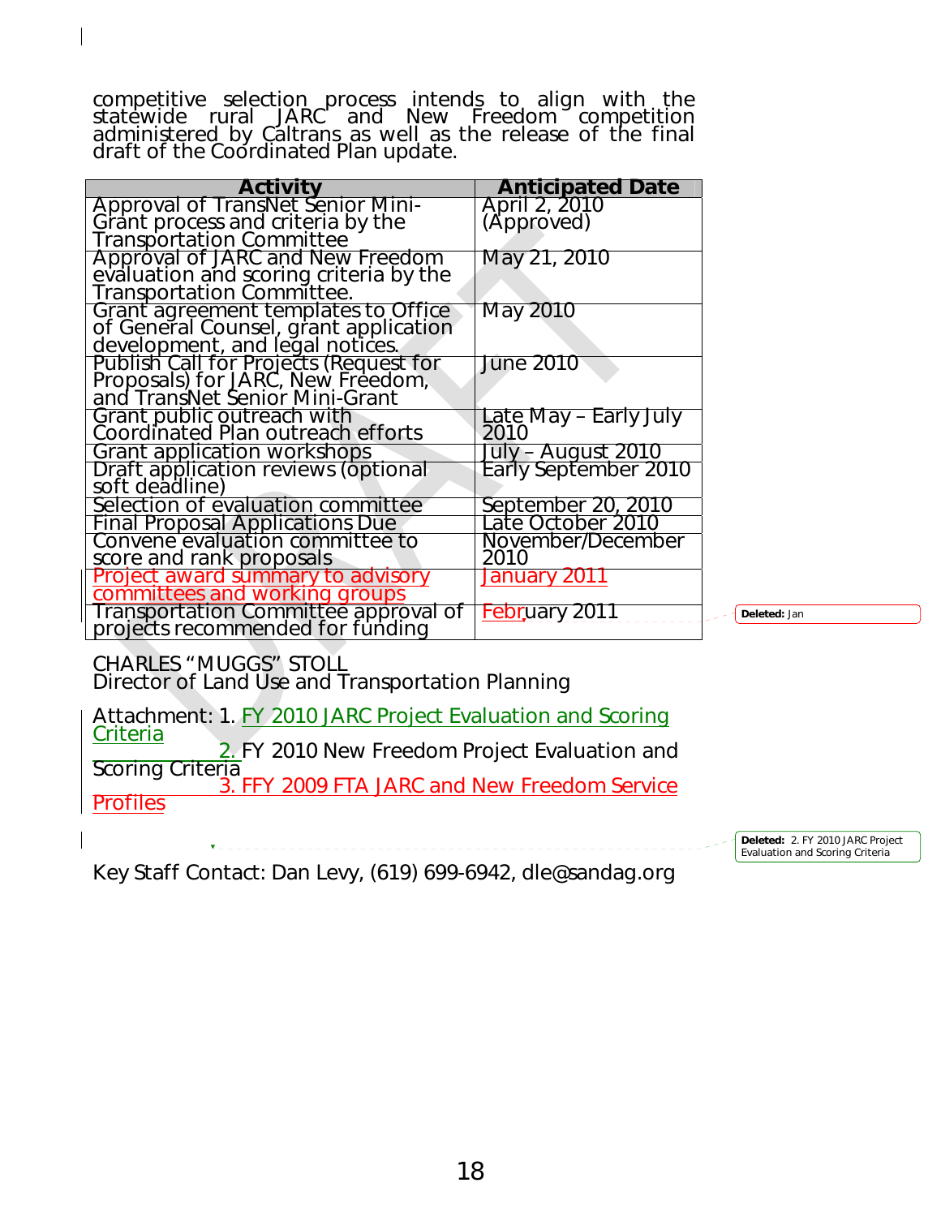competitive selection process intends to align with the statewide rural JARC and New Freedom competition administered by Caltrans as well as the release of the final draft of the Coordinated Plan update.

| Activity | Anticipated Date |
|---|---|
| Approval of TransNet Senior Mini-Grant process and criteria by the Transportation Committee | April 2, 2010 (Approved) |
| Approval of JARC and New Freedom evaluation and scoring criteria by the Transportation Committee. | May 21, 2010 |
| Grant agreement templates to Office of General Counsel, grant application development, and legal notices. | May 2010 |
| Publish Call for Projects (Request for Proposals) for JARC, New Freedom, and TransNet Senior Mini-Grant | June 2010 |
| Grant public outreach with Coordinated Plan outreach efforts | Late May – Early July 2010 |
| Grant application workshops | July – August 2010 |
| Draft application reviews (optional soft deadline) | Early September 2010 |
| Selection of evaluation committee | September 20, 2010 |
| Final Proposal Applications Due | Late October 2010 |
| Convene evaluation committee to score and rank proposals | November/December 2010 |
| Project award summary to advisory committees and working groups | January 2011 |
| Transportation Committee approval of projects recommended for funding | February 2011 |

CHARLES "MUGGS" STOLL
Director of Land Use and Transportation Planning

Attachment: 1. FY 2010 JARC Project Evaluation and Scoring Criteria
2. FY 2010 New Freedom Project Evaluation and Scoring Criteria
3. FFY 2009 FTA JARC and New Freedom Service Profiles

Key Staff Contact: Dan Levy, (619) 699-6942, dle@sandag.org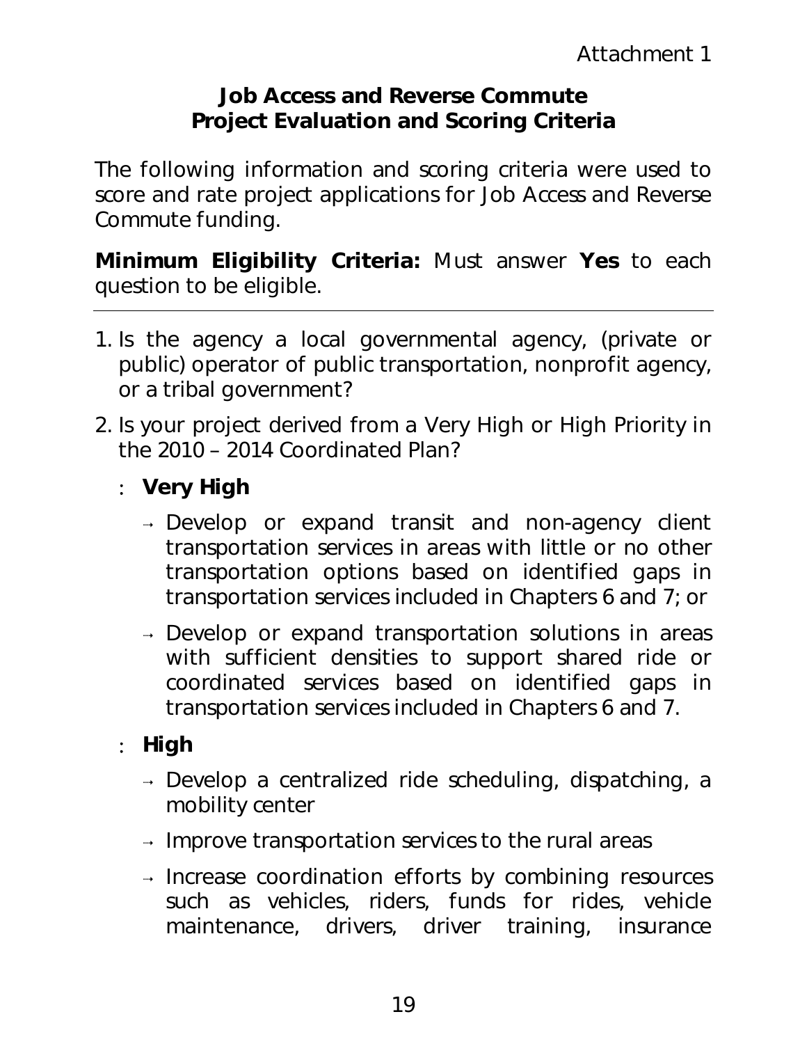Attachment 1

# Job Access and Reverse Commute Project Evaluation and Scoring Criteria

The following information and scoring criteria were used to score and rate project applications for Job Access and Reverse Commute funding.

**Minimum Eligibility Criteria:** Must answer **Yes** to each question to be eligible.

---

1. Is the agency a local governmental agency, (private or public) operator of public transportation, nonprofit agency, or a tribal government?
2. Is your project derived from a Very High or High Priority in the 2010 – 2014 Coordinated Plan?
   - **Very High**
     - Develop or expand transit and non-agency client transportation services in areas with little or no other transportation options based on identified gaps in transportation services included in Chapters 6 and 7; or
     - Develop or expand transportation solutions in areas with sufficient densities to support shared ride or coordinated services based on identified gaps in transportation services included in Chapters 6 and 7.
   - **High**
     - Develop a centralized ride scheduling, dispatching, a mobility center
     - Improve transportation services to the rural areas
     - Increase coordination efforts by combining resources such as vehicles, riders, funds for rides, vehicle maintenance, drivers, driver training, insurance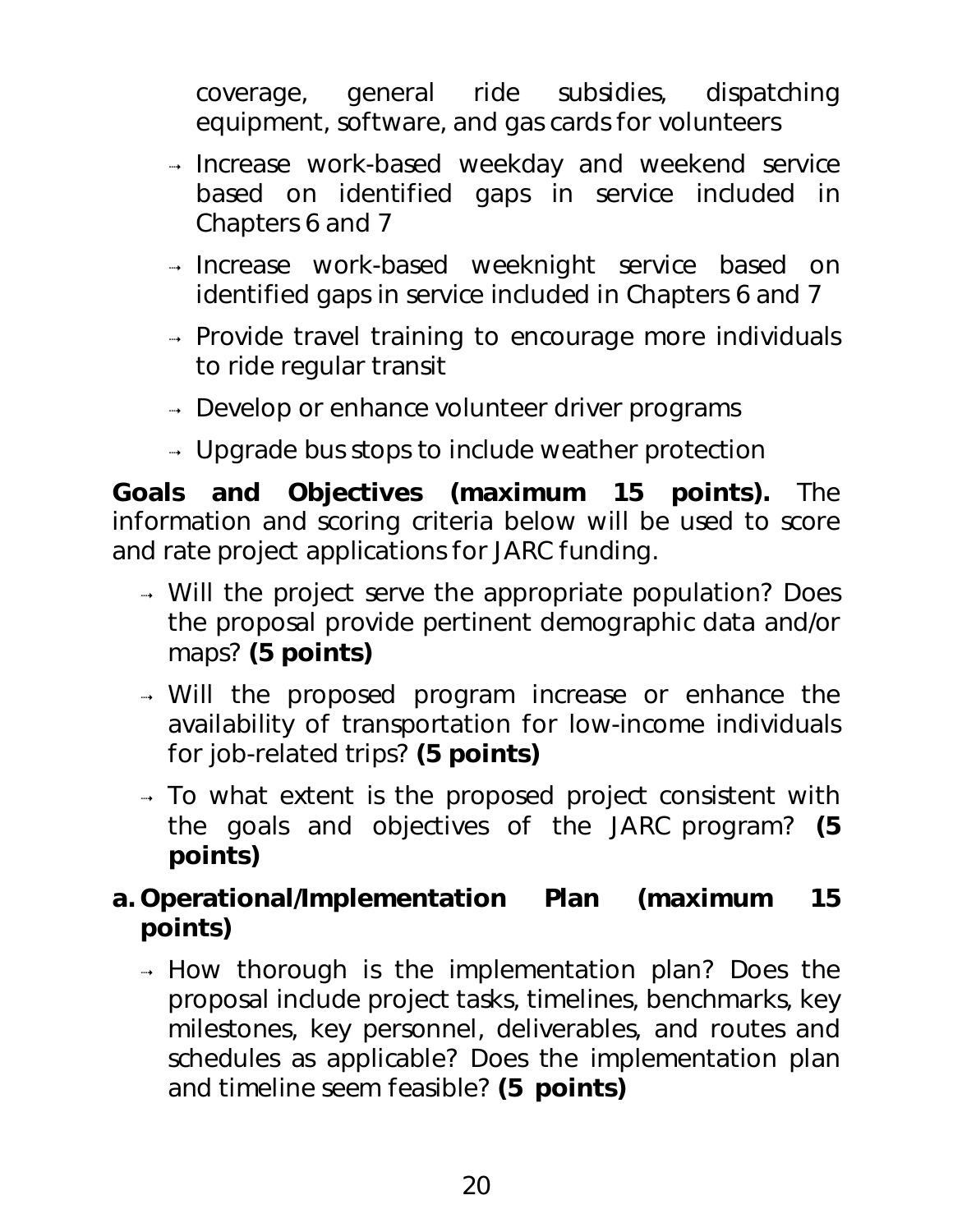coverage, general ride subsidies, dispatching equipment, software, and gas cards for volunteers

- Increase work-based weekday and weekend service based on identified gaps in service included in Chapters 6 and 7
- Increase work-based weeknight service based on identified gaps in service included in Chapters 6 and 7
- Provide travel training to encourage more individuals to ride regular transit
- Develop or enhance volunteer driver programs
- Upgrade bus stops to include weather protection

**Goals and Objectives (maximum 15 points).** The information and scoring criteria below will be used to score and rate project applications for JARC funding.

- Will the project serve the appropriate population? Does the proposal provide pertinent demographic data and/or maps? **(5 points)**
- Will the proposed program increase or enhance the availability of transportation for low-income individuals for job-related trips? **(5 points)**
- To what extent is the proposed project consistent with the goals and objectives of the JARC program? **(5 points)**

**a. Operational/Implementation Plan (maximum 15 points)**

- How thorough is the implementation plan? Does the proposal include project tasks, timelines, benchmarks, key milestones, key personnel, deliverables, and routes and schedules as applicable? Does the implementation plan and timeline seem feasible? **(5 points)**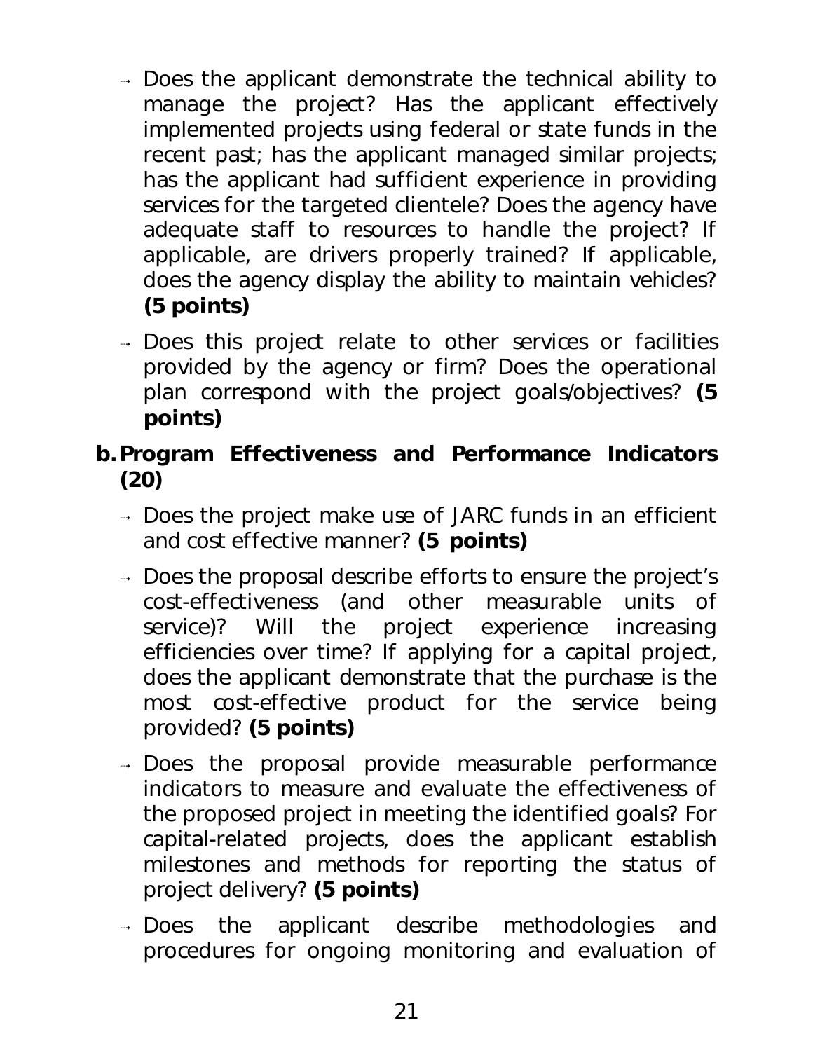- Does the applicant demonstrate the technical ability to manage the project? Has the applicant effectively implemented projects using federal or state funds in the recent past; has the applicant managed similar projects; has the applicant had sufficient experience in providing services for the targeted clientele? Does the agency have adequate staff to resources to handle the project? If applicable, are drivers properly trained? If applicable, does the agency display the ability to maintain vehicles? **(5 points)**
- Does this project relate to other services or facilities provided by the agency or firm? Does the operational plan correspond with the project goals/objectives? **(5 points)**

**b. Program Effectiveness and Performance Indicators (20)**

- Does the project make use of JARC funds in an efficient and cost effective manner? **(5 points)**
- Does the proposal describe efforts to ensure the project's cost-effectiveness (and other measurable units of service)? Will the project experience increasing efficiencies over time? If applying for a capital project, does the applicant demonstrate that the purchase is the most cost-effective product for the service being provided? **(5 points)**
- Does the proposal provide measurable performance indicators to measure and evaluate the effectiveness of the proposed project in meeting the identified goals? For capital-related projects, does the applicant establish milestones and methods for reporting the status of project delivery? **(5 points)**
- Does the applicant describe methodologies and procedures for ongoing monitoring and evaluation of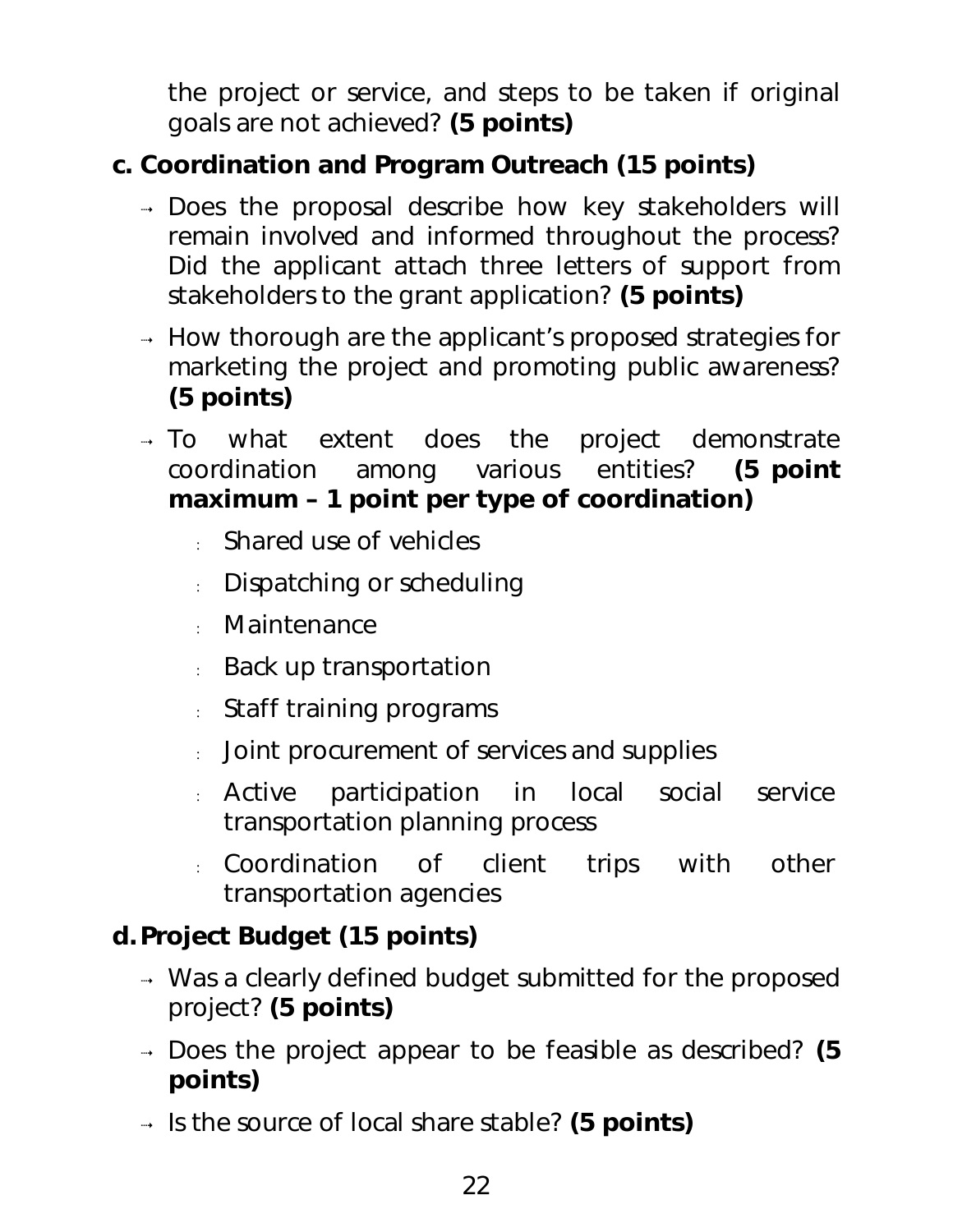the project or service, and steps to be taken if original goals are not achieved? **(5 points)**

**c. Coordination and Program Outreach (15 points)**

- Does the proposal describe how key stakeholders will remain involved and informed throughout the process? Did the applicant attach three letters of support from stakeholders to the grant application? **(5 points)**
- How thorough are the applicant's proposed strategies for marketing the project and promoting public awareness? **(5 points)**
- To what extent does the project demonstrate coordination among various entities? **(5 point maximum – 1 point per type of coordination)**
  - Shared use of vehicles
  - Dispatching or scheduling
  - Maintenance
  - Back up transportation
  - Staff training programs
  - Joint procurement of services and supplies
  - Active participation in local social service transportation planning process
  - Coordination of client trips with other transportation agencies

**d. Project Budget (15 points)**

- Was a clearly defined budget submitted for the proposed project? **(5 points)**
- Does the project appear to be feasible as described? **(5 points)**
- Is the source of local share stable? **(5 points)**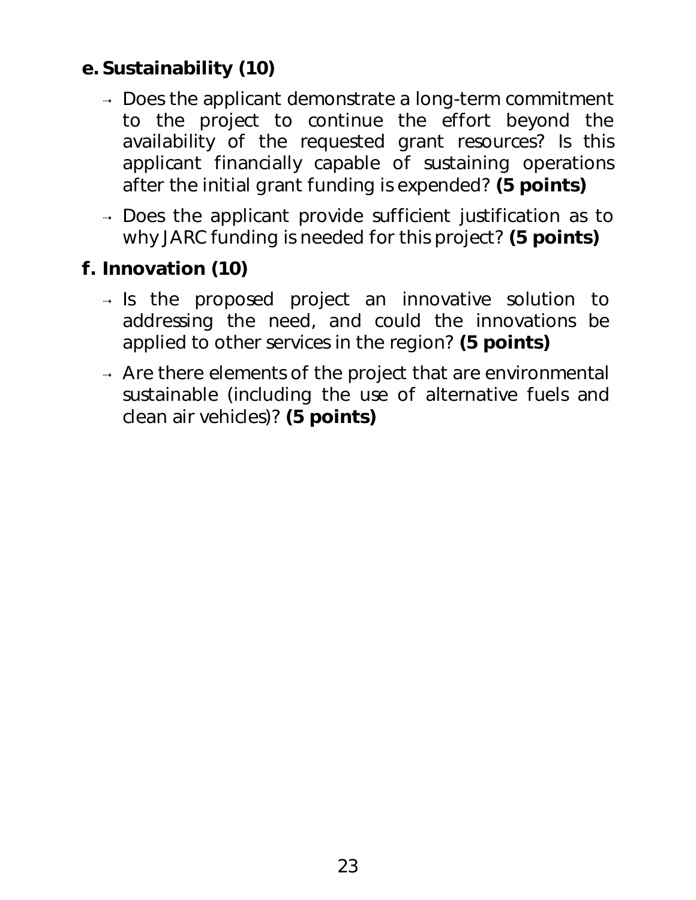**e. Sustainability (10)**

- Does the applicant demonstrate a long-term commitment to the project to continue the effort beyond the availability of the requested grant resources? Is this applicant financially capable of sustaining operations after the initial grant funding is expended? **(5 points)**
- Does the applicant provide sufficient justification as to why JARC funding is needed for this project? **(5 points)**

**f. Innovation (10)**

- Is the proposed project an innovative solution to addressing the need, and could the innovations be applied to other services in the region? **(5 points)**
- Are there elements of the project that are environmental sustainable (including the use of alternative fuels and clean air vehicles)? **(5 points)**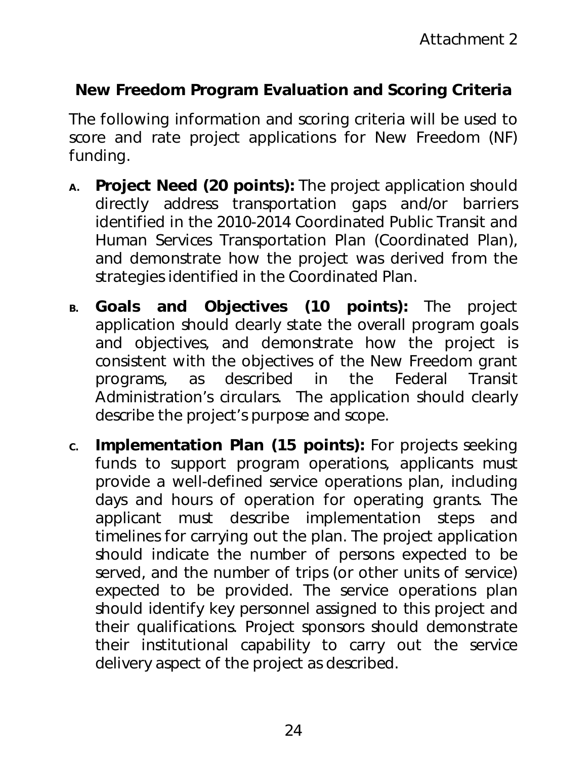Attachment 2

## New Freedom Program Evaluation and Scoring Criteria

The following information and scoring criteria will be used to score and rate project applications for New Freedom (NF) funding.

A. **Project Need (20 points):** The project application should directly address transportation gaps and/or barriers identified in the 2010-2014 Coordinated Public Transit and Human Services Transportation Plan (Coordinated Plan), and demonstrate how the project was derived from the strategies identified in the Coordinated Plan.

B. **Goals and Objectives (10 points):** The project application should clearly state the overall program goals and objectives, and demonstrate how the project is consistent with the objectives of the New Freedom grant programs, as described in the Federal Transit Administration's circulars. The application should clearly describe the project's purpose and scope.

C. **Implementation Plan (15 points):** For projects seeking funds to support program operations, applicants must provide a well-defined service operations plan, including days and hours of operation for operating grants. The applicant must describe implementation steps and timelines for carrying out the plan. The project application should indicate the number of persons expected to be served, and the number of trips (or other units of service) expected to be provided. The service operations plan should identify key personnel assigned to this project and their qualifications. Project sponsors should demonstrate their institutional capability to carry out the service delivery aspect of the project as described.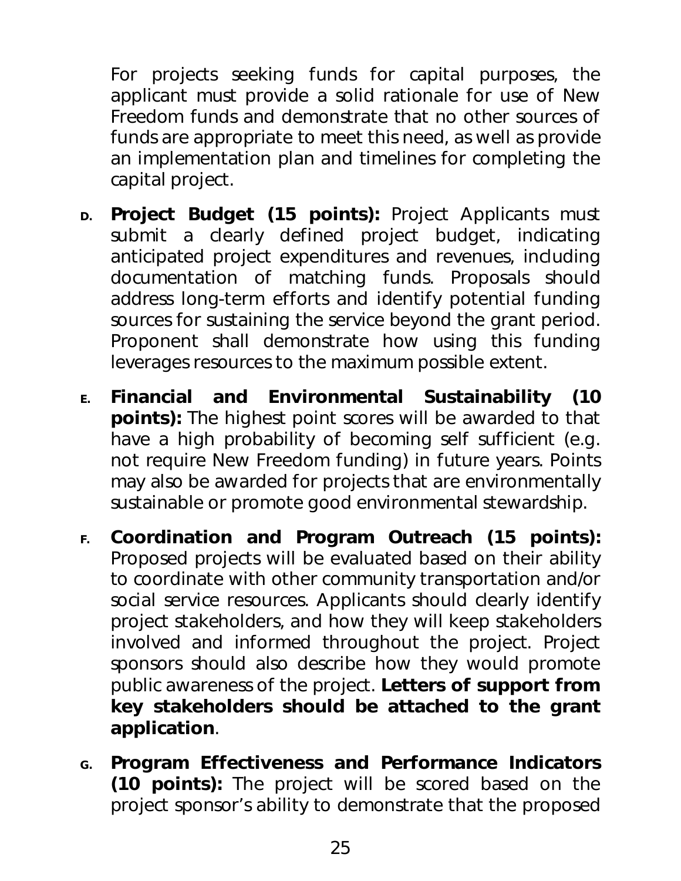For projects seeking funds for capital purposes, the applicant must provide a solid rationale for use of New Freedom funds and demonstrate that no other sources of funds are appropriate to meet this need, as well as provide an implementation plan and timelines for completing the capital project.

D. **Project Budget (15 points):** Project Applicants must submit a clearly defined project budget, indicating anticipated project expenditures and revenues, including documentation of matching funds. Proposals should address long-term efforts and identify potential funding sources for sustaining the service beyond the grant period. Proponent shall demonstrate how using this funding leverages resources to the maximum possible extent.

E. **Financial and Environmental Sustainability (10 points):** The highest point scores will be awarded to that have a high probability of becoming self sufficient (e.g. not require New Freedom funding) in future years. Points may also be awarded for projects that are environmentally sustainable or promote good environmental stewardship.

F. **Coordination and Program Outreach (15 points):** Proposed projects will be evaluated based on their ability to coordinate with other community transportation and/or social service resources. Applicants should clearly identify project stakeholders, and how they will keep stakeholders involved and informed throughout the project. Project sponsors should also describe how they would promote public awareness of the project. **Letters of support from key stakeholders should be attached to the grant application**.

G. **Program Effectiveness and Performance Indicators (10 points):** The project will be scored based on the project sponsor's ability to demonstrate that the proposed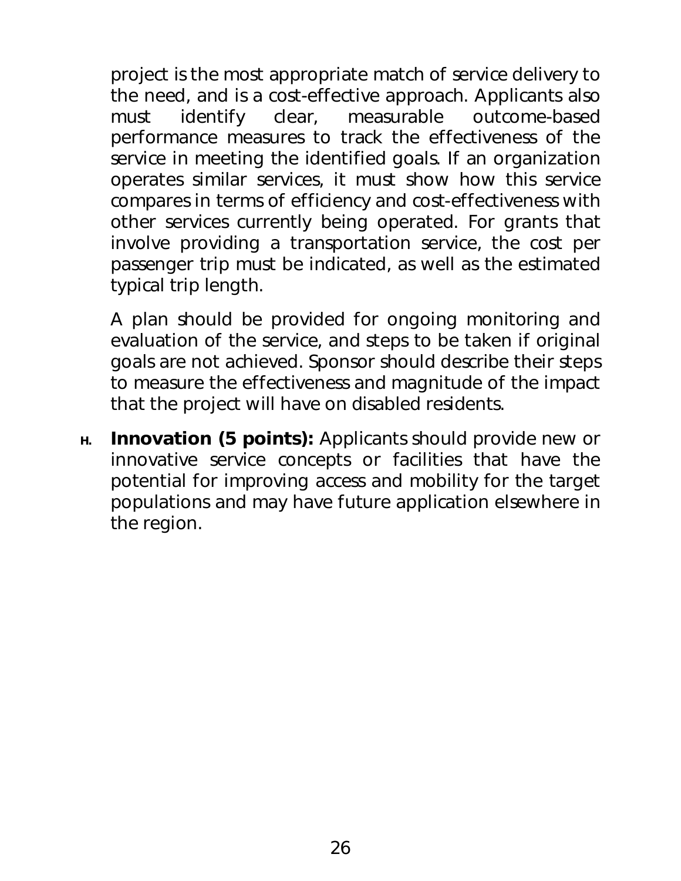project is the most appropriate match of service delivery to the need, and is a cost-effective approach. Applicants also must identify clear, measurable outcome-based performance measures to track the effectiveness of the service in meeting the identified goals. If an organization operates similar services, it must show how this service compares in terms of efficiency and cost-effectiveness with other services currently being operated. For grants that involve providing a transportation service, the cost per passenger trip must be indicated, as well as the estimated typical trip length.

A plan should be provided for ongoing monitoring and evaluation of the service, and steps to be taken if original goals are not achieved. Sponsor should describe their steps to measure the effectiveness and magnitude of the impact that the project will have on disabled residents.

H. **Innovation (5 points):** Applicants should provide new or innovative service concepts or facilities that have the potential for improving access and mobility for the target populations and may have future application elsewhere in the region.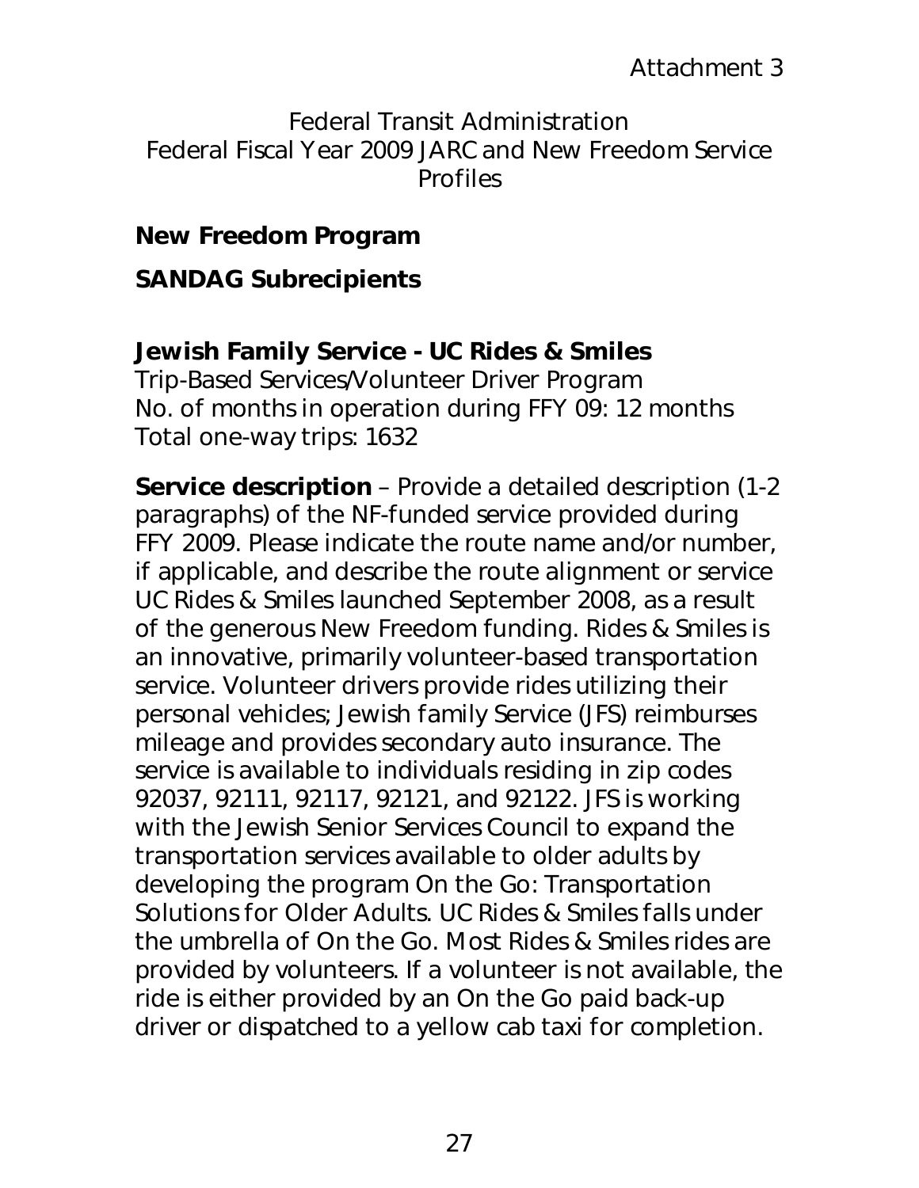Attachment 3

Federal Transit Administration
Federal Fiscal Year 2009 JARC and New Freedom Service Profiles

## New Freedom Program

## SANDAG Subrecipients

### Jewish Family Service - UC Rides & Smiles

Trip-Based Services/Volunteer Driver Program
No. of months in operation during FFY 09: 12 months
Total one-way trips: 1632

**Service description** – Provide a detailed description (1-2 paragraphs) of the NF-funded service provided during FFY 2009. Please indicate the route name and/or number, if applicable, and describe the route alignment or service UC Rides & Smiles launched September 2008, as a result of the generous New Freedom funding. Rides & Smiles is an innovative, primarily volunteer-based transportation service. Volunteer drivers provide rides utilizing their personal vehicles; Jewish family Service (JFS) reimburses mileage and provides secondary auto insurance. The service is available to individuals residing in zip codes 92037, 92111, 92117, 92121, and 92122. JFS is working with the Jewish Senior Services Council to expand the transportation services available to older adults by developing the program On the Go: Transportation Solutions for Older Adults. UC Rides & Smiles falls under the umbrella of On the Go. Most Rides & Smiles rides are provided by volunteers. If a volunteer is not available, the ride is either provided by an On the Go paid back-up driver or dispatched to a yellow cab taxi for completion.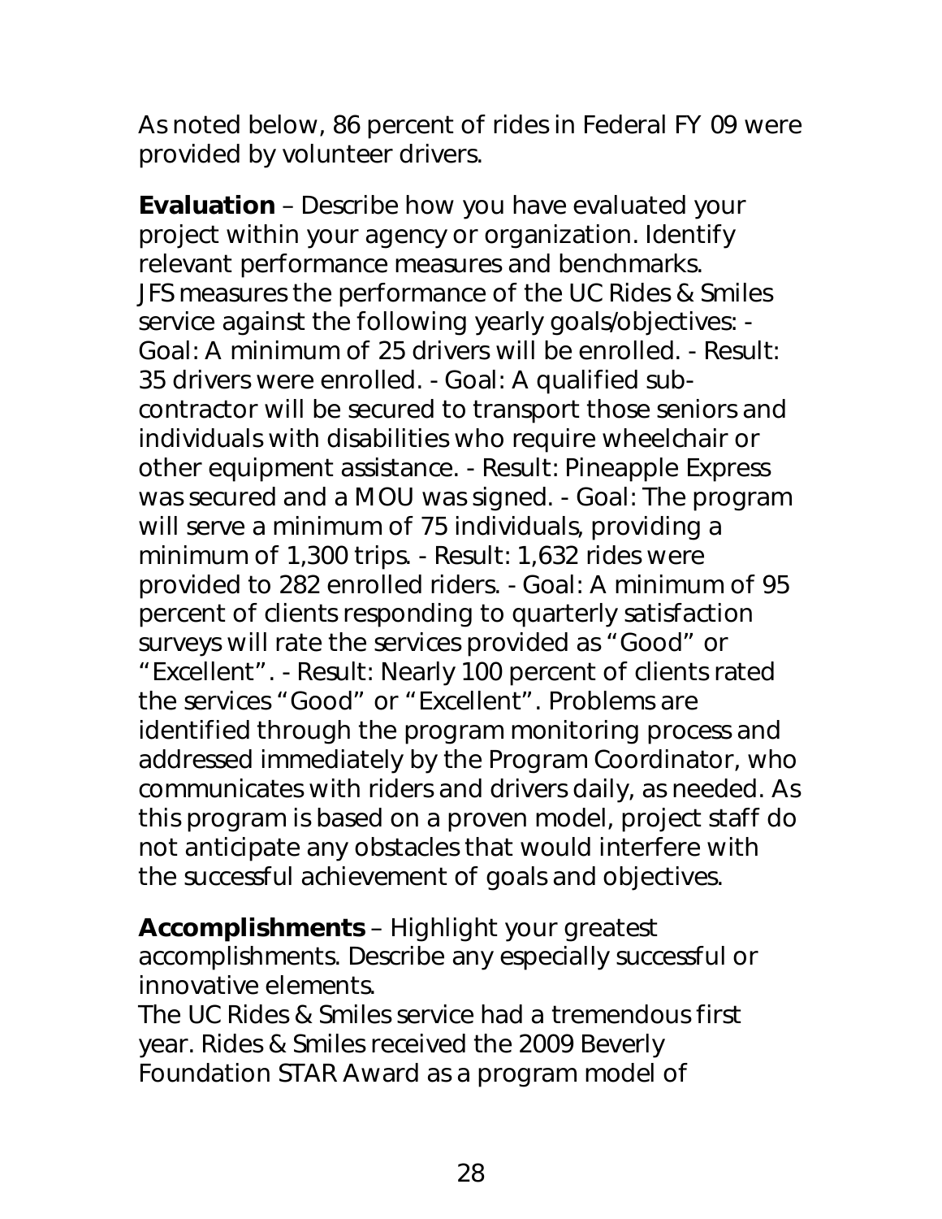As noted below, 86 percent of rides in Federal FY 09 were provided by volunteer drivers.

**Evaluation** – Describe how you have evaluated your project within your agency or organization. Identify relevant performance measures and benchmarks.
JFS measures the performance of the UC Rides & Smiles service against the following yearly goals/objectives: - Goal: A minimum of 25 drivers will be enrolled. - Result: 35 drivers were enrolled. - Goal: A qualified sub-contractor will be secured to transport those seniors and individuals with disabilities who require wheelchair or other equipment assistance. - Result: Pineapple Express was secured and a MOU was signed. - Goal: The program will serve a minimum of 75 individuals, providing a minimum of 1,300 trips. - Result: 1,632 rides were provided to 282 enrolled riders. - Goal: A minimum of 95 percent of clients responding to quarterly satisfaction surveys will rate the services provided as "Good" or "Excellent". - Result: Nearly 100 percent of clients rated the services "Good" or "Excellent". Problems are identified through the program monitoring process and addressed immediately by the Program Coordinator, who communicates with riders and drivers daily, as needed. As this program is based on a proven model, project staff do not anticipate any obstacles that would interfere with the successful achievement of goals and objectives.

**Accomplishments** – Highlight your greatest accomplishments. Describe any especially successful or innovative elements.
The UC Rides & Smiles service had a tremendous first year. Rides & Smiles received the 2009 Beverly Foundation STAR Award as a program model of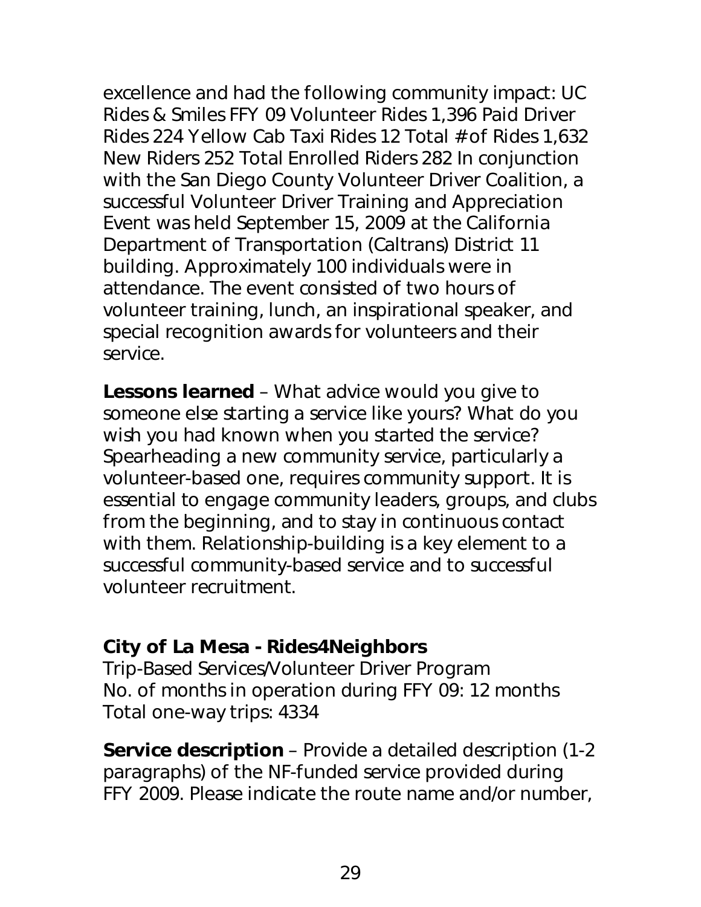excellence and had the following community impact: UC Rides & Smiles FFY 09 Volunteer Rides 1,396 Paid Driver Rides 224 Yellow Cab Taxi Rides 12 Total # of Rides 1,632 New Riders 252 Total Enrolled Riders 282 In conjunction with the San Diego County Volunteer Driver Coalition, a successful Volunteer Driver Training and Appreciation Event was held September 15, 2009 at the California Department of Transportation (Caltrans) District 11 building. Approximately 100 individuals were in attendance. The event consisted of two hours of volunteer training, lunch, an inspirational speaker, and special recognition awards for volunteers and their service.

**Lessons learned** – What advice would you give to someone else starting a service like yours? What do you wish you had known when you started the service? Spearheading a new community service, particularly a volunteer-based one, requires community support. It is essential to engage community leaders, groups, and clubs from the beginning, and to stay in continuous contact with them. Relationship-building is a key element to a successful community-based service and to successful volunteer recruitment.

### City of La Mesa - Rides4Neighbors

Trip-Based Services/Volunteer Driver Program
No. of months in operation during FFY 09: 12 months
Total one-way trips: 4334

**Service description** – Provide a detailed description (1-2 paragraphs) of the NF-funded service provided during FFY 2009. Please indicate the route name and/or number,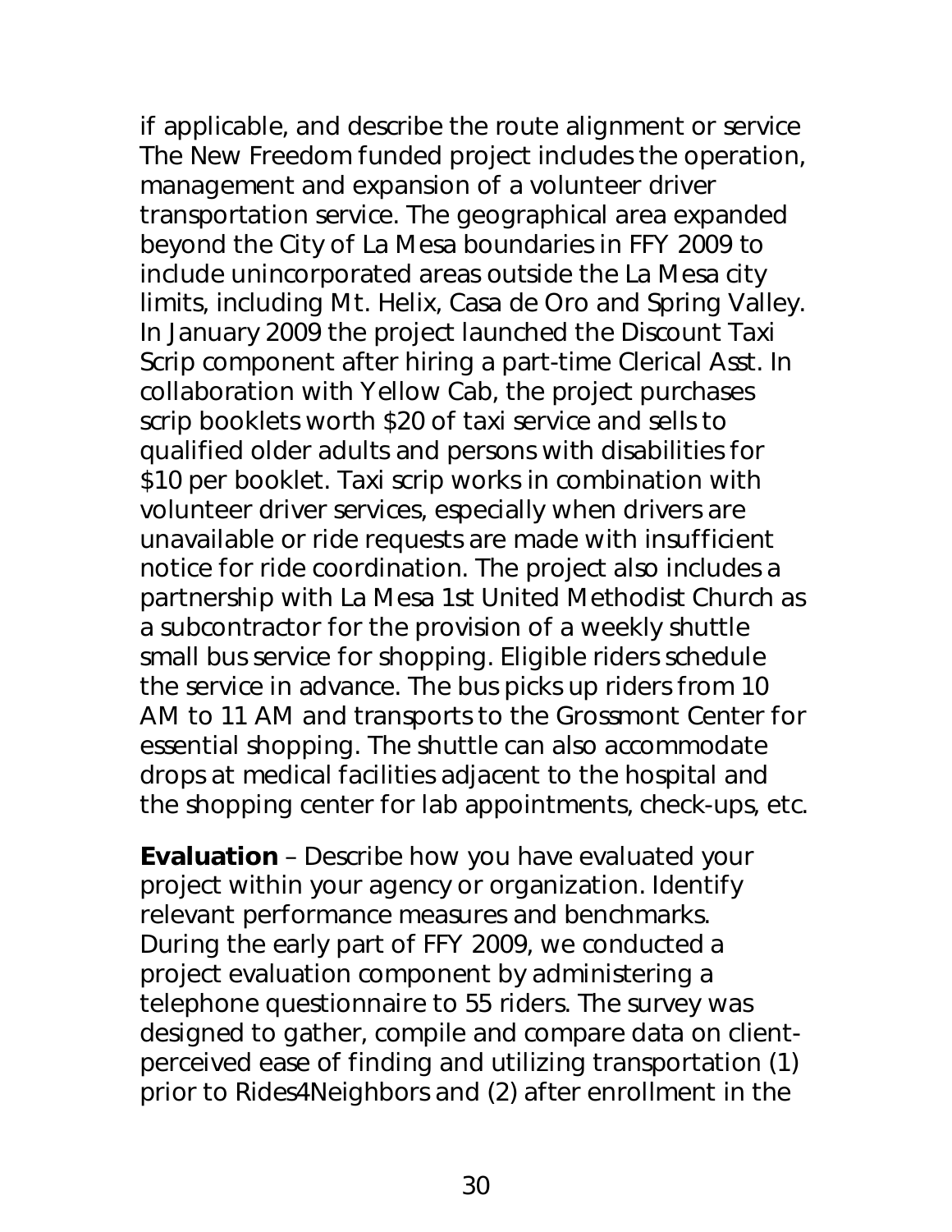if applicable, and describe the route alignment or service The New Freedom funded project includes the operation, management and expansion of a volunteer driver transportation service. The geographical area expanded beyond the City of La Mesa boundaries in FFY 2009 to include unincorporated areas outside the La Mesa city limits, including Mt. Helix, Casa de Oro and Spring Valley. In January 2009 the project launched the Discount Taxi Scrip component after hiring a part-time Clerical Asst. In collaboration with Yellow Cab, the project purchases scrip booklets worth $20 of taxi service and sells to qualified older adults and persons with disabilities for $10 per booklet. Taxi scrip works in combination with volunteer driver services, especially when drivers are unavailable or ride requests are made with insufficient notice for ride coordination. The project also includes a partnership with La Mesa 1st United Methodist Church as a subcontractor for the provision of a weekly shuttle small bus service for shopping. Eligible riders schedule the service in advance. The bus picks up riders from 10 AM to 11 AM and transports to the Grossmont Center for essential shopping. The shuttle can also accommodate drops at medical facilities adjacent to the hospital and the shopping center for lab appointments, check-ups, etc.

**Evaluation** – Describe how you have evaluated your project within your agency or organization. Identify relevant performance measures and benchmarks. During the early part of FFY 2009, we conducted a project evaluation component by administering a telephone questionnaire to 55 riders. The survey was designed to gather, compile and compare data on client-perceived ease of finding and utilizing transportation (1) prior to Rides4Neighbors and (2) after enrollment in the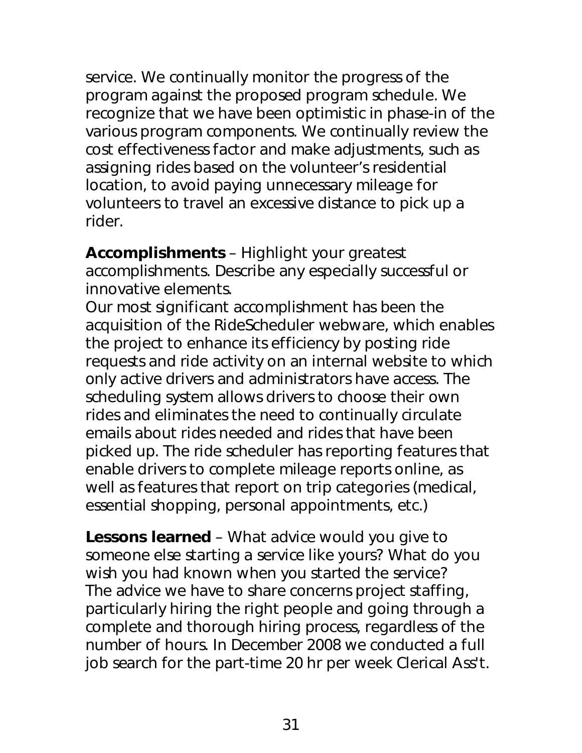service. We continually monitor the progress of the program against the proposed program schedule. We recognize that we have been optimistic in phase-in of the various program components. We continually review the cost effectiveness factor and make adjustments, such as assigning rides based on the volunteer's residential location, to avoid paying unnecessary mileage for volunteers to travel an excessive distance to pick up a rider.

**Accomplishments** – Highlight your greatest accomplishments. Describe any especially successful or innovative elements.
Our most significant accomplishment has been the acquisition of the RideScheduler webware, which enables the project to enhance its efficiency by posting ride requests and ride activity on an internal website to which only active drivers and administrators have access. The scheduling system allows drivers to choose their own rides and eliminates the need to continually circulate emails about rides needed and rides that have been picked up. The ride scheduler has reporting features that enable drivers to complete mileage reports online, as well as features that report on trip categories (medical, essential shopping, personal appointments, etc.)

**Lessons learned** – What advice would you give to someone else starting a service like yours? What do you wish you had known when you started the service?
The advice we have to share concerns project staffing, particularly hiring the right people and going through a complete and thorough hiring process, regardless of the number of hours. In December 2008 we conducted a full job search for the part-time 20 hr per week Clerical Ass't.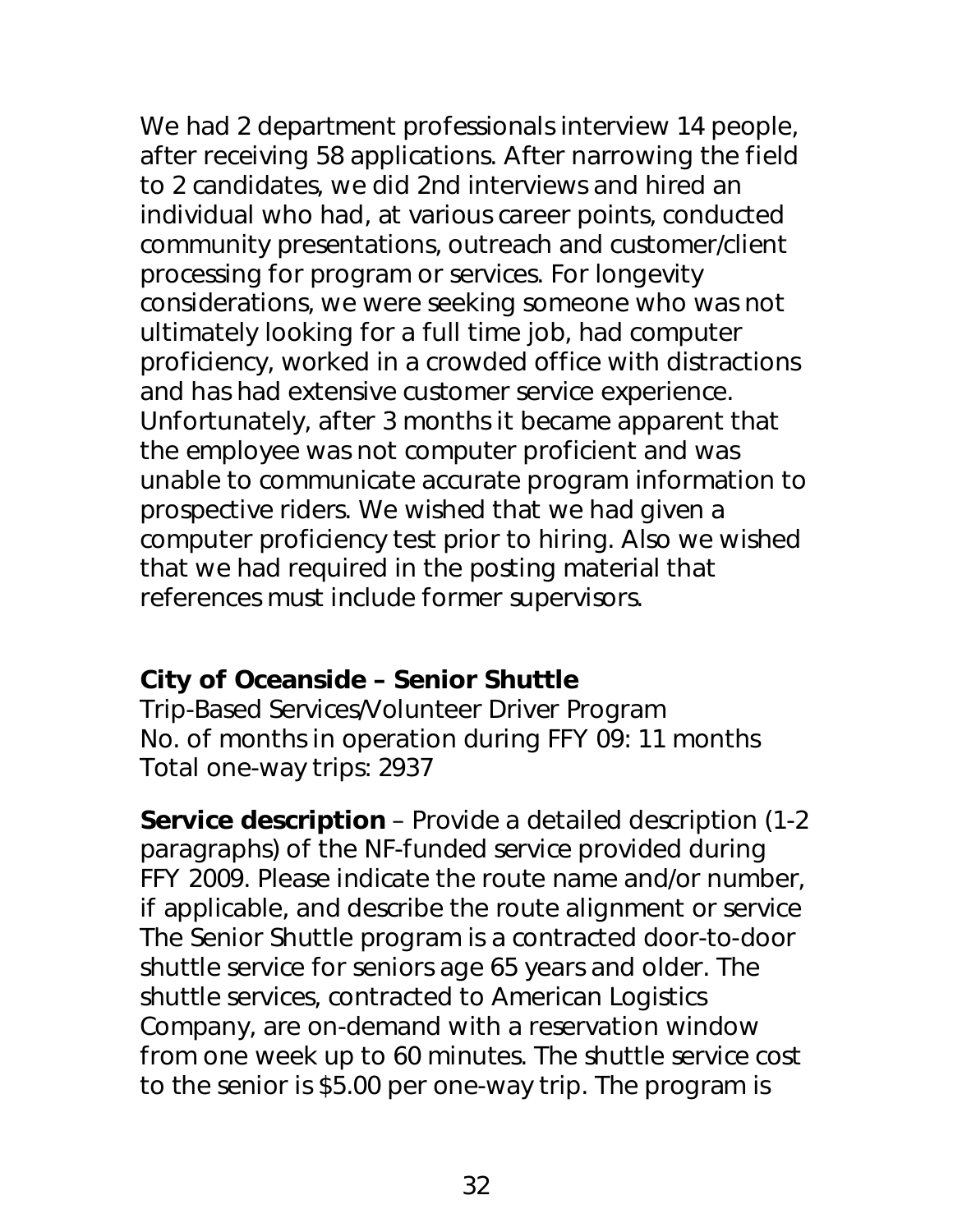We had 2 department professionals interview 14 people, after receiving 58 applications. After narrowing the field to 2 candidates, we did 2nd interviews and hired an individual who had, at various career points, conducted community presentations, outreach and customer/client processing for program or services. For longevity considerations, we were seeking someone who was not ultimately looking for a full time job, had computer proficiency, worked in a crowded office with distractions and has had extensive customer service experience. Unfortunately, after 3 months it became apparent that the employee was not computer proficient and was unable to communicate accurate program information to prospective riders. We wished that we had given a computer proficiency test prior to hiring. Also we wished that we had required in the posting material that references must include former supervisors.

**City of Oceanside – Senior Shuttle**
Trip-Based Services/Volunteer Driver Program
No. of months in operation during FFY 09: 11 months
Total one-way trips: 2937

**Service description** – Provide a detailed description (1-2 paragraphs) of the NF-funded service provided during FFY 2009. Please indicate the route name and/or number, if applicable, and describe the route alignment or service
The Senior Shuttle program is a contracted door-to-door shuttle service for seniors age 65 years and older. The shuttle services, contracted to American Logistics Company, are on-demand with a reservation window from one week up to 60 minutes. The shuttle service cost to the senior is $5.00 per one-way trip. The program is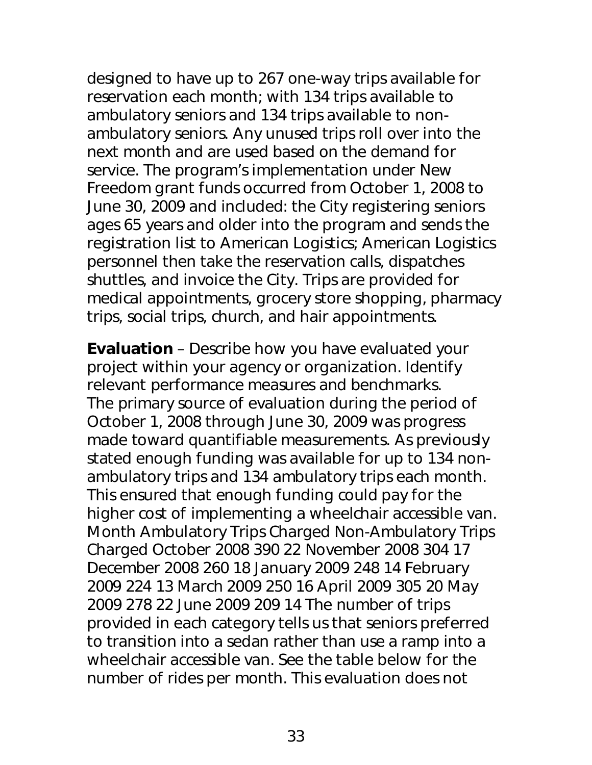designed to have up to 267 one-way trips available for reservation each month; with 134 trips available to ambulatory seniors and 134 trips available to non-ambulatory seniors. Any unused trips roll over into the next month and are used based on the demand for service. The program's implementation under New Freedom grant funds occurred from October 1, 2008 to June 30, 2009 and included: the City registering seniors ages 65 years and older into the program and sends the registration list to American Logistics; American Logistics personnel then take the reservation calls, dispatches shuttles, and invoice the City. Trips are provided for medical appointments, grocery store shopping, pharmacy trips, social trips, church, and hair appointments.

**Evaluation** – Describe how you have evaluated your project within your agency or organization. Identify relevant performance measures and benchmarks.
The primary source of evaluation during the period of October 1, 2008 through June 30, 2009 was progress made toward quantifiable measurements. As previously stated enough funding was available for up to 134 non-ambulatory trips and 134 ambulatory trips each month. This ensured that enough funding could pay for the higher cost of implementing a wheelchair accessible van.

| Month | Ambulatory Trips Charged | Non-Ambulatory Trips Charged |
|---|---|---|
| October 2008 | 390 | 22 |
| November 2008 | 304 | 17 |
| December 2008 | 260 | 18 |
| January 2009 | 248 | 14 |
| February 2009 | 224 | 13 |
| March 2009 | 250 | 16 |
| April 2009 | 305 | 20 |
| May 2009 | 278 | 22 |
| June 2009 | 209 | 14 |

The number of trips provided in each category tells us that seniors preferred to transition into a sedan rather than use a ramp into a wheelchair accessible van. See the table below for the number of rides per month. This evaluation does not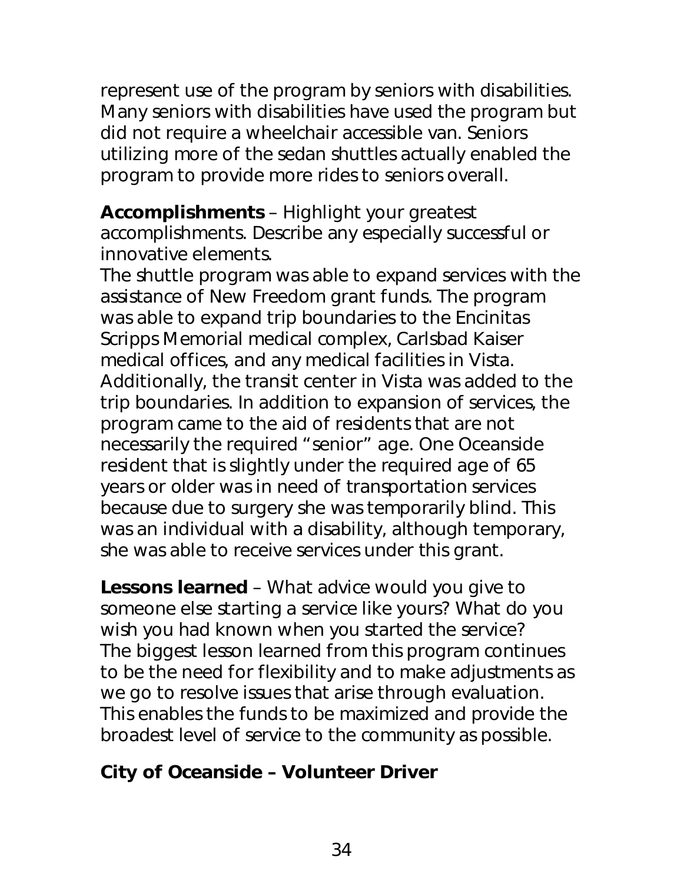represent use of the program by seniors with disabilities. Many seniors with disabilities have used the program but did not require a wheelchair accessible van. Seniors utilizing more of the sedan shuttles actually enabled the program to provide more rides to seniors overall.

**Accomplishments** – Highlight your greatest accomplishments. Describe any especially successful or innovative elements.
The shuttle program was able to expand services with the assistance of New Freedom grant funds. The program was able to expand trip boundaries to the Encinitas Scripps Memorial medical complex, Carlsbad Kaiser medical offices, and any medical facilities in Vista. Additionally, the transit center in Vista was added to the trip boundaries. In addition to expansion of services, the program came to the aid of residents that are not necessarily the required "senior" age. One Oceanside resident that is slightly under the required age of 65 years or older was in need of transportation services because due to surgery she was temporarily blind. This was an individual with a disability, although temporary, she was able to receive services under this grant.

**Lessons learned** – What advice would you give to someone else starting a service like yours? What do you wish you had known when you started the service?
The biggest lesson learned from this program continues to be the need for flexibility and to make adjustments as we go to resolve issues that arise through evaluation. This enables the funds to be maximized and provide the broadest level of service to the community as possible.

## City of Oceanside – Volunteer Driver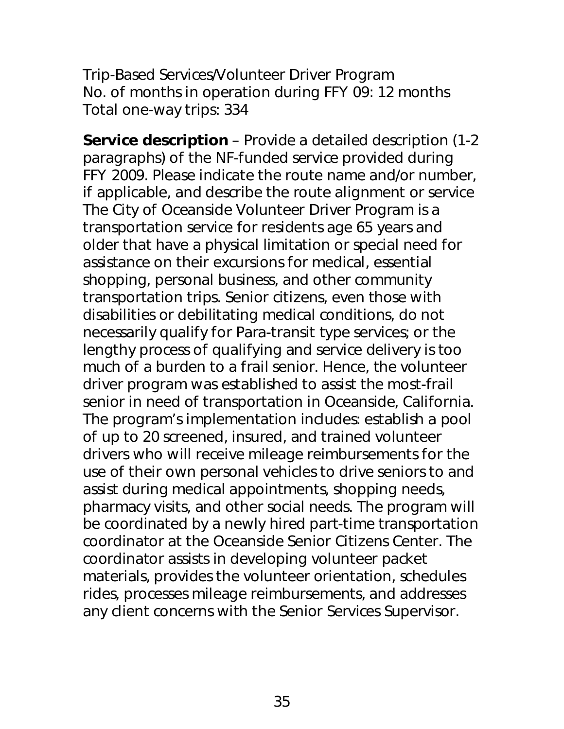Trip-Based Services/Volunteer Driver Program
No. of months in operation during FFY 09: 12 months
Total one-way trips: 334

**Service description** – Provide a detailed description (1-2 paragraphs) of the NF-funded service provided during FFY 2009. Please indicate the route name and/or number, if applicable, and describe the route alignment or service
The City of Oceanside Volunteer Driver Program is a transportation service for residents age 65 years and older that have a physical limitation or special need for assistance on their excursions for medical, essential shopping, personal business, and other community transportation trips. Senior citizens, even those with disabilities or debilitating medical conditions, do not necessarily qualify for Para-transit type services; or the lengthy process of qualifying and service delivery is too much of a burden to a frail senior. Hence, the volunteer driver program was established to assist the most-frail senior in need of transportation in Oceanside, California. The program's implementation includes: establish a pool of up to 20 screened, insured, and trained volunteer drivers who will receive mileage reimbursements for the use of their own personal vehicles to drive seniors to and assist during medical appointments, shopping needs, pharmacy visits, and other social needs. The program will be coordinated by a newly hired part-time transportation coordinator at the Oceanside Senior Citizens Center. The coordinator assists in developing volunteer packet materials, provides the volunteer orientation, schedules rides, processes mileage reimbursements, and addresses any client concerns with the Senior Services Supervisor.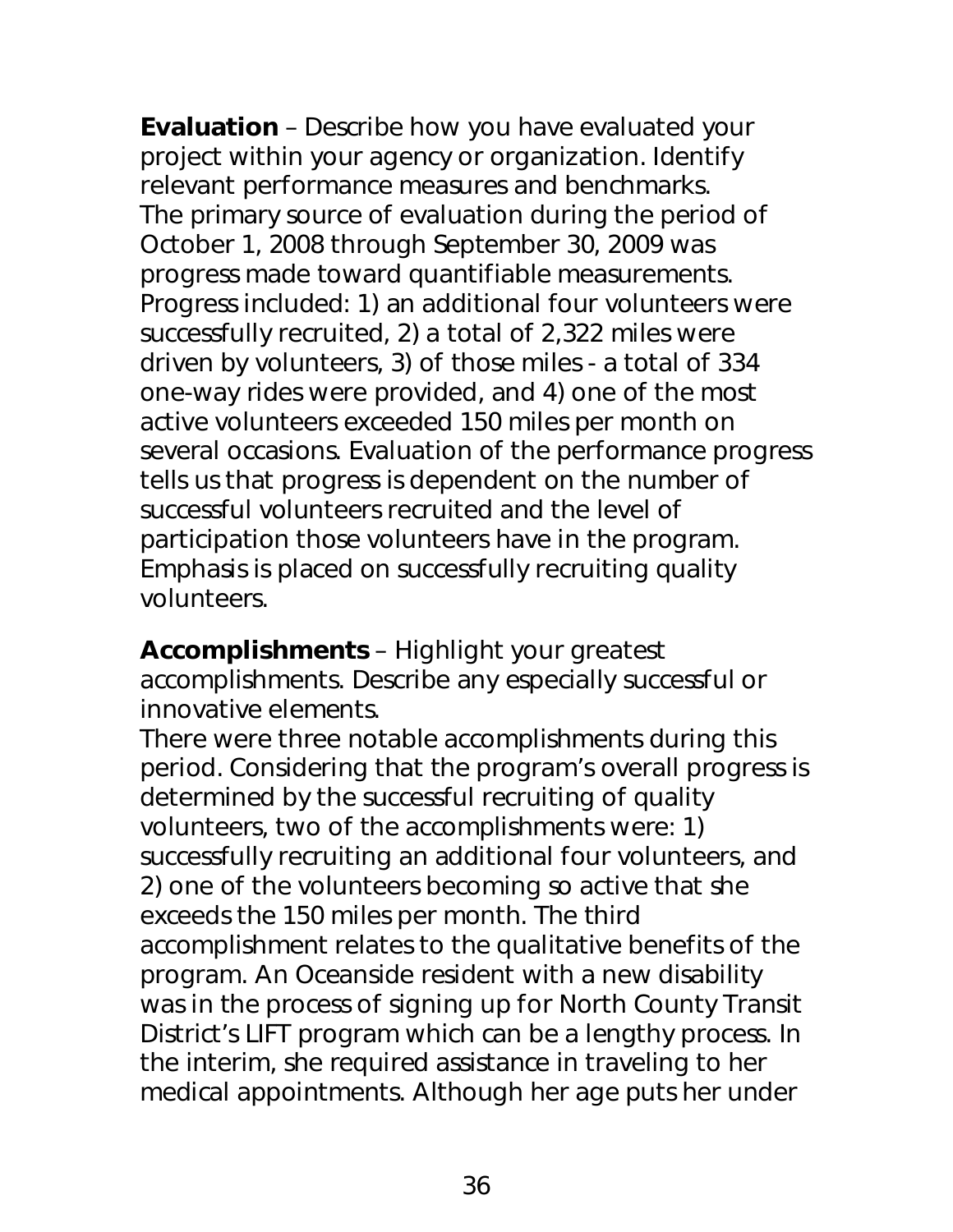**Evaluation** – Describe how you have evaluated your project within your agency or organization. Identify relevant performance measures and benchmarks.
The primary source of evaluation during the period of October 1, 2008 through September 30, 2009 was progress made toward quantifiable measurements. Progress included: 1) an additional four volunteers were successfully recruited, 2) a total of 2,322 miles were driven by volunteers, 3) of those miles - a total of 334 one-way rides were provided, and 4) one of the most active volunteers exceeded 150 miles per month on several occasions. Evaluation of the performance progress tells us that progress is dependent on the number of successful volunteers recruited and the level of participation those volunteers have in the program. Emphasis is placed on successfully recruiting quality volunteers.

**Accomplishments** – Highlight your greatest accomplishments. Describe any especially successful or innovative elements.
There were three notable accomplishments during this period. Considering that the program's overall progress is determined by the successful recruiting of quality volunteers, two of the accomplishments were: 1) successfully recruiting an additional four volunteers, and 2) one of the volunteers becoming so active that she exceeds the 150 miles per month. The third accomplishment relates to the qualitative benefits of the program. An Oceanside resident with a new disability was in the process of signing up for North County Transit District's LIFT program which can be a lengthy process. In the interim, she required assistance in traveling to her medical appointments. Although her age puts her under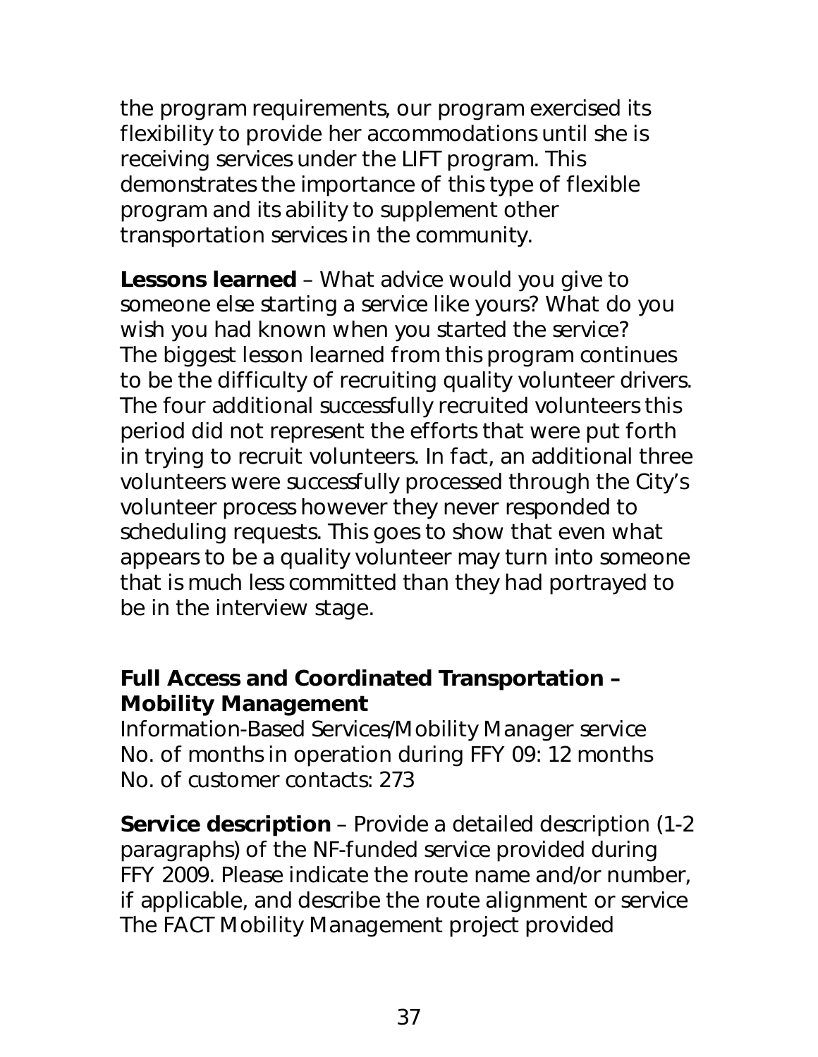the program requirements, our program exercised its flexibility to provide her accommodations until she is receiving services under the LIFT program. This demonstrates the importance of this type of flexible program and its ability to supplement other transportation services in the community.

**Lessons learned** – What advice would you give to someone else starting a service like yours? What do you wish you had known when you started the service?
The biggest lesson learned from this program continues to be the difficulty of recruiting quality volunteer drivers. The four additional successfully recruited volunteers this period did not represent the efforts that were put forth in trying to recruit volunteers. In fact, an additional three volunteers were successfully processed through the City's volunteer process however they never responded to scheduling requests. This goes to show that even what appears to be a quality volunteer may turn into someone that is much less committed than they had portrayed to be in the interview stage.

### Full Access and Coordinated Transportation – Mobility Management

Information-Based Services/Mobility Manager service
No. of months in operation during FFY 09: 12 months
No. of customer contacts: 273

**Service description** – Provide a detailed description (1-2 paragraphs) of the NF-funded service provided during FFY 2009. Please indicate the route name and/or number, if applicable, and describe the route alignment or service
The FACT Mobility Management project provided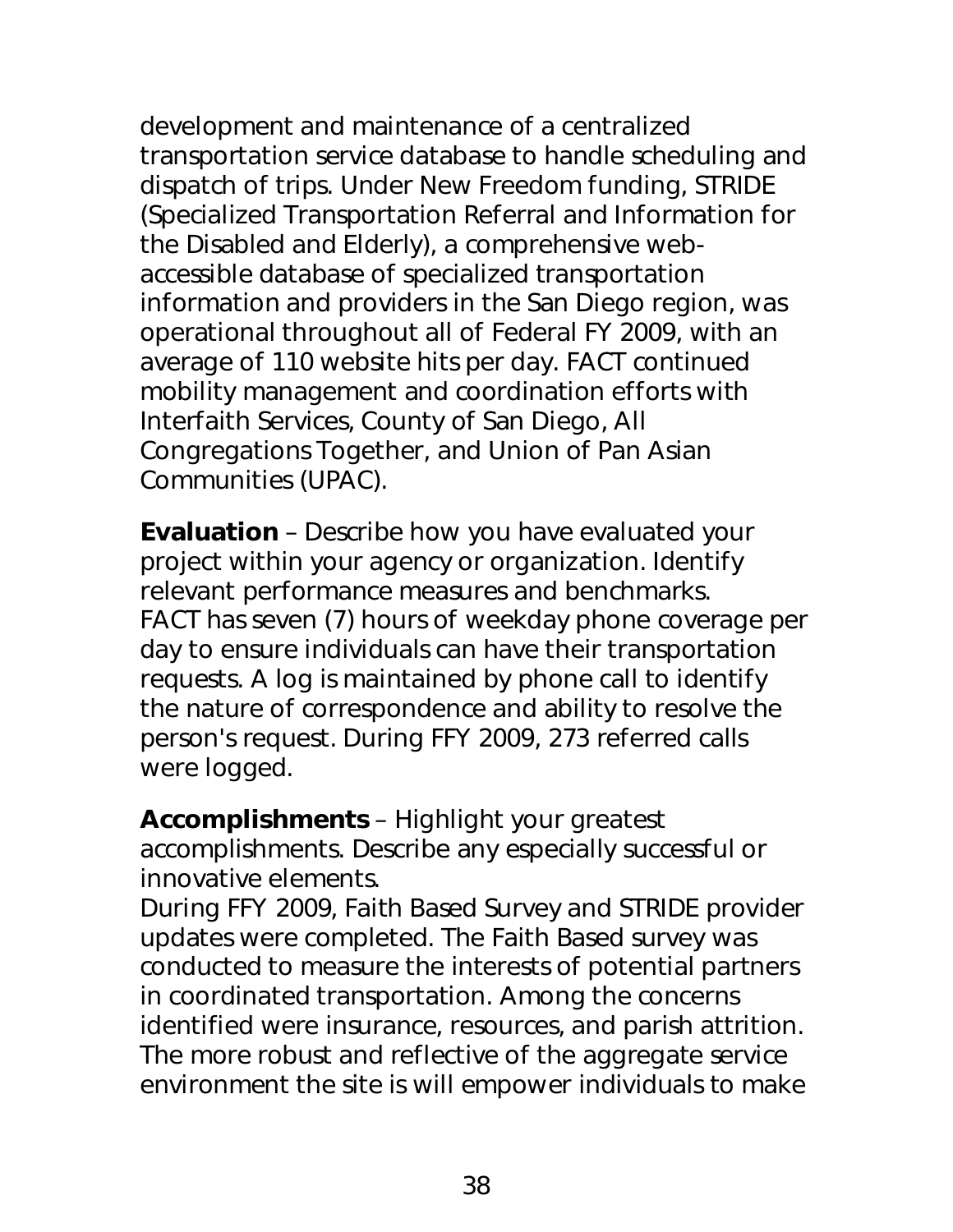development and maintenance of a centralized transportation service database to handle scheduling and dispatch of trips. Under New Freedom funding, STRIDE (Specialized Transportation Referral and Information for the Disabled and Elderly), a comprehensive web-accessible database of specialized transportation information and providers in the San Diego region, was operational throughout all of Federal FY 2009, with an average of 110 website hits per day. FACT continued mobility management and coordination efforts with Interfaith Services, County of San Diego, All Congregations Together, and Union of Pan Asian Communities (UPAC).

**Evaluation** – Describe how you have evaluated your project within your agency or organization. Identify relevant performance measures and benchmarks.
FACT has seven (7) hours of weekday phone coverage per day to ensure individuals can have their transportation requests. A log is maintained by phone call to identify the nature of correspondence and ability to resolve the person's request. During FFY 2009, 273 referred calls were logged.

**Accomplishments** – Highlight your greatest accomplishments. Describe any especially successful or innovative elements.
During FFY 2009, Faith Based Survey and STRIDE provider updates were completed. The Faith Based survey was conducted to measure the interests of potential partners in coordinated transportation. Among the concerns identified were insurance, resources, and parish attrition. The more robust and reflective of the aggregate service environment the site is will empower individuals to make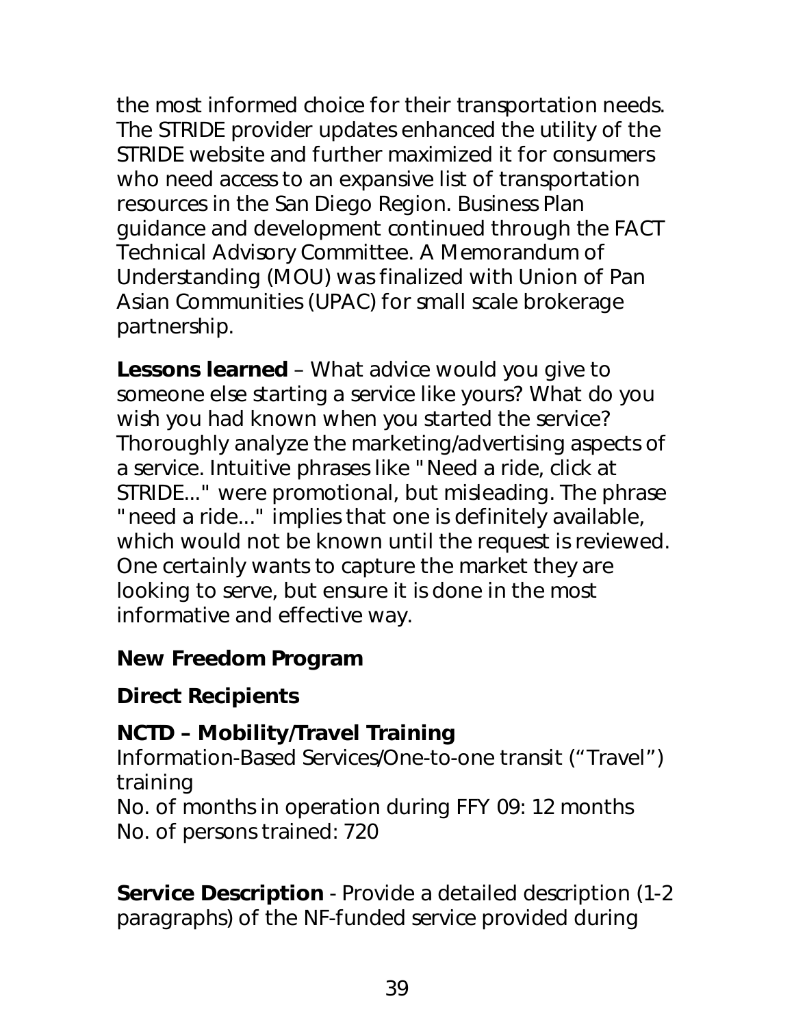the most informed choice for their transportation needs. The STRIDE provider updates enhanced the utility of the STRIDE website and further maximized it for consumers who need access to an expansive list of transportation resources in the San Diego Region. Business Plan guidance and development continued through the FACT Technical Advisory Committee. A Memorandum of Understanding (MOU) was finalized with Union of Pan Asian Communities (UPAC) for small scale brokerage partnership.

**Lessons learned** – What advice would you give to someone else starting a service like yours? What do you wish you had known when you started the service? Thoroughly analyze the marketing/advertising aspects of a service. Intuitive phrases like "Need a ride, click at STRIDE..." were promotional, but misleading. The phrase "need a ride..." implies that one is definitely available, which would not be known until the request is reviewed. One certainly wants to capture the market they are looking to serve, but ensure it is done in the most informative and effective way.

## New Freedom Program

### Direct Recipients

#### NCTD – Mobility/Travel Training

Information-Based Services/One-to-one transit ("Travel") training
No. of months in operation during FFY 09: 12 months
No. of persons trained: 720

**Service Description** - Provide a detailed description (1-2 paragraphs) of the NF-funded service provided during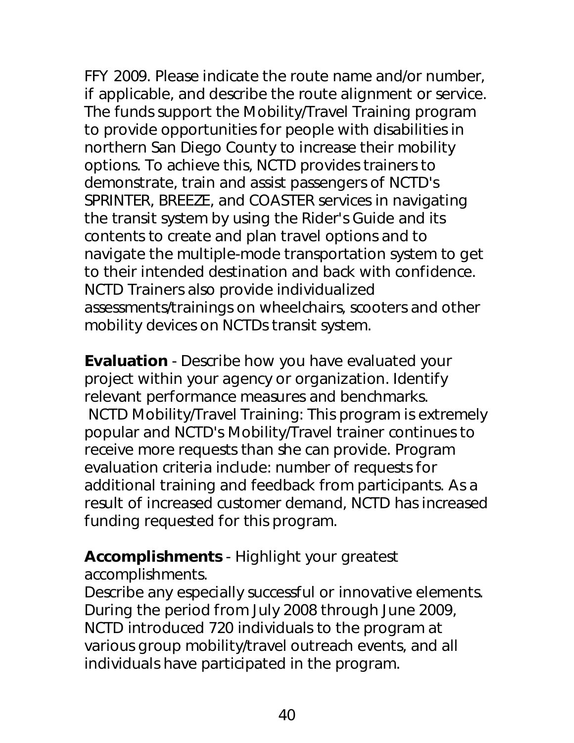FFY 2009. Please indicate the route name and/or number, if applicable, and describe the route alignment or service. The funds support the Mobility/Travel Training program to provide opportunities for people with disabilities in northern San Diego County to increase their mobility options. To achieve this, NCTD provides trainers to demonstrate, train and assist passengers of NCTD's SPRINTER, BREEZE, and COASTER services in navigating the transit system by using the Rider's Guide and its contents to create and plan travel options and to navigate the multiple-mode transportation system to get to their intended destination and back with confidence. NCTD Trainers also provide individualized assessments/trainings on wheelchairs, scooters and other mobility devices on NCTDs transit system.

**Evaluation** - Describe how you have evaluated your project within your agency or organization. Identify relevant performance measures and benchmarks.
NCTD Mobility/Travel Training: This program is extremely popular and NCTD's Mobility/Travel trainer continues to receive more requests than she can provide. Program evaluation criteria include: number of requests for additional training and feedback from participants. As a result of increased customer demand, NCTD has increased funding requested for this program.

**Accomplishments** - Highlight your greatest accomplishments.
Describe any especially successful or innovative elements. During the period from July 2008 through June 2009, NCTD introduced 720 individuals to the program at various group mobility/travel outreach events, and all individuals have participated in the program.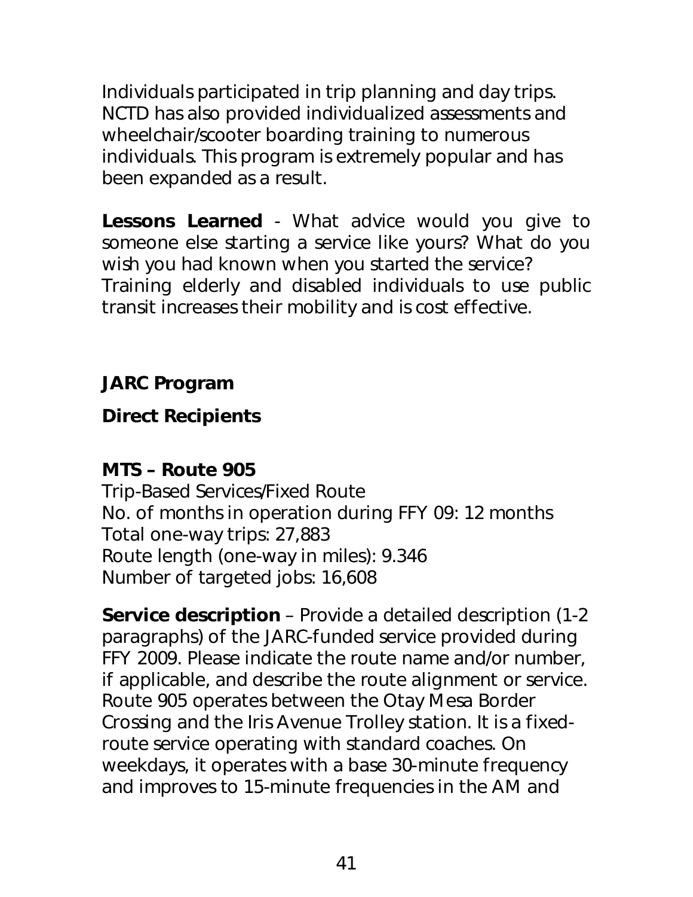Individuals participated in trip planning and day trips. NCTD has also provided individualized assessments and wheelchair/scooter boarding training to numerous individuals. This program is extremely popular and has been expanded as a result.

**Lessons Learned** - What advice would you give to someone else starting a service like yours? What do you wish you had known when you started the service?
Training elderly and disabled individuals to use public transit increases their mobility and is cost effective.

## JARC Program

### Direct Recipients

**MTS – Route 905**
Trip-Based Services/Fixed Route
No. of months in operation during FFY 09: 12 months
Total one-way trips: 27,883
Route length (one-way in miles): 9.346
Number of targeted jobs: 16,608

**Service description** – Provide a detailed description (1-2 paragraphs) of the JARC-funded service provided during FFY 2009. Please indicate the route name and/or number, if applicable, and describe the route alignment or service.
Route 905 operates between the Otay Mesa Border Crossing and the Iris Avenue Trolley station. It is a fixed-route service operating with standard coaches. On weekdays, it operates with a base 30-minute frequency and improves to 15-minute frequencies in the AM and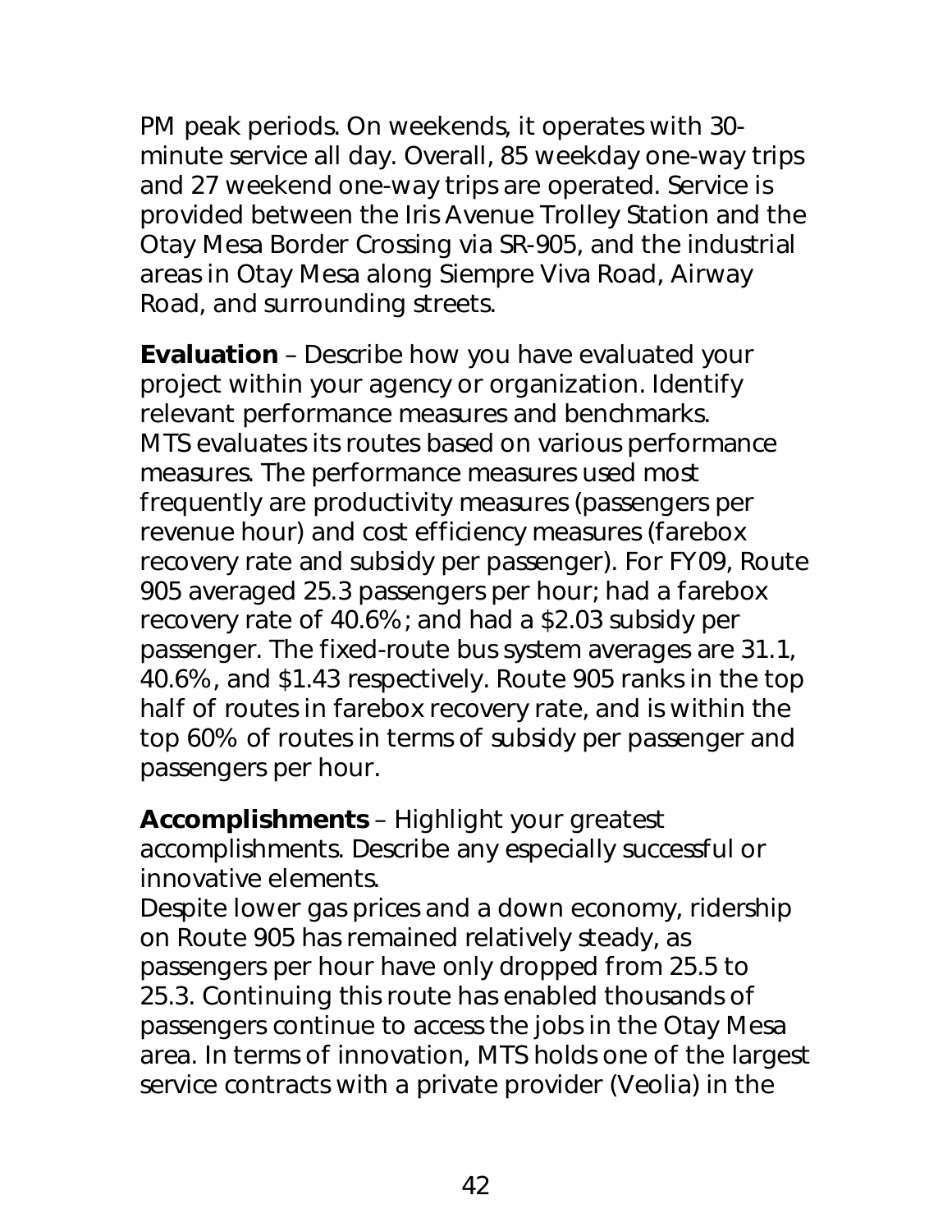PM peak periods. On weekends, it operates with 30-minute service all day. Overall, 85 weekday one-way trips and 27 weekend one-way trips are operated. Service is provided between the Iris Avenue Trolley Station and the Otay Mesa Border Crossing via SR-905, and the industrial areas in Otay Mesa along Siempre Viva Road, Airway Road, and surrounding streets.

**Evaluation** – Describe how you have evaluated your project within your agency or organization. Identify relevant performance measures and benchmarks.
MTS evaluates its routes based on various performance measures. The performance measures used most frequently are productivity measures (passengers per revenue hour) and cost efficiency measures (farebox recovery rate and subsidy per passenger). For FY09, Route 905 averaged 25.3 passengers per hour; had a farebox recovery rate of 40.6%; and had a $2.03 subsidy per passenger. The fixed-route bus system averages are 31.1, 40.6%, and $1.43 respectively. Route 905 ranks in the top half of routes in farebox recovery rate, and is within the top 60% of routes in terms of subsidy per passenger and passengers per hour.

**Accomplishments** – Highlight your greatest accomplishments. Describe any especially successful or innovative elements.
Despite lower gas prices and a down economy, ridership on Route 905 has remained relatively steady, as passengers per hour have only dropped from 25.5 to 25.3. Continuing this route has enabled thousands of passengers continue to access the jobs in the Otay Mesa area. In terms of innovation, MTS holds one of the largest service contracts with a private provider (Veolia) in the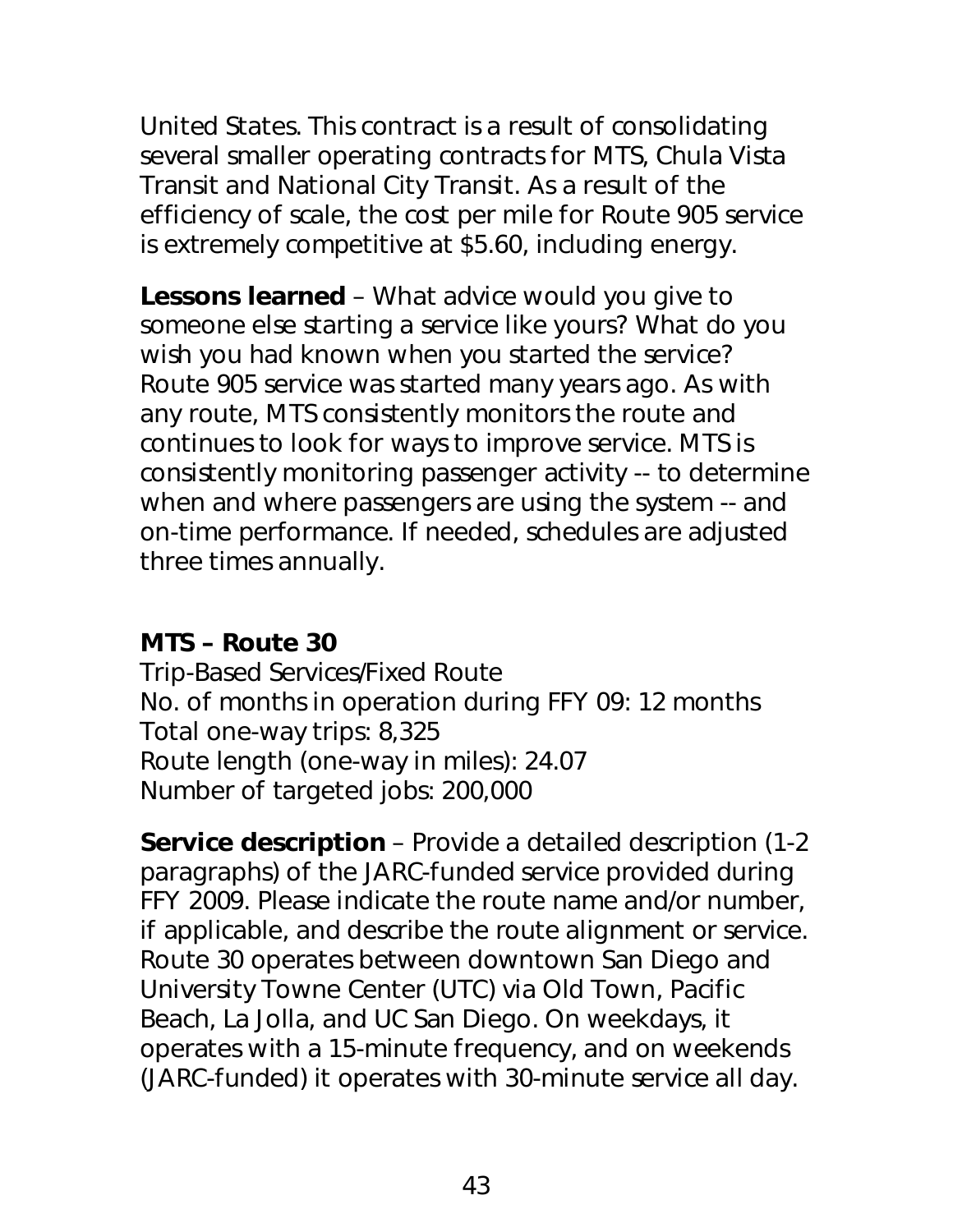United States. This contract is a result of consolidating several smaller operating contracts for MTS, Chula Vista Transit and National City Transit. As a result of the efficiency of scale, the cost per mile for Route 905 service is extremely competitive at $5.60, including energy.

**Lessons learned** – What advice would you give to someone else starting a service like yours? What do you wish you had known when you started the service? Route 905 service was started many years ago. As with any route, MTS consistently monitors the route and continues to look for ways to improve service. MTS is consistently monitoring passenger activity -- to determine when and where passengers are using the system -- and on-time performance. If needed, schedules are adjusted three times annually.

**MTS – Route 30**

Trip-Based Services/Fixed Route
No. of months in operation during FFY 09: 12 months
Total one-way trips: 8,325
Route length (one-way in miles): 24.07
Number of targeted jobs: 200,000

**Service description** – Provide a detailed description (1-2 paragraphs) of the JARC-funded service provided during FFY 2009. Please indicate the route name and/or number, if applicable, and describe the route alignment or service. Route 30 operates between downtown San Diego and University Towne Center (UTC) via Old Town, Pacific Beach, La Jolla, and UC San Diego. On weekdays, it operates with a 15-minute frequency, and on weekends (JARC-funded) it operates with 30-minute service all day.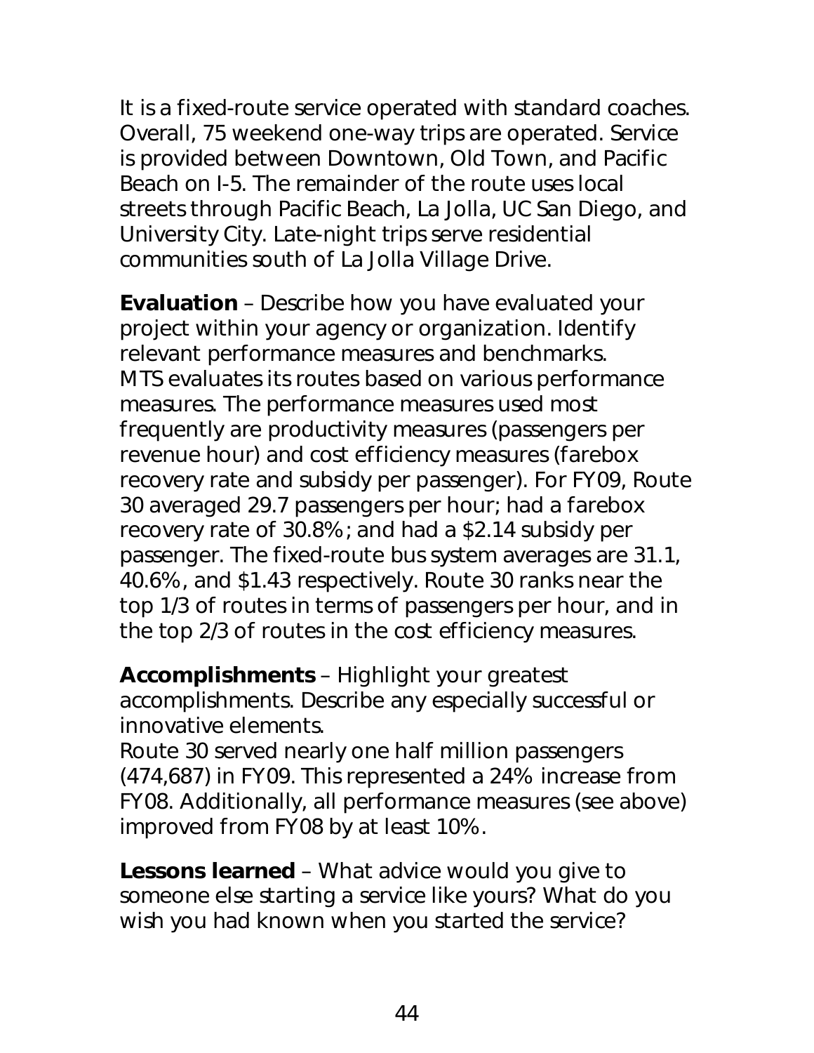It is a fixed-route service operated with standard coaches. Overall, 75 weekend one-way trips are operated. Service is provided between Downtown, Old Town, and Pacific Beach on I-5. The remainder of the route uses local streets through Pacific Beach, La Jolla, UC San Diego, and University City. Late-night trips serve residential communities south of La Jolla Village Drive.

**Evaluation** – Describe how you have evaluated your project within your agency or organization. Identify relevant performance measures and benchmarks.
MTS evaluates its routes based on various performance measures. The performance measures used most frequently are productivity measures (passengers per revenue hour) and cost efficiency measures (farebox recovery rate and subsidy per passenger). For FY09, Route 30 averaged 29.7 passengers per hour; had a farebox recovery rate of 30.8%; and had a $2.14 subsidy per passenger. The fixed-route bus system averages are 31.1, 40.6%, and $1.43 respectively. Route 30 ranks near the top 1/3 of routes in terms of passengers per hour, and in the top 2/3 of routes in the cost efficiency measures.

**Accomplishments** – Highlight your greatest accomplishments. Describe any especially successful or innovative elements.
Route 30 served nearly one half million passengers (474,687) in FY09. This represented a 24% increase from FY08. Additionally, all performance measures (see above) improved from FY08 by at least 10%.

**Lessons learned** – What advice would you give to someone else starting a service like yours? What do you wish you had known when you started the service?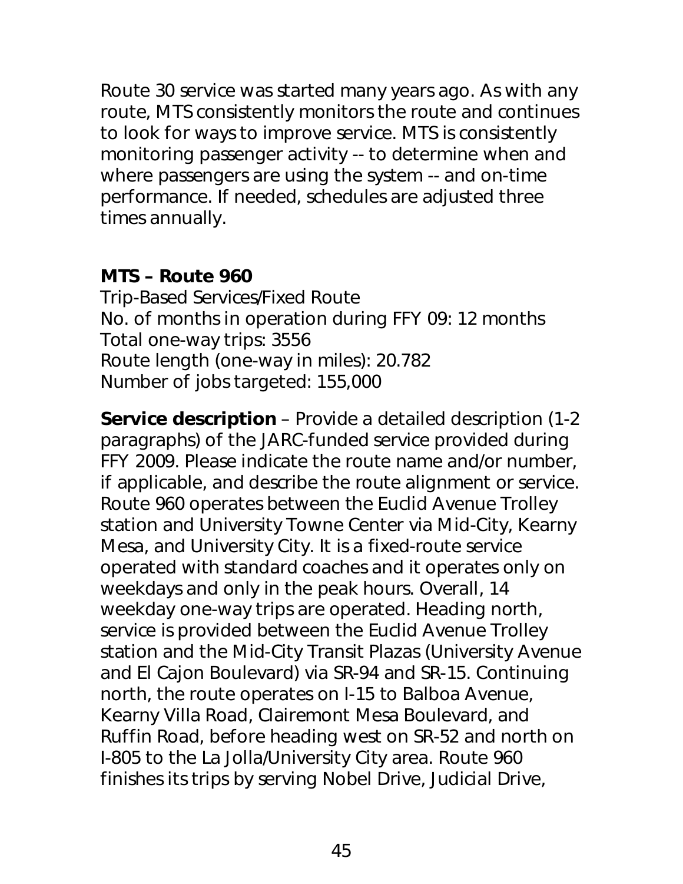Route 30 service was started many years ago. As with any route, MTS consistently monitors the route and continues to look for ways to improve service. MTS is consistently monitoring passenger activity -- to determine when and where passengers are using the system -- and on-time performance. If needed, schedules are adjusted three times annually.

**MTS – Route 960**

Trip-Based Services/Fixed Route
No. of months in operation during FFY 09: 12 months
Total one-way trips: 3556
Route length (one-way in miles): 20.782
Number of jobs targeted: 155,000

**Service description** – Provide a detailed description (1-2 paragraphs) of the JARC-funded service provided during FFY 2009. Please indicate the route name and/or number, if applicable, and describe the route alignment or service. Route 960 operates between the Euclid Avenue Trolley station and University Towne Center via Mid-City, Kearny Mesa, and University City. It is a fixed-route service operated with standard coaches and it operates only on weekdays and only in the peak hours. Overall, 14 weekday one-way trips are operated. Heading north, service is provided between the Euclid Avenue Trolley station and the Mid-City Transit Plazas (University Avenue and El Cajon Boulevard) via SR-94 and SR-15. Continuing north, the route operates on I-15 to Balboa Avenue, Kearny Villa Road, Clairemont Mesa Boulevard, and Ruffin Road, before heading west on SR-52 and north on I-805 to the La Jolla/University City area. Route 960 finishes its trips by serving Nobel Drive, Judicial Drive,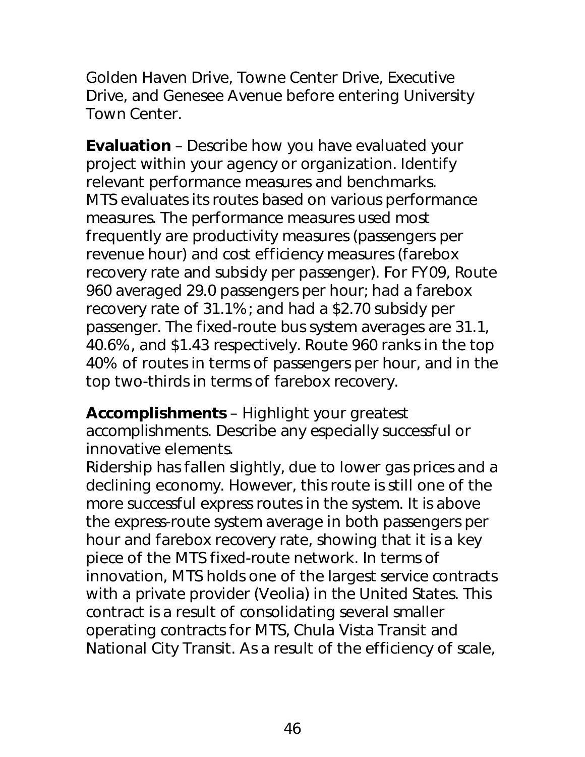Golden Haven Drive, Towne Center Drive, Executive Drive, and Genesee Avenue before entering University Town Center.

**Evaluation** – Describe how you have evaluated your project within your agency or organization. Identify relevant performance measures and benchmarks.
MTS evaluates its routes based on various performance measures. The performance measures used most frequently are productivity measures (passengers per revenue hour) and cost efficiency measures (farebox recovery rate and subsidy per passenger). For FY09, Route 960 averaged 29.0 passengers per hour; had a farebox recovery rate of 31.1%; and had a $2.70 subsidy per passenger. The fixed-route bus system averages are 31.1, 40.6%, and $1.43 respectively. Route 960 ranks in the top 40% of routes in terms of passengers per hour, and in the top two-thirds in terms of farebox recovery.

**Accomplishments** – Highlight your greatest accomplishments. Describe any especially successful or innovative elements.
Ridership has fallen slightly, due to lower gas prices and a declining economy. However, this route is still one of the more successful express routes in the system. It is above the express-route system average in both passengers per hour and farebox recovery rate, showing that it is a key piece of the MTS fixed-route network. In terms of innovation, MTS holds one of the largest service contracts with a private provider (Veolia) in the United States. This contract is a result of consolidating several smaller operating contracts for MTS, Chula Vista Transit and National City Transit. As a result of the efficiency of scale,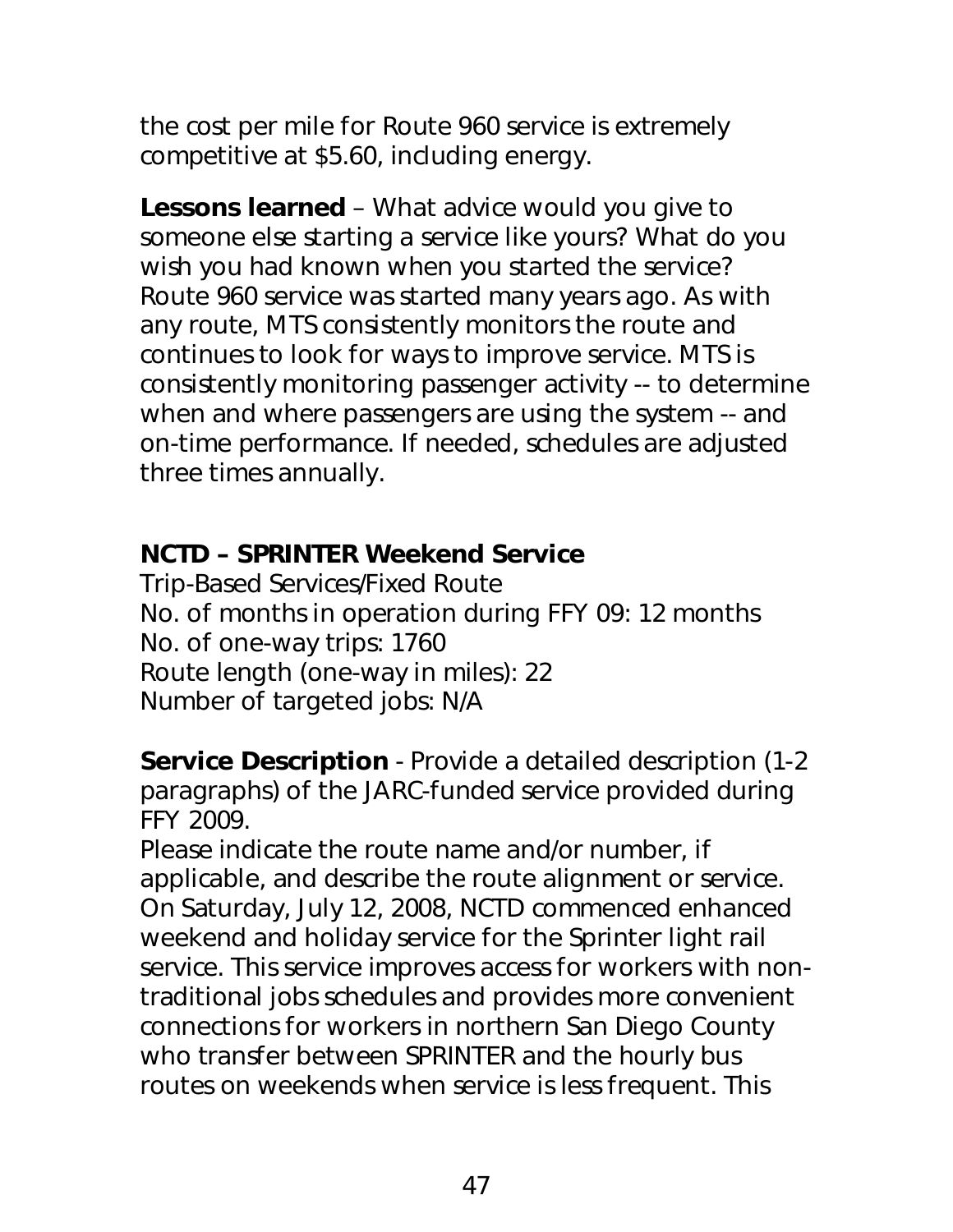the cost per mile for Route 960 service is extremely competitive at $5.60, including energy.

**Lessons learned** – What advice would you give to someone else starting a service like yours? What do you wish you had known when you started the service? Route 960 service was started many years ago. As with any route, MTS consistently monitors the route and continues to look for ways to improve service. MTS is consistently monitoring passenger activity -- to determine when and where passengers are using the system -- and on-time performance. If needed, schedules are adjusted three times annually.

**NCTD – SPRINTER Weekend Service**

Trip-Based Services/Fixed Route
No. of months in operation during FFY 09: 12 months
No. of one-way trips: 1760
Route length (one-way in miles): 22
Number of targeted jobs: N/A

**Service Description** - Provide a detailed description (1-2 paragraphs) of the JARC-funded service provided during FFY 2009.
Please indicate the route name and/or number, if applicable, and describe the route alignment or service. On Saturday, July 12, 2008, NCTD commenced enhanced weekend and holiday service for the Sprinter light rail service. This service improves access for workers with non-traditional jobs schedules and provides more convenient connections for workers in northern San Diego County who transfer between SPRINTER and the hourly bus routes on weekends when service is less frequent. This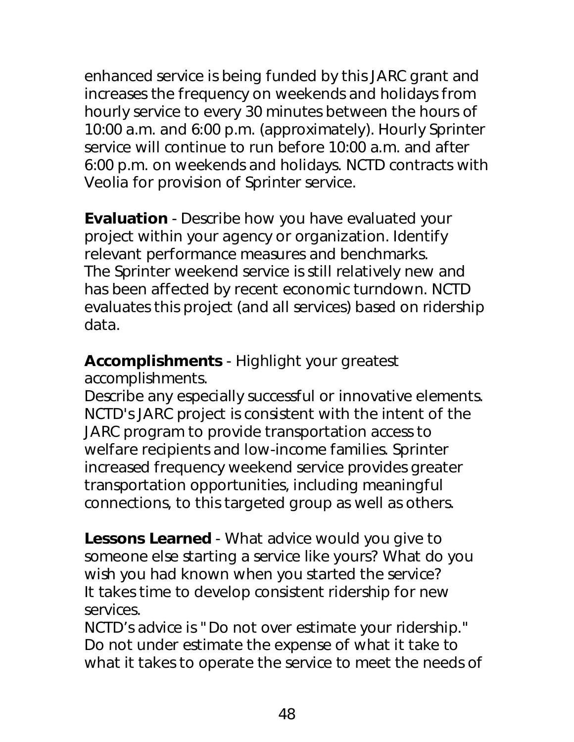enhanced service is being funded by this JARC grant and increases the frequency on weekends and holidays from hourly service to every 30 minutes between the hours of 10:00 a.m. and 6:00 p.m. (approximately). Hourly Sprinter service will continue to run before 10:00 a.m. and after 6:00 p.m. on weekends and holidays. NCTD contracts with Veolia for provision of Sprinter service.

**Evaluation** - Describe how you have evaluated your project within your agency or organization. Identify relevant performance measures and benchmarks.
The Sprinter weekend service is still relatively new and has been affected by recent economic turndown. NCTD evaluates this project (and all services) based on ridership data.

**Accomplishments** - Highlight your greatest accomplishments.
Describe any especially successful or innovative elements.
NCTD's JARC project is consistent with the intent of the JARC program to provide transportation access to welfare recipients and low-income families. Sprinter increased frequency weekend service provides greater transportation opportunities, including meaningful connections, to this targeted group as well as others.

**Lessons Learned** - What advice would you give to someone else starting a service like yours? What do you wish you had known when you started the service?
It takes time to develop consistent ridership for new services.
NCTD's advice is "Do not over estimate your ridership." Do not under estimate the expense of what it take to what it takes to operate the service to meet the needs of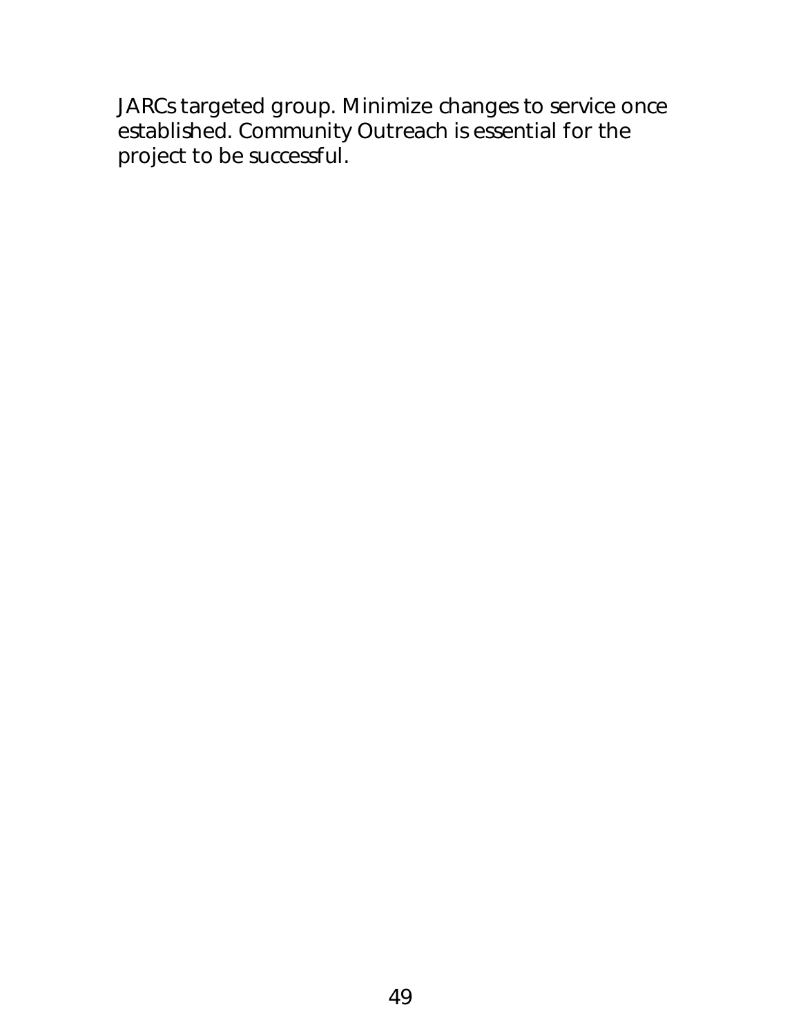JARCs targeted group. Minimize changes to service once established. Community Outreach is essential for the project to be successful.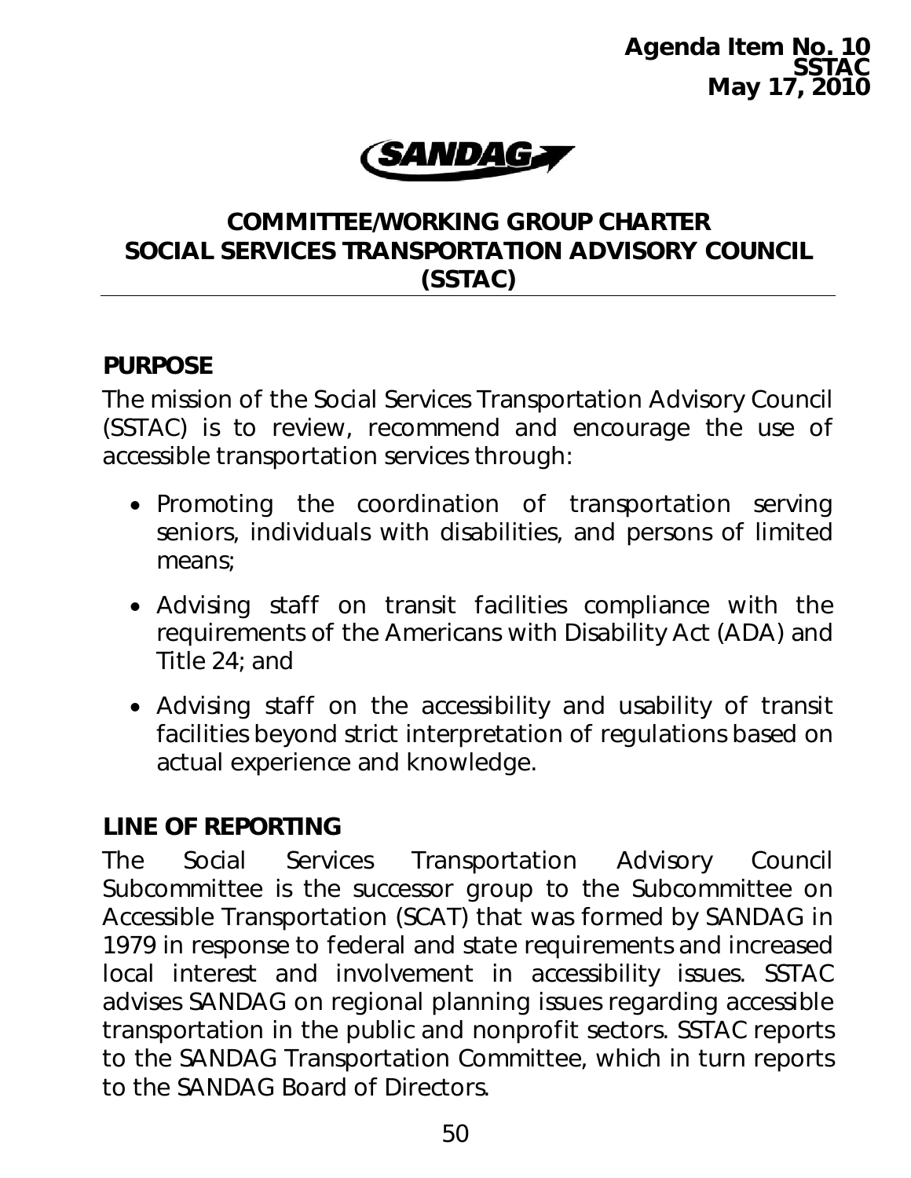**Agenda Item No. 10**
**SSTAC**
**May 17, 2010**

# COMMITTEE/WORKING GROUP CHARTER
# SOCIAL SERVICES TRANSPORTATION ADVISORY COUNCIL (SSTAC)

## PURPOSE

The mission of the Social Services Transportation Advisory Council (SSTAC) is to review, recommend and encourage the use of accessible transportation services through:

- Promoting the coordination of transportation serving seniors, individuals with disabilities, and persons of limited means;
- Advising staff on transit facilities compliance with the requirements of the Americans with Disability Act (ADA) and Title 24; and
- Advising staff on the accessibility and usability of transit facilities beyond strict interpretation of regulations based on actual experience and knowledge.

## LINE OF REPORTING

The Social Services Transportation Advisory Council Subcommittee is the successor group to the Subcommittee on Accessible Transportation (SCAT) that was formed by SANDAG in 1979 in response to federal and state requirements and increased local interest and involvement in accessibility issues. SSTAC advises SANDAG on regional planning issues regarding accessible transportation in the public and nonprofit sectors. SSTAC reports to the SANDAG Transportation Committee, which in turn reports to the SANDAG Board of Directors.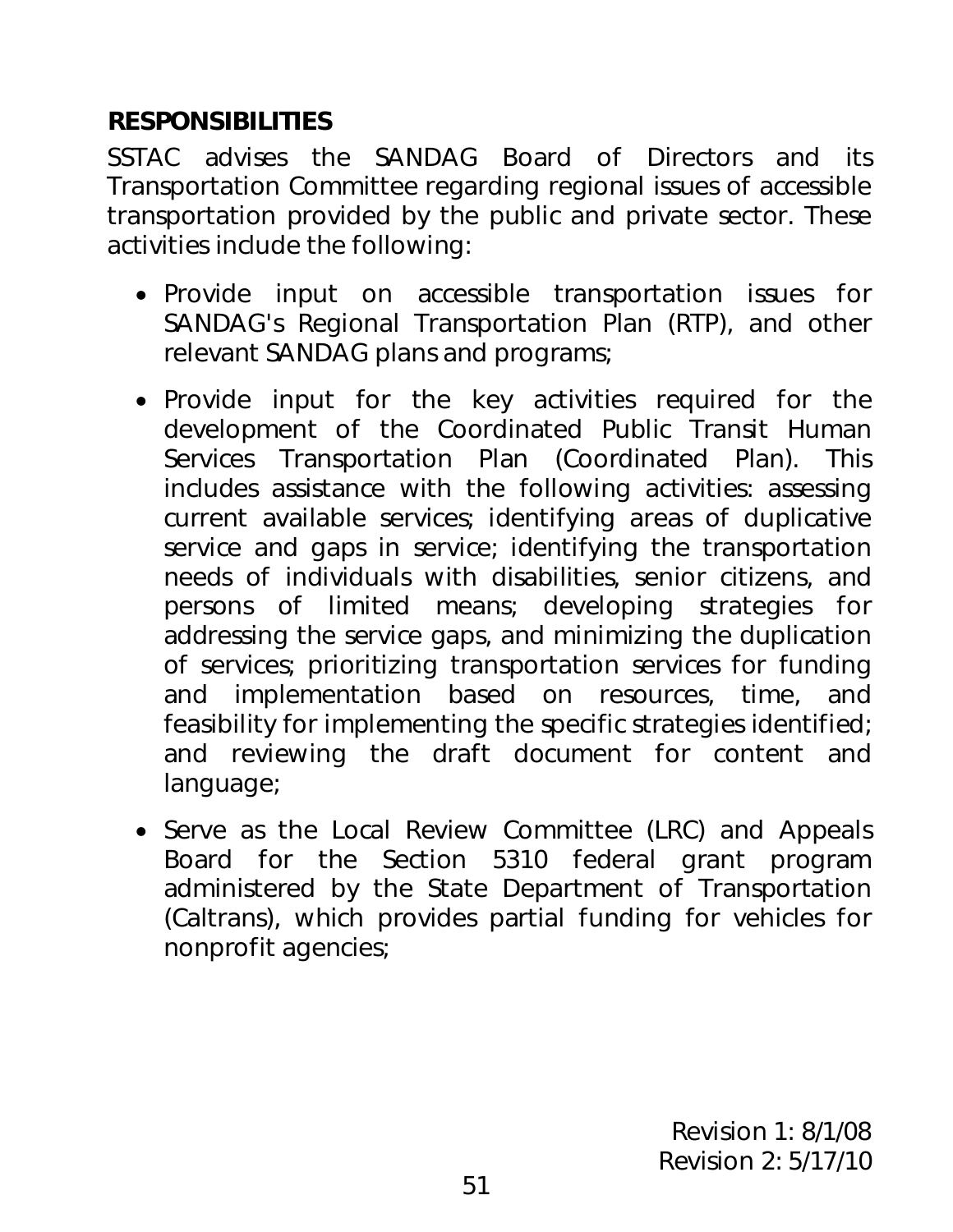## RESPONSIBILITIES

SSTAC advises the SANDAG Board of Directors and its Transportation Committee regarding regional issues of accessible transportation provided by the public and private sector. These activities include the following:

- Provide input on accessible transportation issues for SANDAG's Regional Transportation Plan (RTP), and other relevant SANDAG plans and programs;
- Provide input for the key activities required for the development of the Coordinated Public Transit Human Services Transportation Plan (Coordinated Plan). This includes assistance with the following activities: assessing current available services; identifying areas of duplicative service and gaps in service; identifying the transportation needs of individuals with disabilities, senior citizens, and persons of limited means; developing strategies for addressing the service gaps, and minimizing the duplication of services; prioritizing transportation services for funding and implementation based on resources, time, and feasibility for implementing the specific strategies identified; and reviewing the draft document for content and language;
- Serve as the Local Review Committee (LRC) and Appeals Board for the Section 5310 federal grant program administered by the State Department of Transportation (Caltrans), which provides partial funding for vehicles for nonprofit agencies;

Revision 1: 8/1/08
Revision 2: 5/17/10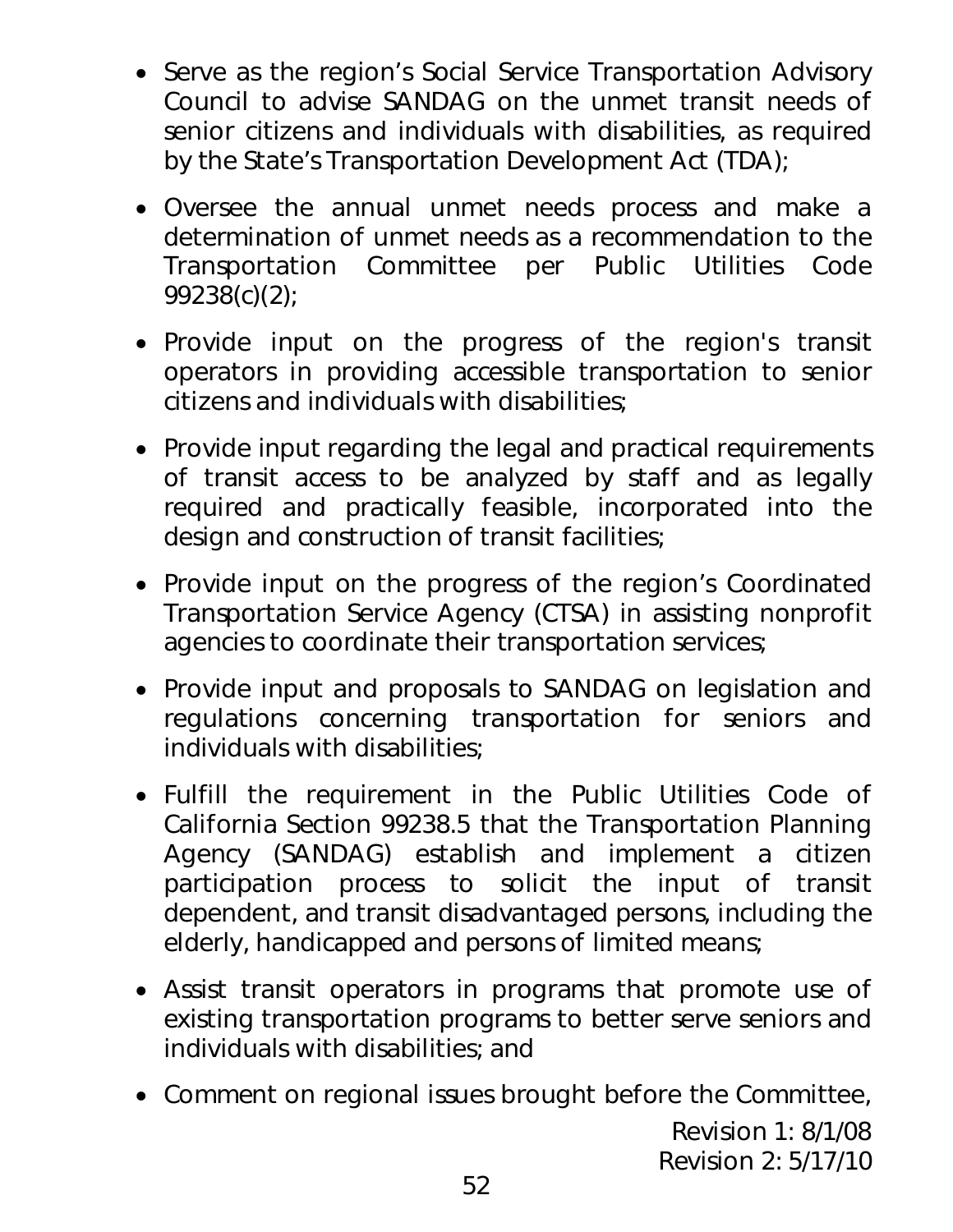- Serve as the region's Social Service Transportation Advisory Council to advise SANDAG on the unmet transit needs of senior citizens and individuals with disabilities, as required by the State's Transportation Development Act (TDA);
- Oversee the annual unmet needs process and make a determination of unmet needs as a recommendation to the Transportation Committee per Public Utilities Code 99238(c)(2);
- Provide input on the progress of the region's transit operators in providing accessible transportation to senior citizens and individuals with disabilities;
- Provide input regarding the legal and practical requirements of transit access to be analyzed by staff and as legally required and practically feasible, incorporated into the design and construction of transit facilities;
- Provide input on the progress of the region's Coordinated Transportation Service Agency (CTSA) in assisting nonprofit agencies to coordinate their transportation services;
- Provide input and proposals to SANDAG on legislation and regulations concerning transportation for seniors and individuals with disabilities;
- Fulfill the requirement in the Public Utilities Code of California Section 99238.5 that the Transportation Planning Agency (SANDAG) establish and implement a citizen participation process to solicit the input of transit dependent, and transit disadvantaged persons, including the elderly, handicapped and persons of limited means;
- Assist transit operators in programs that promote use of existing transportation programs to better serve seniors and individuals with disabilities; and
- Comment on regional issues brought before the Committee,

Revision 1: 8/1/08
Revision 2: 5/17/10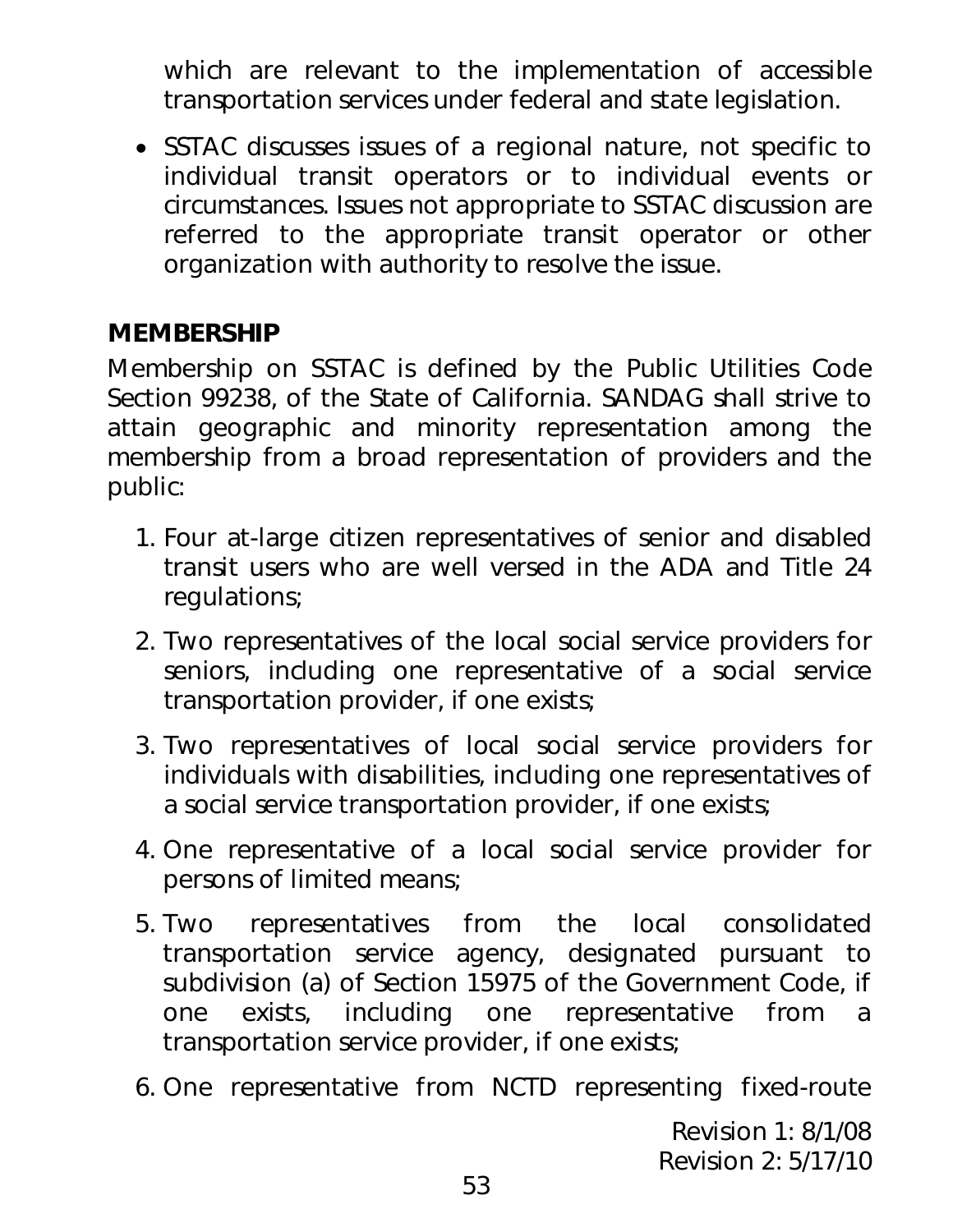which are relevant to the implementation of accessible transportation services under federal and state legislation.

- SSTAC discusses issues of a regional nature, not specific to individual transit operators or to individual events or circumstances. Issues not appropriate to SSTAC discussion are referred to the appropriate transit operator or other organization with authority to resolve the issue.

## MEMBERSHIP

Membership on SSTAC is defined by the Public Utilities Code Section 99238, of the State of California. SANDAG shall strive to attain geographic and minority representation among the membership from a broad representation of providers and the public:

1. Four at-large citizen representatives of senior and disabled transit users who are well versed in the ADA and Title 24 regulations;
2. Two representatives of the local social service providers for seniors, including one representative of a social service transportation provider, if one exists;
3. Two representatives of local social service providers for individuals with disabilities, including one representatives of a social service transportation provider, if one exists;
4. One representative of a local social service provider for persons of limited means;
5. Two representatives from the local consolidated transportation service agency, designated pursuant to subdivision (a) of Section 15975 of the Government Code, if one exists, including one representative from a transportation service provider, if one exists;
6. One representative from NCTD representing fixed-route

Revision 1: 8/1/08
Revision 2: 5/17/10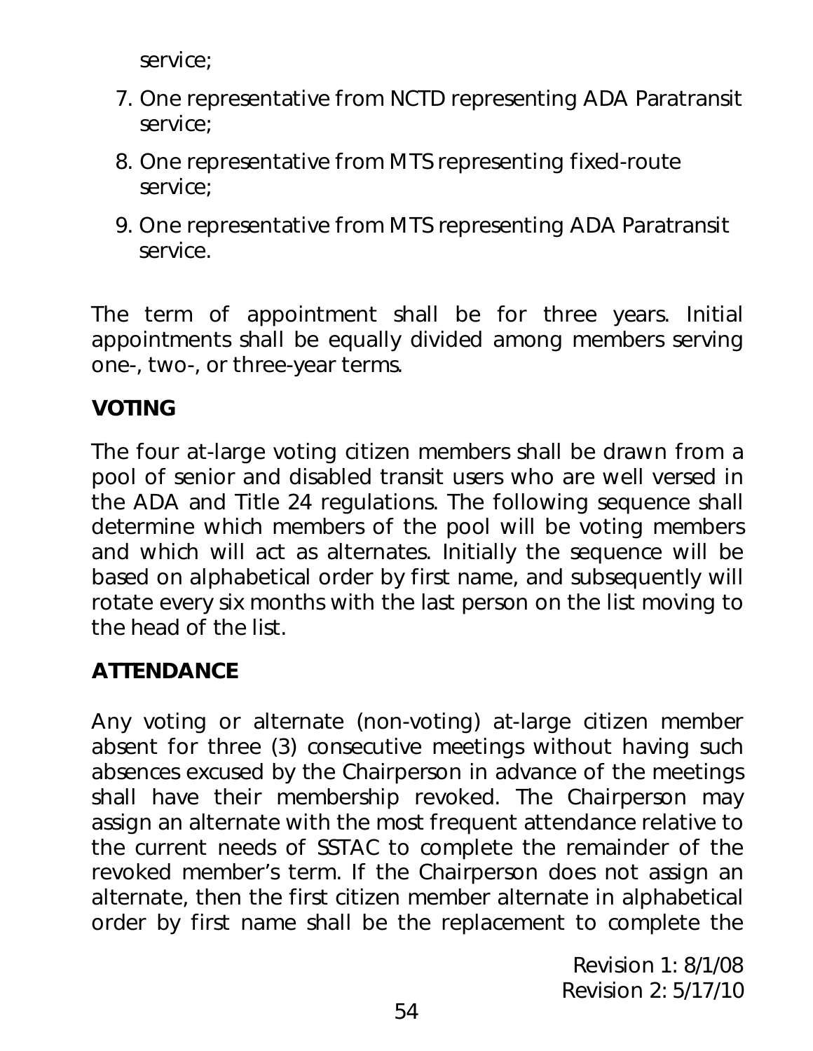service;

7. One representative from NCTD representing ADA Paratransit service;

8. One representative from MTS representing fixed-route service;

9. One representative from MTS representing ADA Paratransit service.

The term of appointment shall be for three years. Initial appointments shall be equally divided among members serving one-, two-, or three-year terms.

## VOTING

The four at-large voting citizen members shall be drawn from a pool of senior and disabled transit users who are well versed in the ADA and Title 24 regulations. The following sequence shall determine which members of the pool will be voting members and which will act as alternates. Initially the sequence will be based on alphabetical order by first name, and subsequently will rotate every six months with the last person on the list moving to the head of the list.

## ATTENDANCE

Any voting or alternate (non-voting) at-large citizen member absent for three (3) consecutive meetings without having such absences excused by the Chairperson in advance of the meetings shall have their membership revoked. The Chairperson may assign an alternate with the most frequent attendance relative to the current needs of SSTAC to complete the remainder of the revoked member's term. If the Chairperson does not assign an alternate, then the first citizen member alternate in alphabetical order by first name shall be the replacement to complete the

Revision 1: 8/1/08
Revision 2: 5/17/10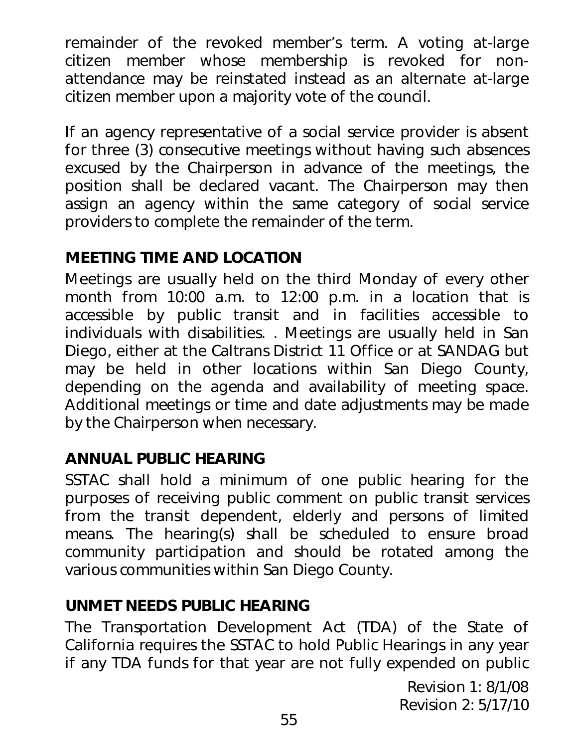remainder of the revoked member's term. A voting at-large citizen member whose membership is revoked for non-attendance may be reinstated instead as an alternate at-large citizen member upon a majority vote of the council.

If an agency representative of a social service provider is absent for three (3) consecutive meetings without having such absences excused by the Chairperson in advance of the meetings, the position shall be declared vacant. The Chairperson may then assign an agency within the same category of social service providers to complete the remainder of the term.

## MEETING TIME AND LOCATION

Meetings are usually held on the third Monday of every other month from 10:00 a.m. to 12:00 p.m. in a location that is accessible by public transit and in facilities accessible to individuals with disabilities. . Meetings are usually held in San Diego, either at the Caltrans District 11 Office or at SANDAG but may be held in other locations within San Diego County, depending on the agenda and availability of meeting space. Additional meetings or time and date adjustments may be made by the Chairperson when necessary.

## ANNUAL PUBLIC HEARING

SSTAC shall hold a minimum of one public hearing for the purposes of receiving public comment on public transit services from the transit dependent, elderly and persons of limited means. The hearing(s) shall be scheduled to ensure broad community participation and should be rotated among the various communities within San Diego County.

## UNMET NEEDS PUBLIC HEARING

The Transportation Development Act (TDA) of the State of California requires the SSTAC to hold Public Hearings in any year if any TDA funds for that year are not fully expended on public

Revision 1: 8/1/08
Revision 2: 5/17/10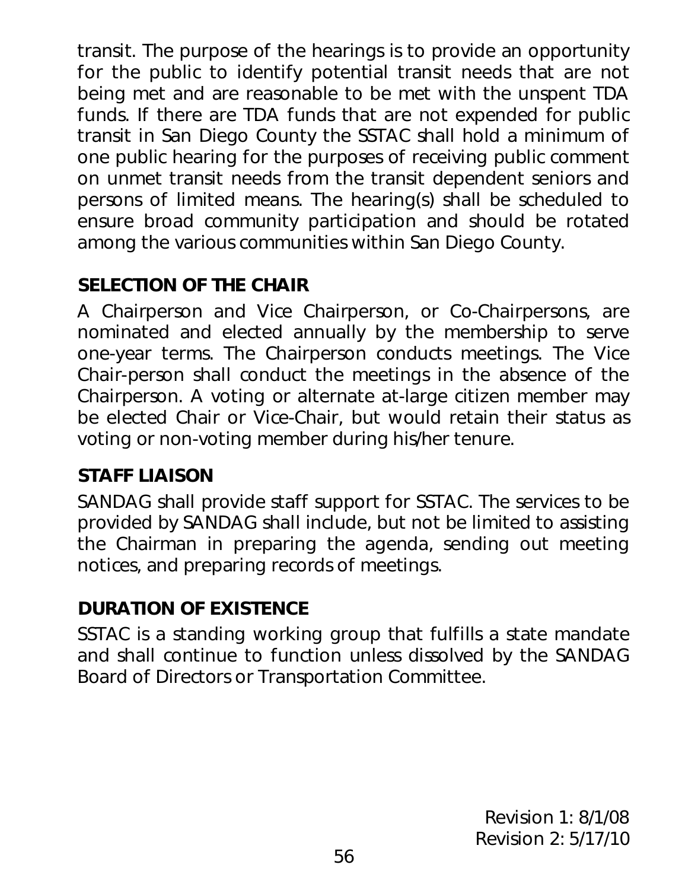transit. The purpose of the hearings is to provide an opportunity for the public to identify potential transit needs that are not being met and are reasonable to be met with the unspent TDA funds. If there are TDA funds that are not expended for public transit in San Diego County the SSTAC shall hold a minimum of one public hearing for the purposes of receiving public comment on unmet transit needs from the transit dependent seniors and persons of limited means. The hearing(s) shall be scheduled to ensure broad community participation and should be rotated among the various communities within San Diego County.

## SELECTION OF THE CHAIR

A Chairperson and Vice Chairperson, or Co-Chairpersons, are nominated and elected annually by the membership to serve one-year terms. The Chairperson conducts meetings. The Vice Chair-person shall conduct the meetings in the absence of the Chairperson. A voting or alternate at-large citizen member may be elected Chair or Vice-Chair, but would retain their status as voting or non-voting member during his/her tenure.

## STAFF LIAISON

SANDAG shall provide staff support for SSTAC. The services to be provided by SANDAG shall include, but not be limited to assisting the Chairman in preparing the agenda, sending out meeting notices, and preparing records of meetings.

## DURATION OF EXISTENCE

SSTAC is a standing working group that fulfills a state mandate and shall continue to function unless dissolved by the SANDAG Board of Directors or Transportation Committee.

Revision 1: 8/1/08
Revision 2: 5/17/10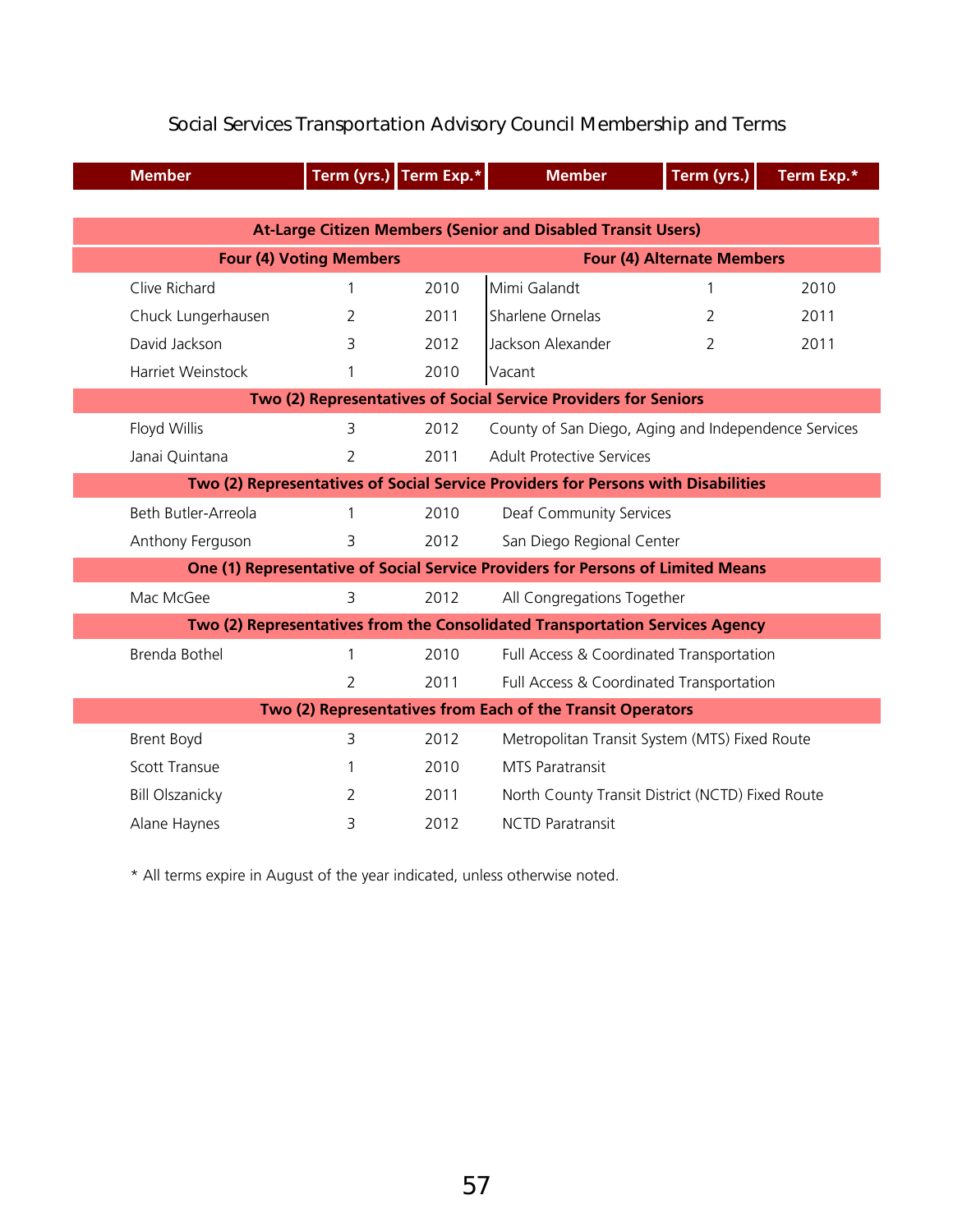## Social Services Transportation Advisory Council Membership and Terms

| Member | Term (yrs.) | Term Exp.* | Member | Term (yrs.) | Term Exp.* |
|---|---|---|---|---|---|
| **At-Large Citizen Members (Senior and Disabled Transit Users)** | | | | | |
| **Four (4) Voting Members** | | | **Four (4) Alternate Members** | | |
| Clive Richard | 1 | 2010 | Mimi Galandt | 1 | 2010 |
| Chuck Lungerhausen | 2 | 2011 | Sharlene Ornelas | 2 | 2011 |
| David Jackson | 3 | 2012 | Jackson Alexander | 2 | 2011 |
| Harriet Weinstock | 1 | 2010 | Vacant | | |
| **Two (2) Representatives of Social Service Providers for Seniors** | | | | | |
| Floyd Willis | 3 | 2012 | County of San Diego, Aging and Independence Services | | |
| Janai Quintana | 2 | 2011 | Adult Protective Services | | |
| **Two (2) Representatives of Social Service Providers for Persons with Disabilities** | | | | | |
| Beth Butler-Arreola | 1 | 2010 | Deaf Community Services | | |
| Anthony Ferguson | 3 | 2012 | San Diego Regional Center | | |
| **One (1) Representative of Social Service Providers for Persons of Limited Means** | | | | | |
| Mac McGee | 3 | 2012 | All Congregations Together | | |
| **Two (2) Representatives from the Consolidated Transportation Services Agency** | | | | | |
| Brenda Bothel | 1 | 2010 | Full Access & Coordinated Transportation | | |
| | 2 | 2011 | Full Access & Coordinated Transportation | | |
| **Two (2) Representatives from Each of the Transit Operators** | | | | | |
| Brent Boyd | 3 | 2012 | Metropolitan Transit System (MTS) Fixed Route | | |
| Scott Transue | 1 | 2010 | MTS Paratransit | | |
| Bill Olszanicky | 2 | 2011 | North County Transit District (NCTD) Fixed Route | | |
| Alane Haynes | 3 | 2012 | NCTD Paratransit | | |

* All terms expire in August of the year indicated, unless otherwise noted.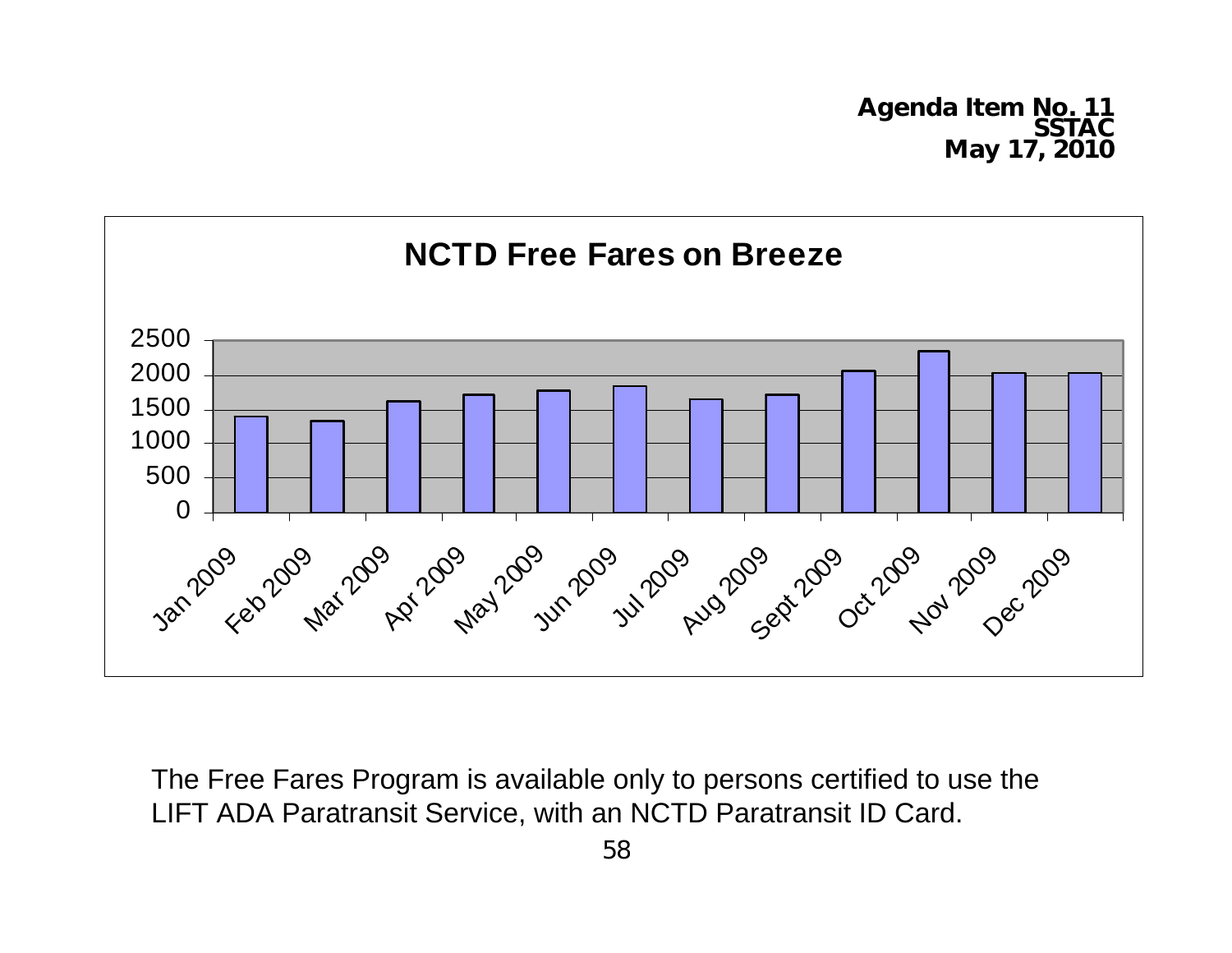**Agenda Item No. 11**
**SSTAC**
**May 17, 2010**

## NCTD Free Fares on Breeze

| Month | Free Fares (approx.) |
| --- | --- |
| Jan 2009 | 1400 |
| Feb 2009 | 1330 |
| Mar 2009 | 1620 |
| Apr 2009 | 1720 |
| May 2009 | 1780 |
| Jun 2009 | 1840 |
| Jul 2009 | 1650 |
| Aug 2009 | 1720 |
| Sept 2009 | 2060 |
| Oct 2009 | 2340 |
| Nov 2009 | 2030 |
| Dec 2009 | 2030 |

The Free Fares Program is available only to persons certified to use the LIFT ADA Paratransit Service, with an NCTD Paratransit ID Card.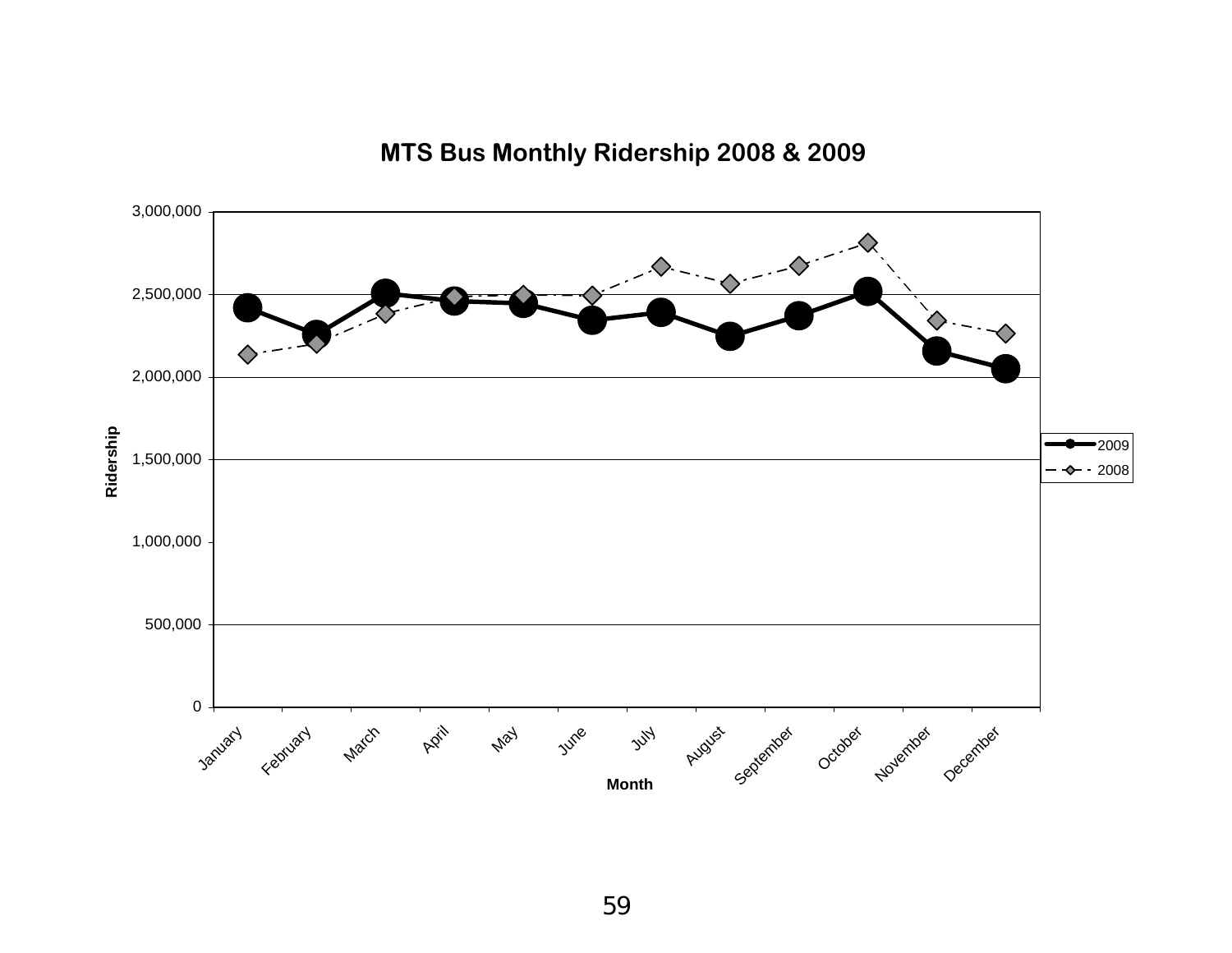## MTS Bus Monthly Ridership 2008 & 2009

Ridership

3,000,000
2,500,000
2,000,000
1,500,000
1,000,000
500,000
0

January February March April May June July August September October November December

Month

2009
2008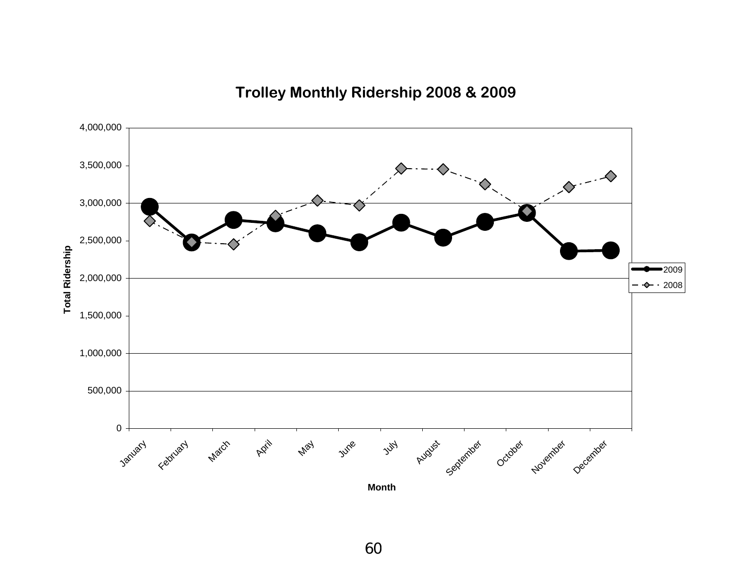## Trolley Monthly Ridership 2008 & 2009

Total Ridership (0 to 4,000,000) by Month (January–December); series: 2009, 2008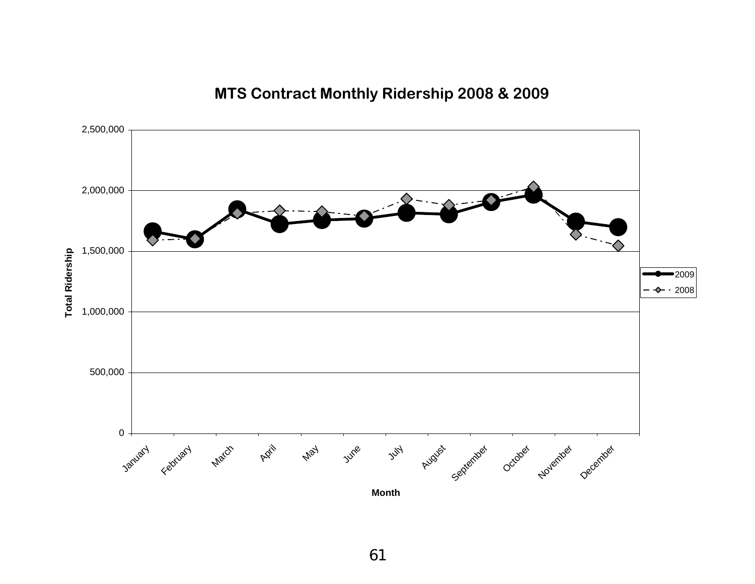## MTS Contract Monthly Ridership 2008 & 2009

Total Ridership

2,500,000
2,000,000
1,500,000
1,000,000
500,000
0

January February March April May June July August September October November December

Month

2009
2008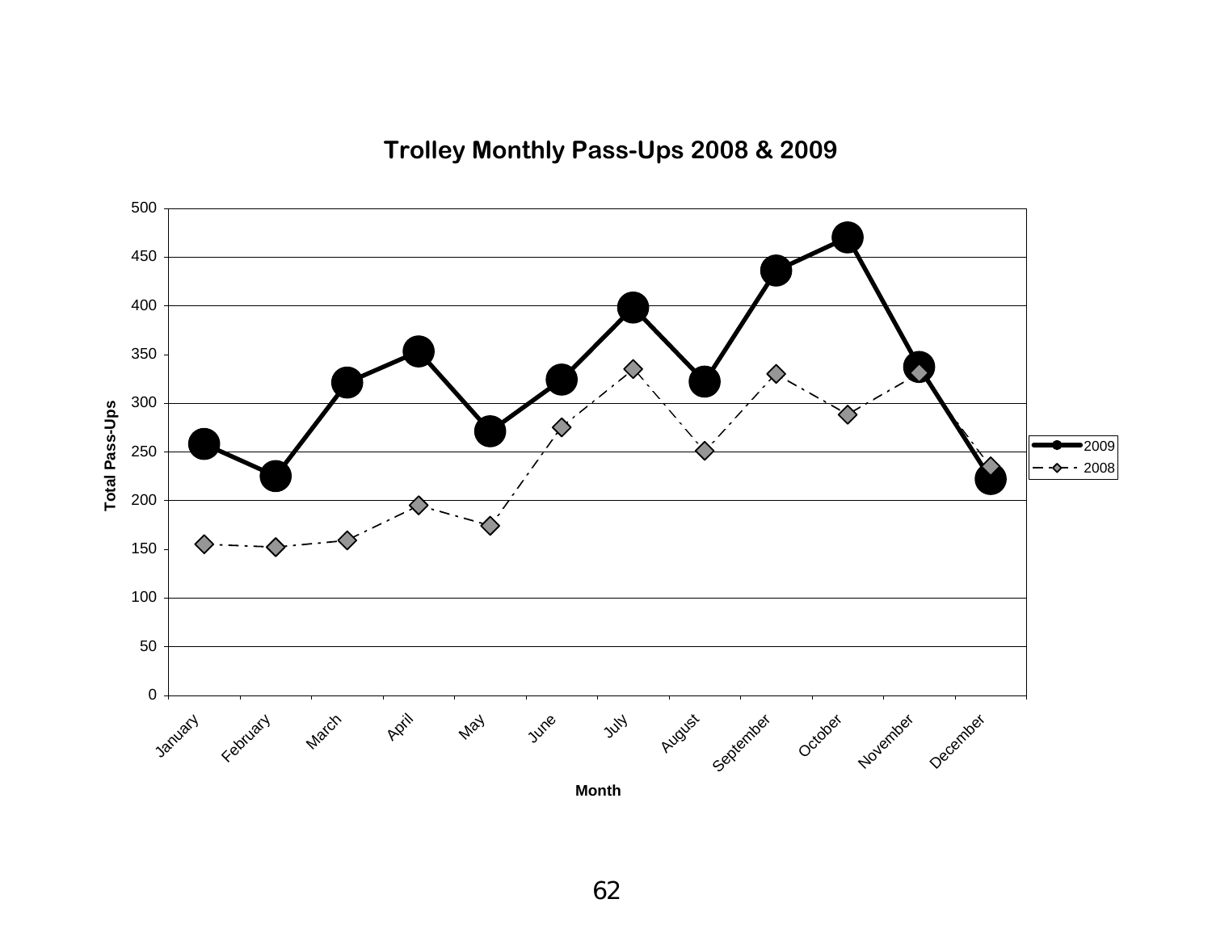## Trolley Monthly Pass-Ups 2008 & 2009

Total Pass-Ups

Month

January February March April May June July August September October November December

2009

2008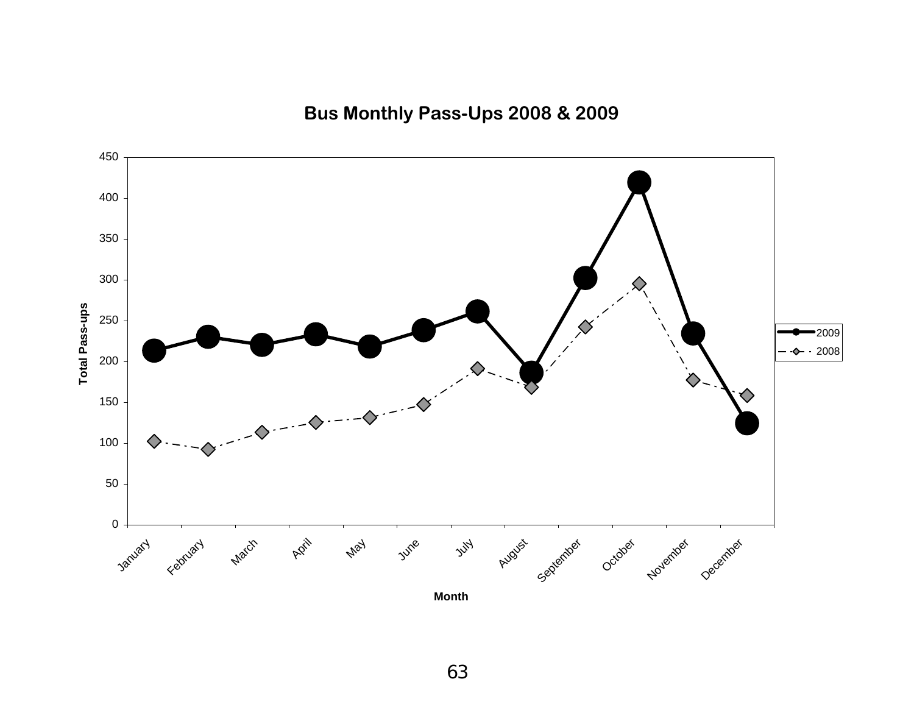## Bus Monthly Pass-Ups 2008 & 2009

| Month | 2009 | 2008 |
|---|---|---|
| January | 213 | 102 |
| February | 230 | 92 |
| March | 220 | 113 |
| April | 233 | 125 |
| May | 218 | 131 |
| June | 238 | 147 |
| July | 261 | 191 |
| August | 186 | 168 |
| September | 302 | 242 |
| October | 419 | 295 |
| November | 234 | 177 |
| December | 124 | 158 |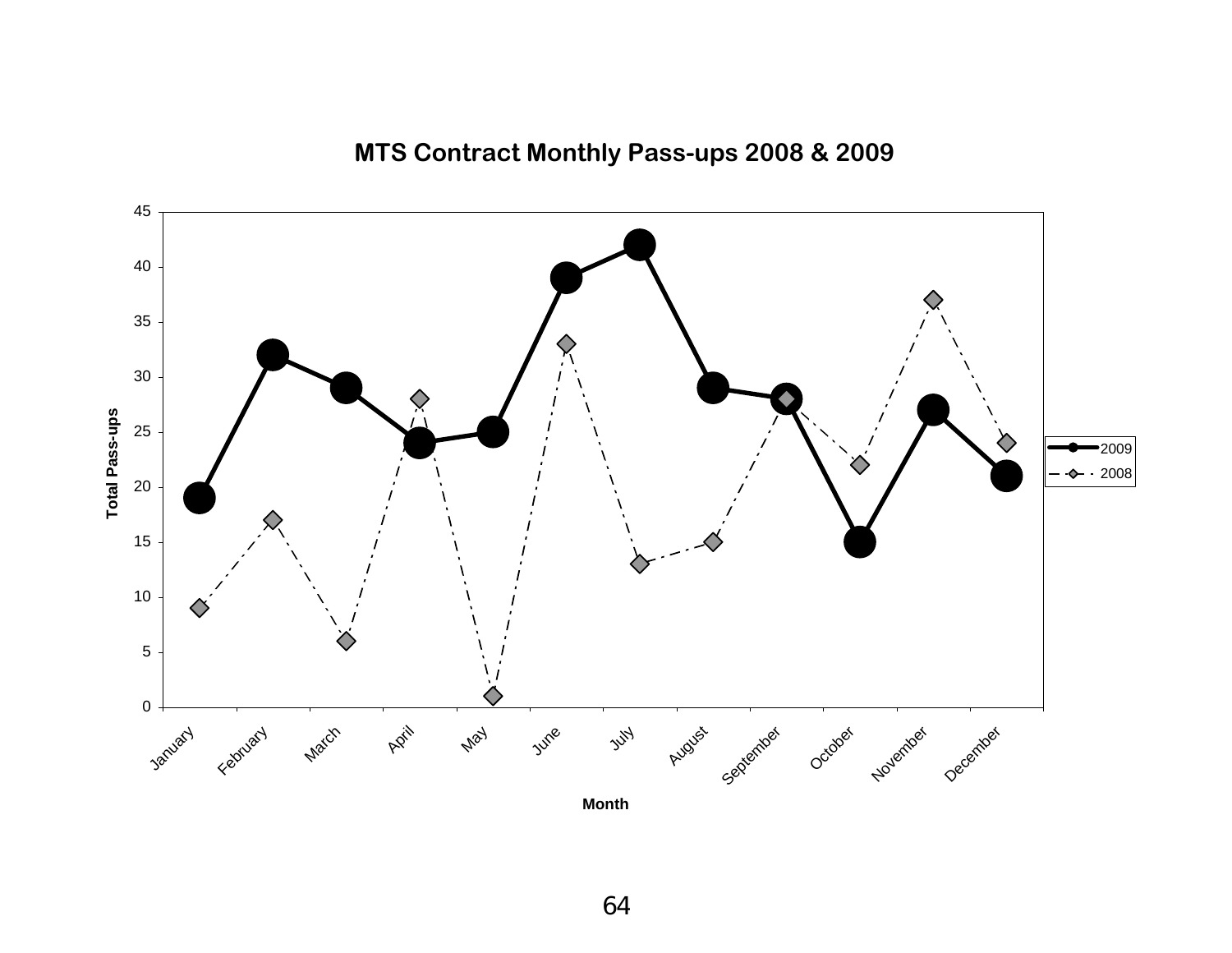## MTS Contract Monthly Pass-ups 2008 & 2009

| Month | 2009 | 2008 |
|---|---|---|
| January | 19 | 9 |
| February | 32 | 17 |
| March | 29 | 6 |
| April | 24 | 28 |
| May | 25 | 1 |
| June | 39 | 33 |
| July | 42 | 13 |
| August | 29 | 15 |
| September | 28 | 28 |
| October | 15 | 22 |
| November | 27 | 37 |
| December | 21 | 24 |

Total Pass-ups

Month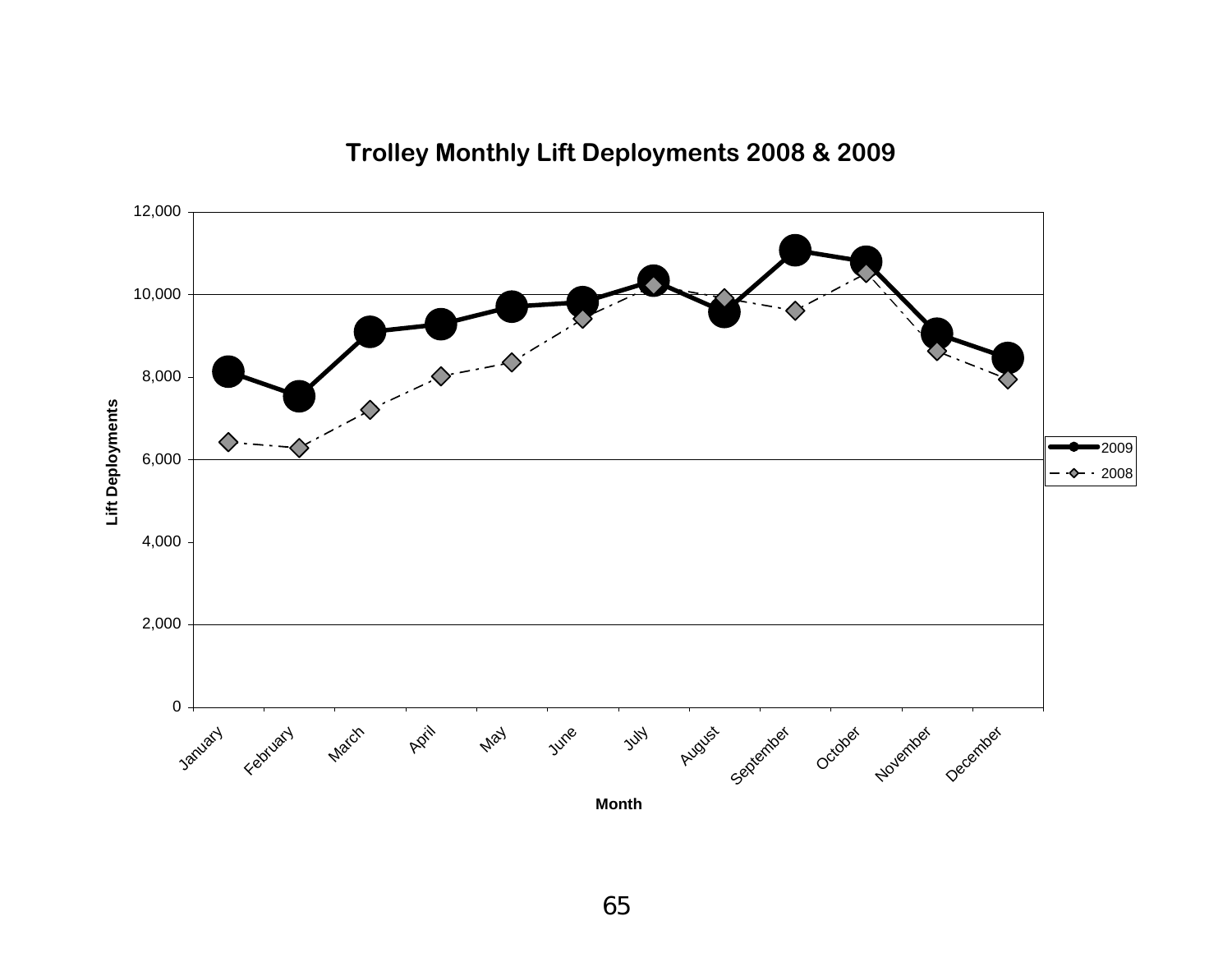**Trolley Monthly Lift Deployments 2008 & 2009**

Lift Deployments

Month

2009

2008

0

2,000

4,000

6,000

8,000

10,000

12,000

January

February

March

April

May

June

July

August

September

October

November

December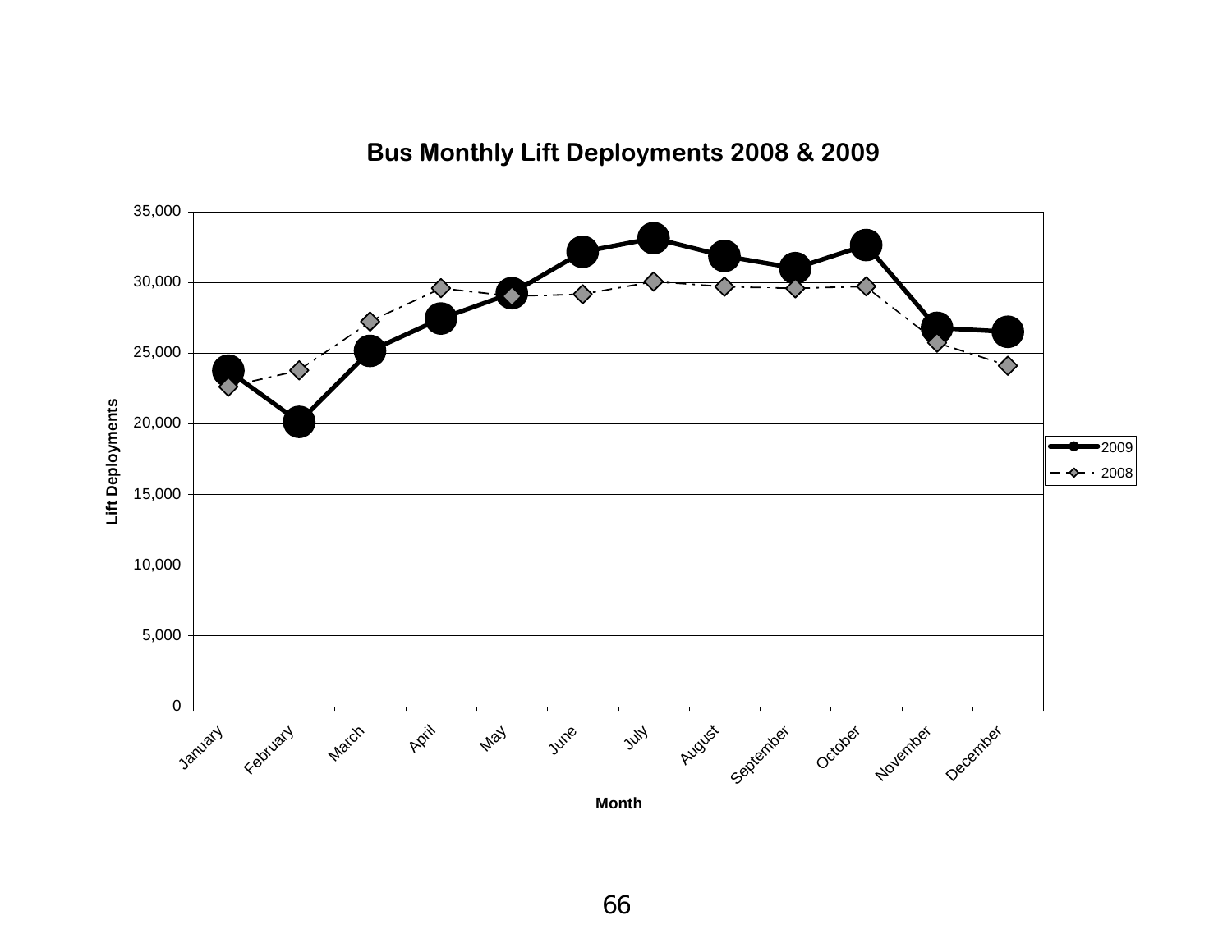## Bus Monthly Lift Deployments 2008 & 2009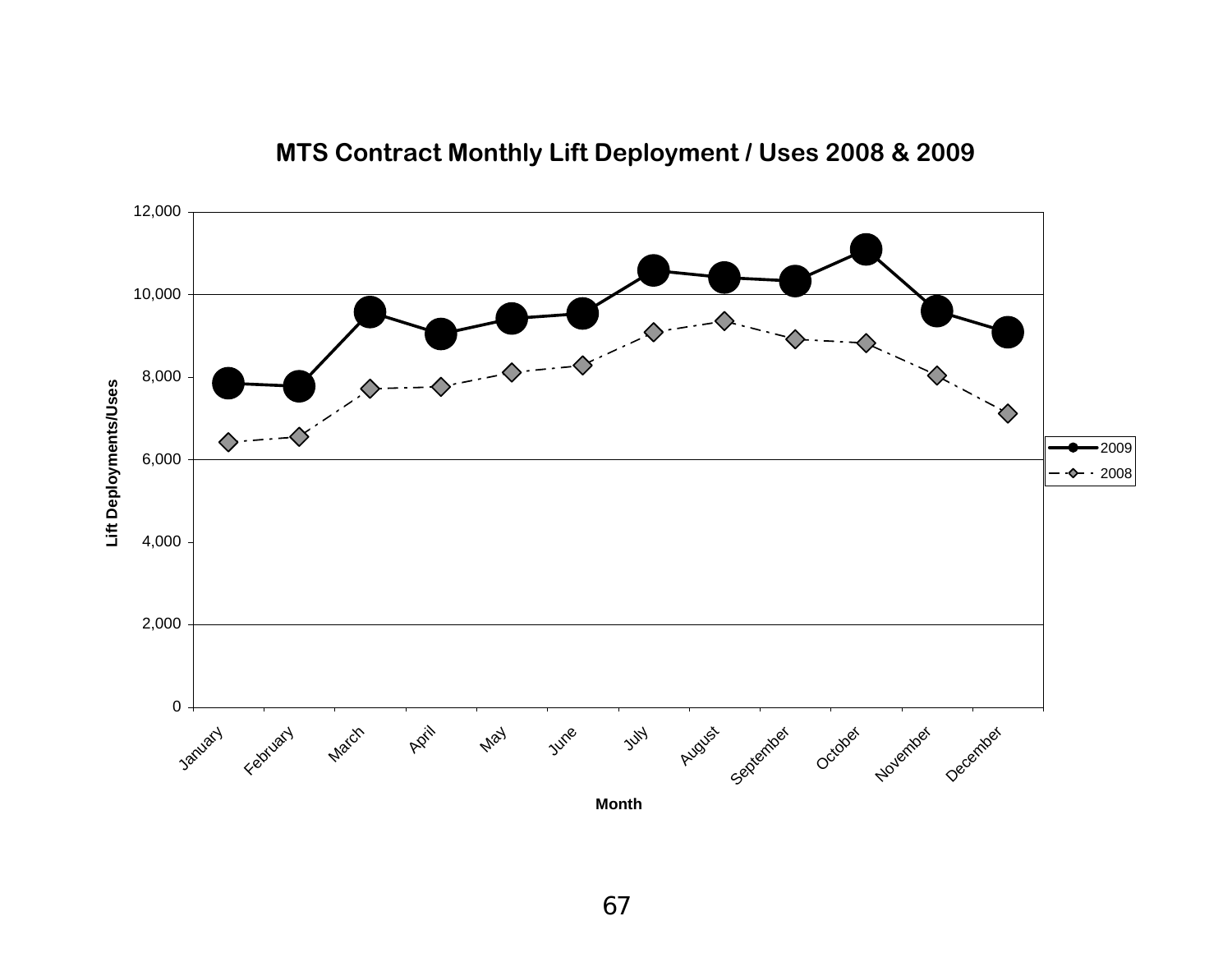**MTS Contract Monthly Lift Deployment / Uses 2008 & 2009**

Lift Deployments/Uses

12,000
10,000
8,000
6,000
4,000
2,000
0

January February March April May June July August September October November December

Month

2009
2008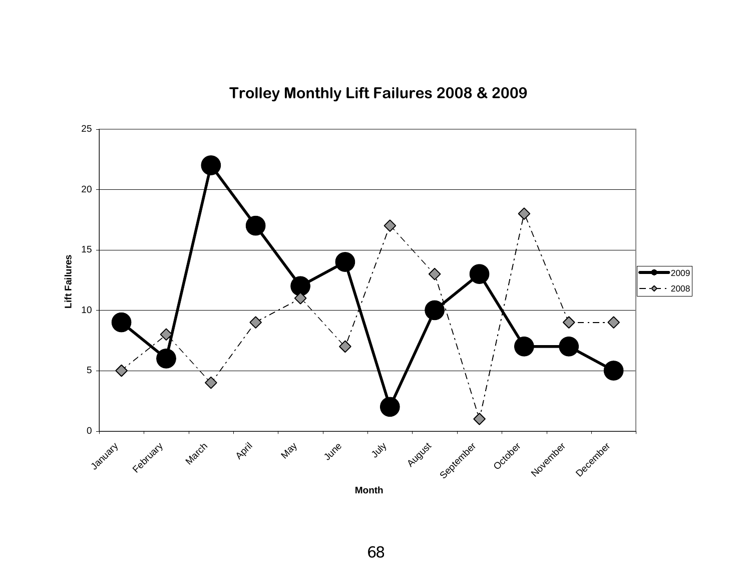## Trolley Monthly Lift Failures 2008 & 2009

| Month | 2009 | 2008 |
|---|---|---|
| January | 9 | 5 |
| February | 6 | 8 |
| March | 22 | 4 |
| April | 17 | 9 |
| May | 12 | 11 |
| June | 14 | 7 |
| July | 2 | 17 |
| August | 10 | 13 |
| September | 13 | 1 |
| October | 7 | 18 |
| November | 7 | 9 |
| December | 5 | 9 |

Lift Failures (y-axis, 0–25) by Month (x-axis)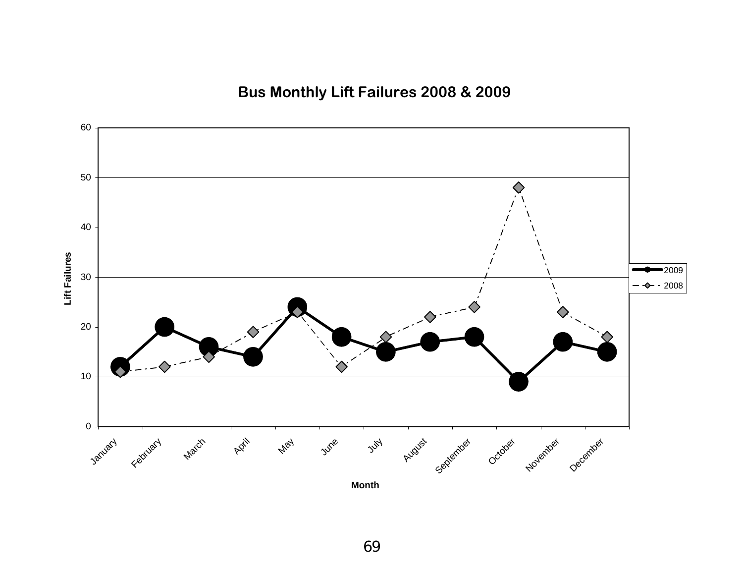## Bus Monthly Lift Failures 2008 & 2009

| Month | 2009 | 2008 |
|---|---|---|
| January | 12 | 11 |
| February | 20 | 12 |
| March | 16 | 14 |
| April | 14 | 19 |
| May | 24 | 23 |
| June | 18 | 12 |
| July | 15 | 18 |
| August | 17 | 22 |
| September | 18 | 24 |
| October | 9 | 48 |
| November | 17 | 23 |
| December | 15 | 18 |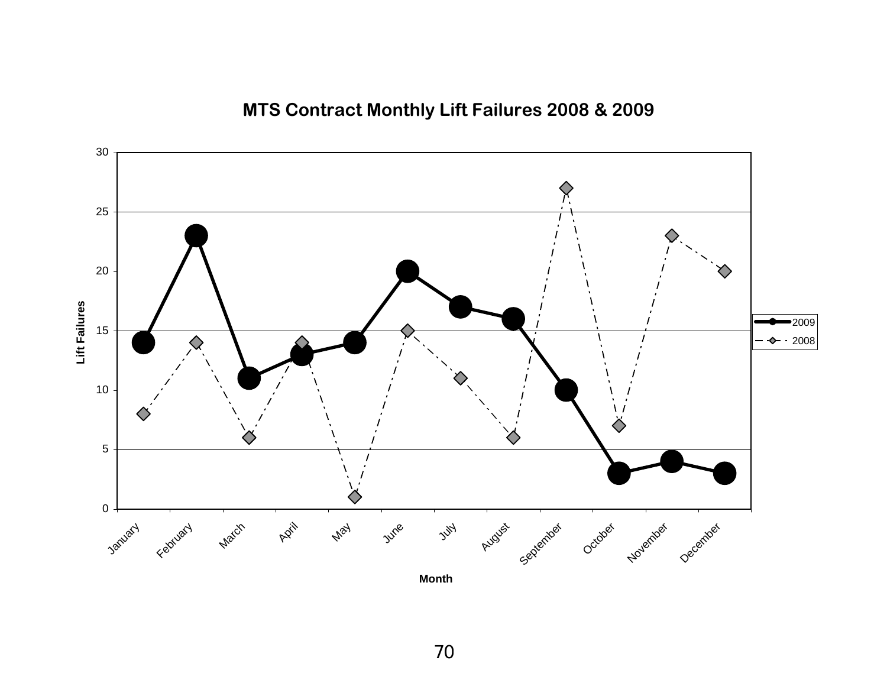# MTS Contract Monthly Lift Failures 2008 & 2009

| Month | 2009 | 2008 |
|---|---|---|
| January | 14 | 8 |
| February | 23 | 14 |
| March | 11 | 6 |
| April | 13 | 14 |
| May | 14 | 1 |
| June | 20 | 15 |
| July | 17 | 11 |
| August | 16 | 6 |
| September | 10 | 27 |
| October | 3 | 7 |
| November | 4 | 23 |
| December | 3 | 20 |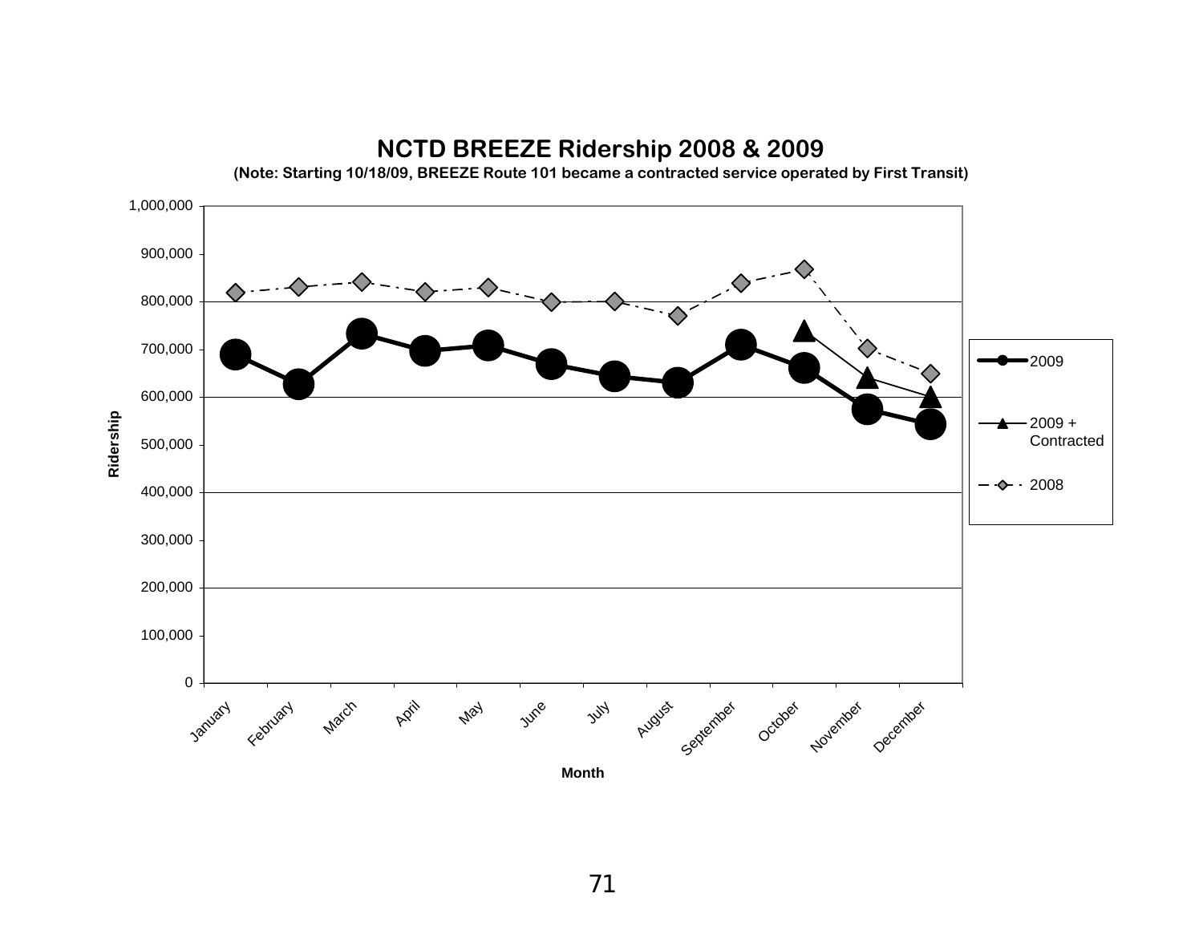# NCTD BREEZE Ridership 2008 & 2009

**(Note: Starting 10/18/09, BREEZE Route 101 became a contracted service operated by First Transit)**

Ridership

1,000,000
900,000
800,000
700,000
600,000
500,000
400,000
300,000
200,000
100,000
0

January February March April May June July August September October November December

Month

- 2009
- 2009 + Contracted
- 2008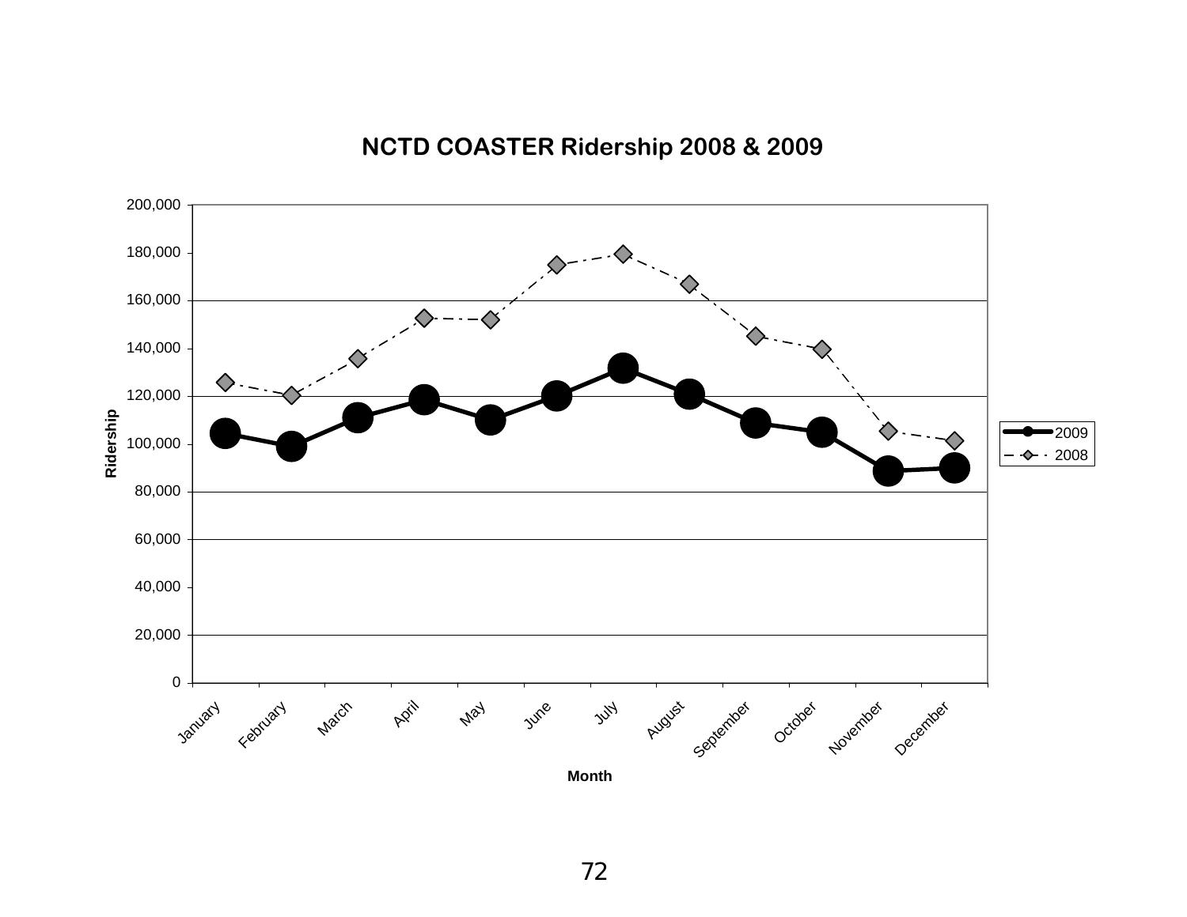## NCTD COASTER Ridership 2008 & 2009

Ridership

200,000
180,000
160,000
140,000
120,000
100,000
80,000
60,000
40,000
20,000
0

January February March April May June July August September October November December

Month

2009
2008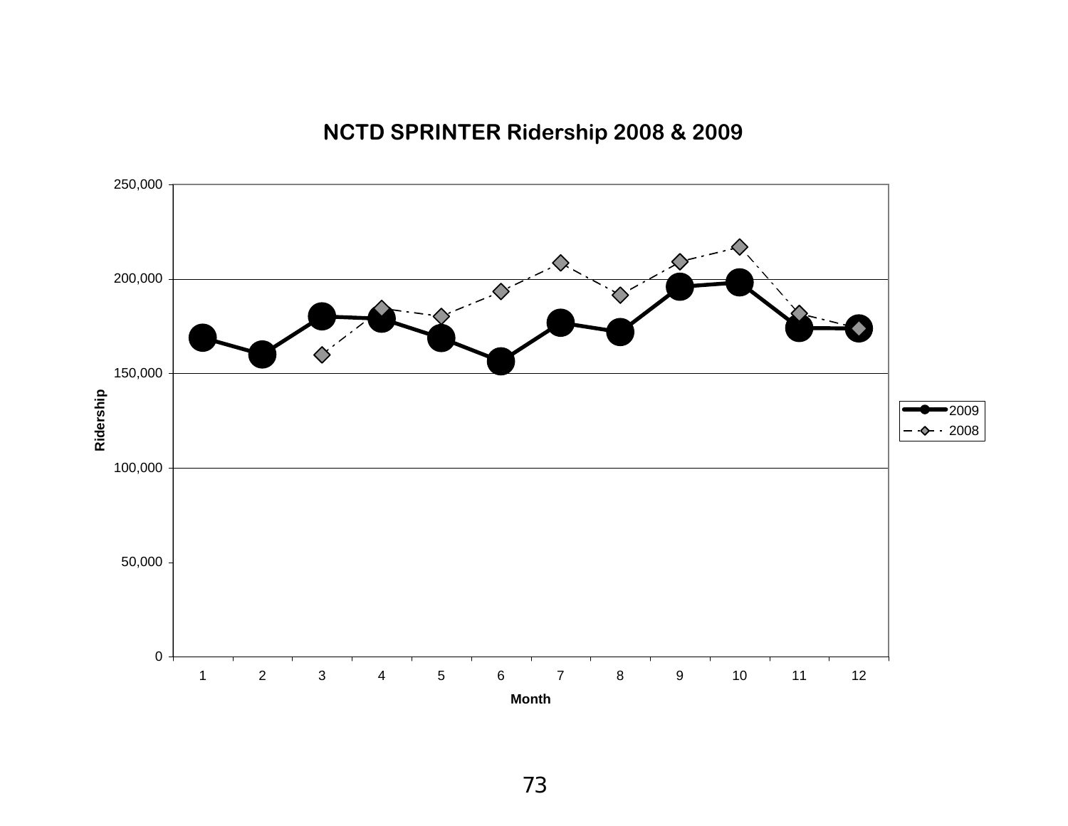NCTD SPRINTER Ridership 2008 & 2009

250,000
200,000
150,000
100,000
50,000
0

Ridership

1 2 3 4 5 6 7 8 9 10 11 12

Month

2009
2008